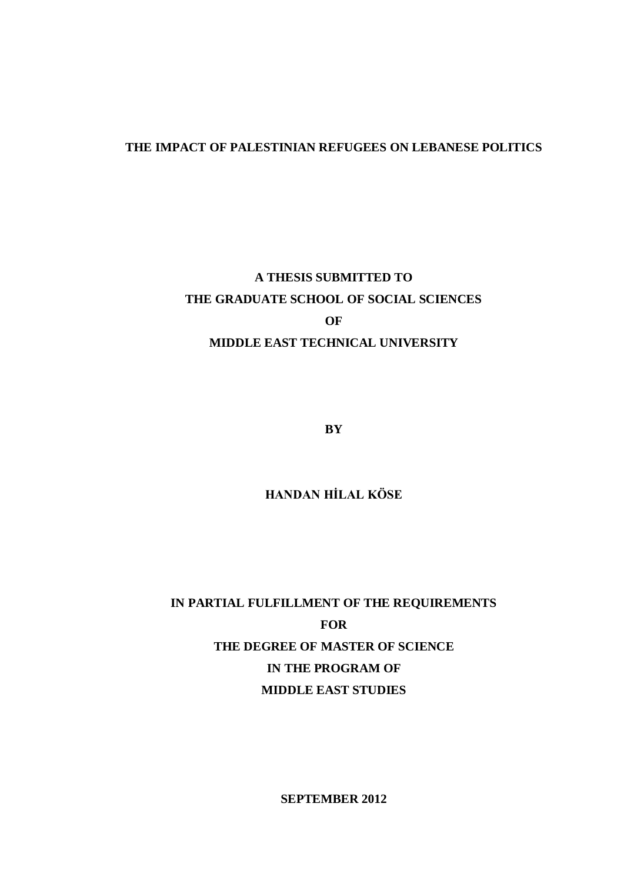# THE IMPACT OF PALESTINIAN REFUGEES ON LEBANESE POLITICS

**A THESIS SUBMITTED TO**
**THE GRADUATE SCHOOL OF SOCIAL SCIENCES**
**OF**
**MIDDLE EAST TECHNICAL UNIVERSITY**

**BY**

**HANDAN HİLAL KÖSE**

**IN PARTIAL FULFILLMENT OF THE REQUIREMENTS**
**FOR**
**THE DEGREE OF MASTER OF SCIENCE**
**IN THE PROGRAM OF**
**MIDDLE EAST STUDIES**

**SEPTEMBER 2012**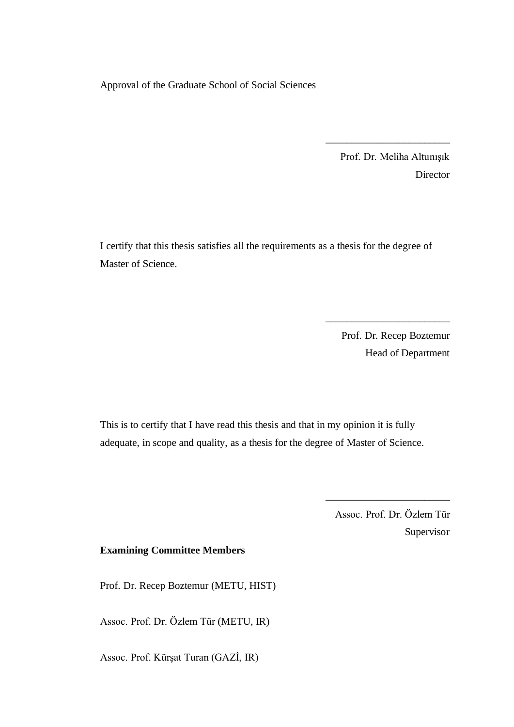Approval of the Graduate School of Social Sciences

_______________________

Prof. Dr. Meliha Altunışık

Director

I certify that this thesis satisfies all the requirements as a thesis for the degree of Master of Science.

_______________________

Prof. Dr. Recep Boztemur

Head of Department

This is to certify that I have read this thesis and that in my opinion it is fully adequate, in scope and quality, as a thesis for the degree of Master of Science.

_______________________

Assoc. Prof. Dr. Özlem Tür

Supervisor

**Examining Committee Members**

Prof. Dr. Recep Boztemur (METU, HIST)

Assoc. Prof. Dr. Özlem Tür (METU, IR)

Assoc. Prof. Kürşat Turan (GAZİ, IR)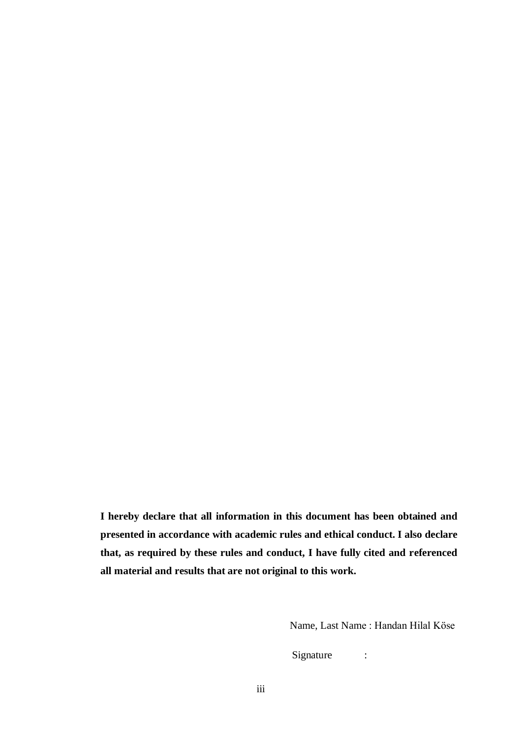**I hereby declare that all information in this document has been obtained and presented in accordance with academic rules and ethical conduct. I also declare that, as required by these rules and conduct, I have fully cited and referenced all material and results that are not original to this work.**

Name, Last Name : Handan Hilal Köse

Signature :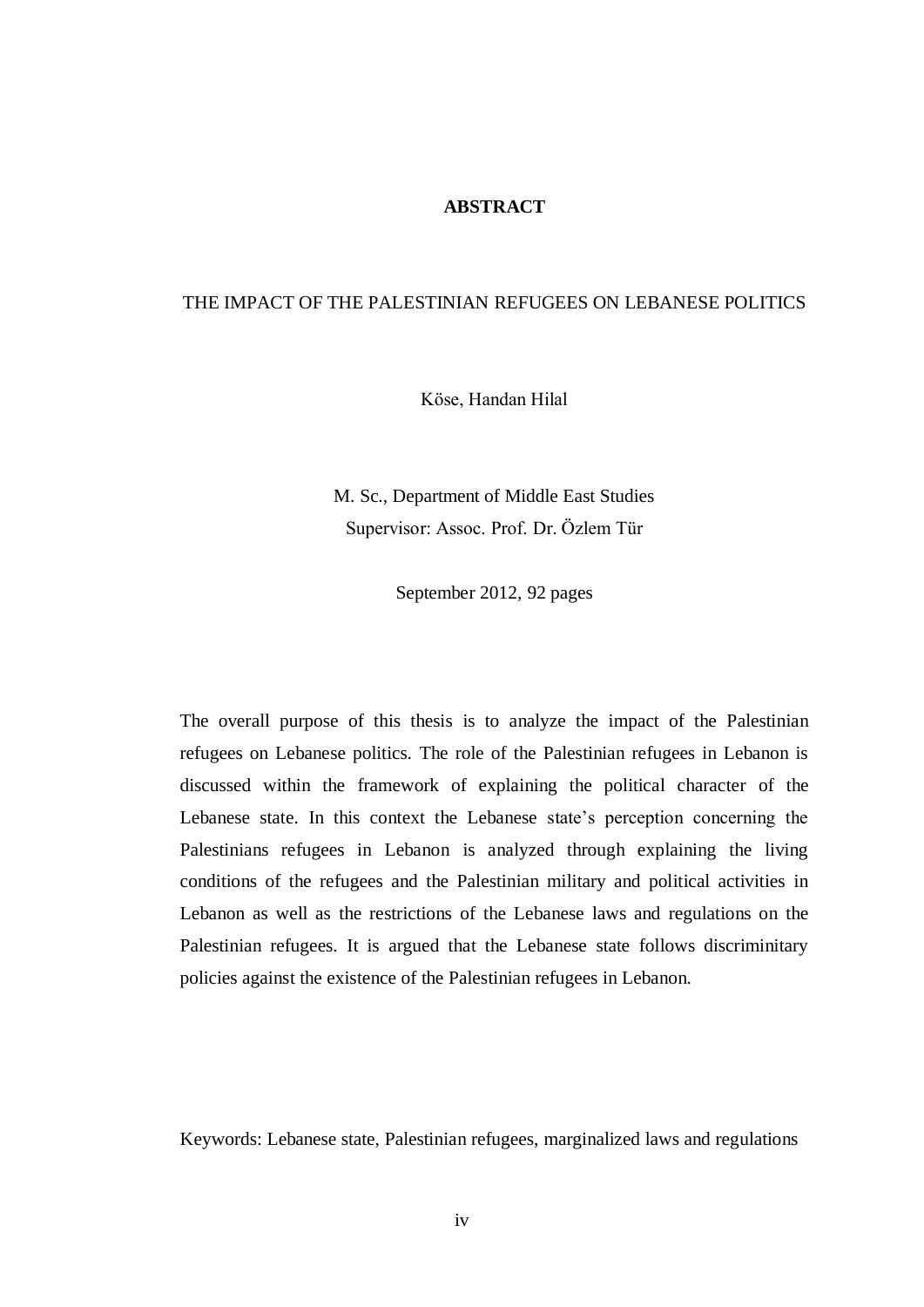# ABSTRACT

## THE IMPACT OF THE PALESTINIAN REFUGEES ON LEBANESE POLITICS

Köse, Handan Hilal

M. Sc., Department of Middle East Studies
Supervisor: Assoc. Prof. Dr. Özlem Tür

September 2012, 92 pages

The overall purpose of this thesis is to analyze the impact of the Palestinian refugees on Lebanese politics. The role of the Palestinian refugees in Lebanon is discussed within the framework of explaining the political character of the Lebanese state. In this context the Lebanese state's perception concerning the Palestinians refugees in Lebanon is analyzed through explaining the living conditions of the refugees and the Palestinian military and political activities in Lebanon as well as the restrictions of the Lebanese laws and regulations on the Palestinian refugees. It is argued that the Lebanese state follows discriminitary policies against the existence of the Palestinian refugees in Lebanon.

Keywords: Lebanese state, Palestinian refugees, marginalized laws and regulations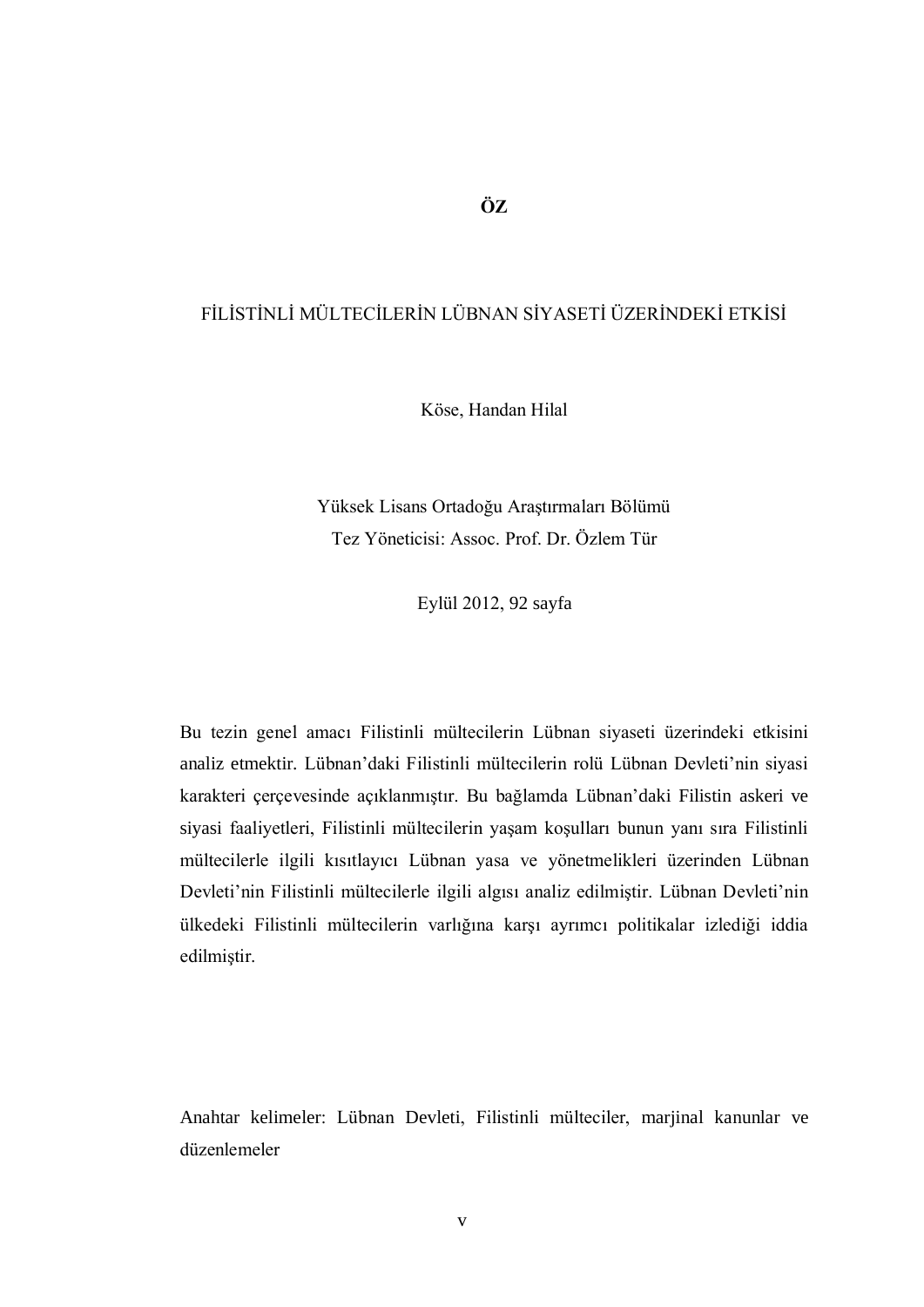# ÖZ

## FİLİSTİNLİ MÜLTECİLERİN LÜBNAN SİYASETİ ÜZERİNDEKİ ETKİSİ

Köse, Handan Hilal

Yüksek Lisans Ortadoğu Araştırmaları Bölümü
Tez Yöneticisi: Assoc. Prof. Dr. Özlem Tür

Eylül 2012, 92 sayfa

Bu tezin genel amacı Filistinli mültecilerin Lübnan siyaseti üzerindeki etkisini analiz etmektir. Lübnan'daki Filistinli mültecilerin rolü Lübnan Devleti'nin siyasi karakteri çerçevesinde açıklanmıştır. Bu bağlamda Lübnan'daki Filistin askeri ve siyasi faaliyetleri, Filistinli mültecilerin yaşam koşulları bunun yanı sıra Filistinli mültecilerle ilgili kısıtlayıcı Lübnan yasa ve yönetmelikleri üzerinden Lübnan Devleti'nin Filistinli mültecilerle ilgili algısı analiz edilmiştir. Lübnan Devleti'nin ülkedeki Filistinli mültecilerin varlığına karşı ayrımcı politikalar izlediği iddia edilmiştir.

Anahtar kelimeler: Lübnan Devleti, Filistinli mülteciler, marjinal kanunlar ve düzenlemeler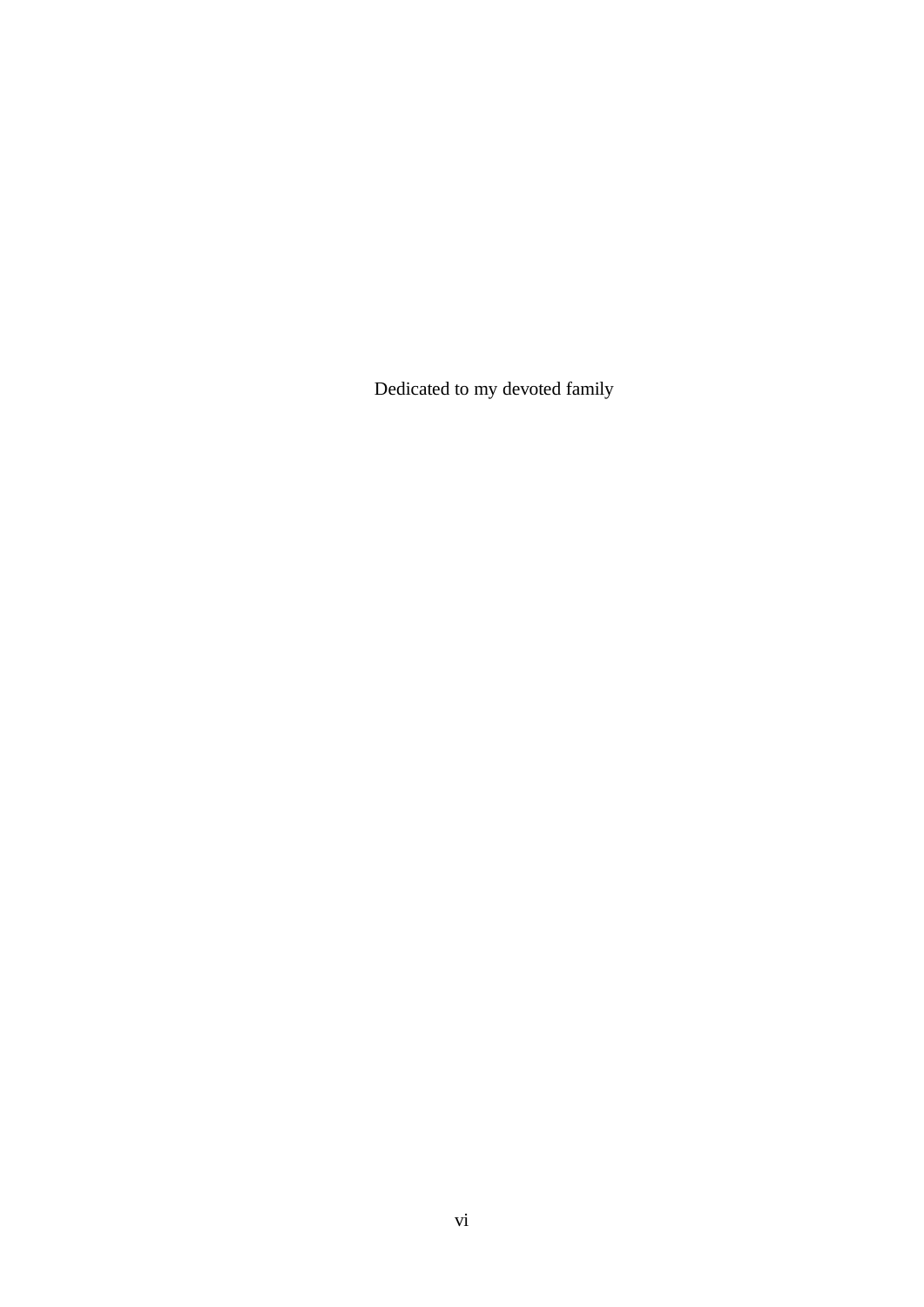Dedicated to my devoted family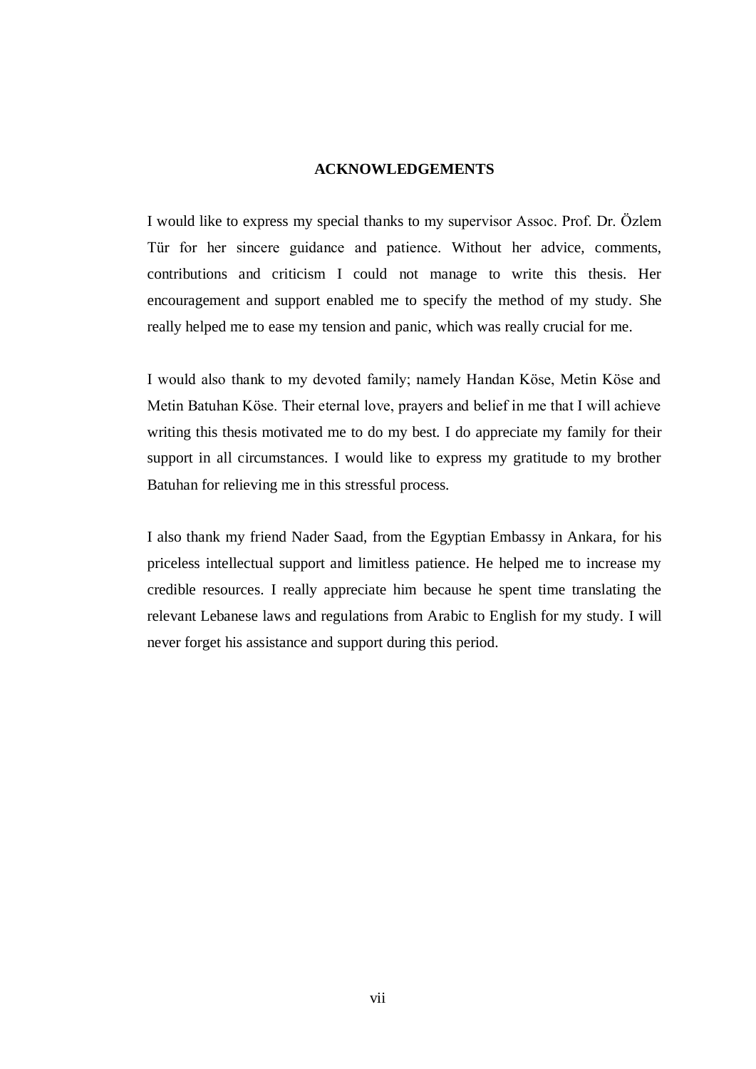# ACKNOWLEDGEMENTS

I would like to express my special thanks to my supervisor Assoc. Prof. Dr. Özlem Tür for her sincere guidance and patience. Without her advice, comments, contributions and criticism I could not manage to write this thesis. Her encouragement and support enabled me to specify the method of my study. She really helped me to ease my tension and panic, which was really crucial for me.

I would also thank to my devoted family; namely Handan Köse, Metin Köse and Metin Batuhan Köse. Their eternal love, prayers and belief in me that I will achieve writing this thesis motivated me to do my best. I do appreciate my family for their support in all circumstances. I would like to express my gratitude to my brother Batuhan for relieving me in this stressful process.

I also thank my friend Nader Saad, from the Egyptian Embassy in Ankara, for his priceless intellectual support and limitless patience. He helped me to increase my credible resources. I really appreciate him because he spent time translating the relevant Lebanese laws and regulations from Arabic to English for my study. I will never forget his assistance and support during this period.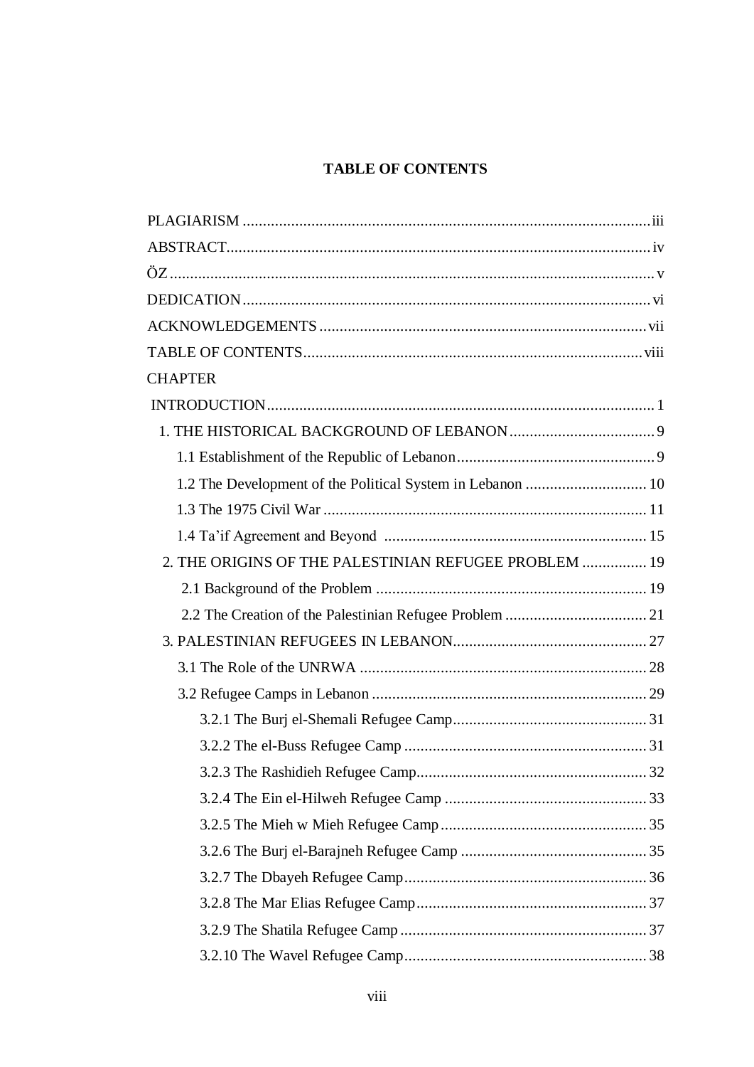# TABLE OF CONTENTS

PLAGIARISM ..................................................................................................... iii
ABSTRACT........................................................................................................ iv
ÖZ ........................................................................................................................ v
DEDICATION..................................................................................................... vi
ACKNOWLEDGEMENTS ................................................................................ vii
TABLE OF CONTENTS.................................................................................... viii
CHAPTER
INTRODUCTION................................................................................................ 1
1. THE HISTORICAL BACKGROUND OF LEBANON.................................... 9
1.1 Establishment of the Republic of Lebanon................................................ 9
1.2 The Development of the Political System in Lebanon ............................. 10
1.3 The 1975 Civil War ............................................................................... 11
1.4 Ta'if Agreement and Beyond ................................................................ 15
2. THE ORIGINS OF THE PALESTINIAN REFUGEE PROBLEM ................ 19
2.1 Background of the Problem .................................................................. 19
2.2 The Creation of the Palestinian Refugee Problem .................................. 21
3. PALESTINIAN REFUGEES IN LEBANON................................................ 27
3.1 The Role of the UNRWA ...................................................................... 28
3.2 Refugee Camps in Lebanon ................................................................... 29
3.2.1 The Burj el-Shemali Refugee Camp............................................... 31
3.2.2 The el-Buss Refugee Camp ........................................................... 31
3.2.3 The Rashidieh Refugee Camp........................................................ 32
3.2.4 The Ein el-Hilweh Refugee Camp ................................................. 33
3.2.5 The Mieh w Mieh Refugee Camp.................................................. 35
3.2.6 The Burj el-Barajneh Refugee Camp ............................................. 35
3.2.7 The Dbayeh Refugee Camp........................................................... 36
3.2.8 The Mar Elias Refugee Camp........................................................ 37
3.2.9 The Shatila Refugee Camp ............................................................ 37
3.2.10 The Wavel Refugee Camp........................................................... 38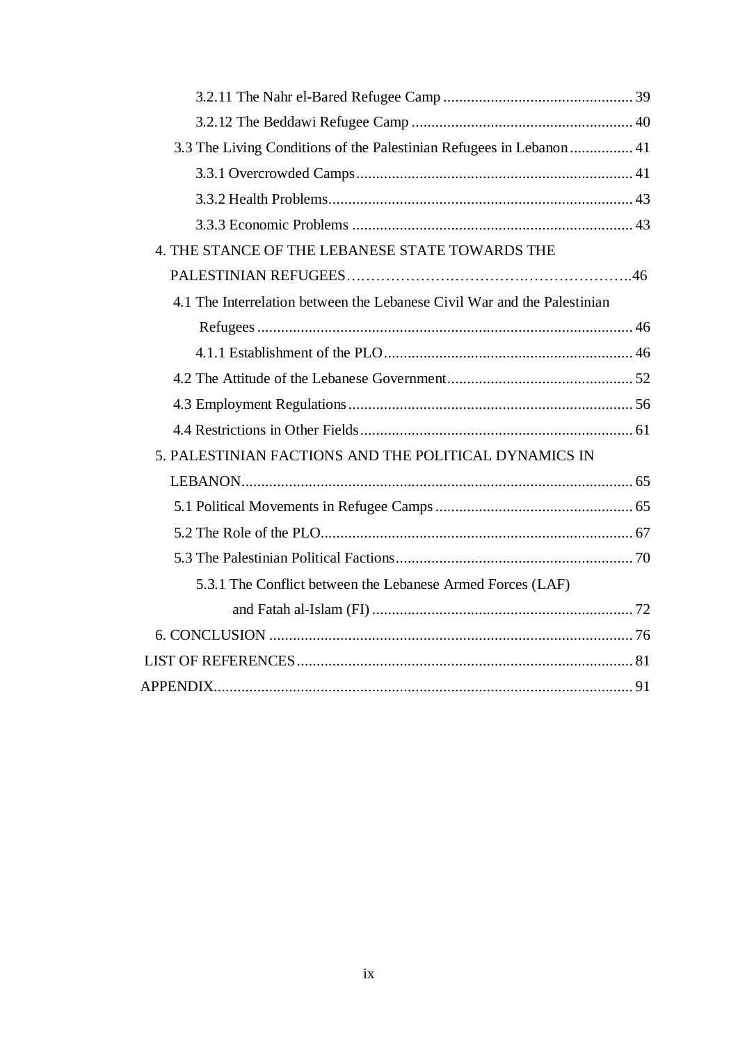3.2.11 The Nahr el-Bared Refugee Camp ................................................ 39

3.2.12 The Beddawi Refugee Camp ........................................................ 40

3.3 The Living Conditions of the Palestinian Refugees in Lebanon ................ 41

3.3.1 Overcrowded Camps...................................................................... 41

3.3.2 Health Problems............................................................................. 43

3.3.3 Economic Problems ....................................................................... 43

4. THE STANCE OF THE LEBANESE STATE TOWARDS THE PALESTINIAN REFUGEES…………………………………………………..46

4.1 The Interrelation between the Lebanese Civil War and the Palestinian Refugees ................................................................................................ 46

4.1.1 Establishment of the PLO............................................................... 46

4.2 The Attitude of the Lebanese Government............................................... 52

4.3 Employment Regulations........................................................................ 56

4.4 Restrictions in Other Fields..................................................................... 61

5. PALESTINIAN FACTIONS AND THE POLITICAL DYNAMICS IN LEBANON................................................................................................... 65

5.1 Political Movements in Refugee Camps .................................................. 65

5.2 The Role of the PLO............................................................................... 67

5.3 The Palestinian Political Factions............................................................ 70

5.3.1 The Conflict between the Lebanese Armed Forces (LAF) and Fatah al-Islam (FI) ................................................................... 72

6. CONCLUSION ............................................................................................ 76

LIST OF REFERENCES..................................................................................... 81

APPENDIX.......................................................................................................... 91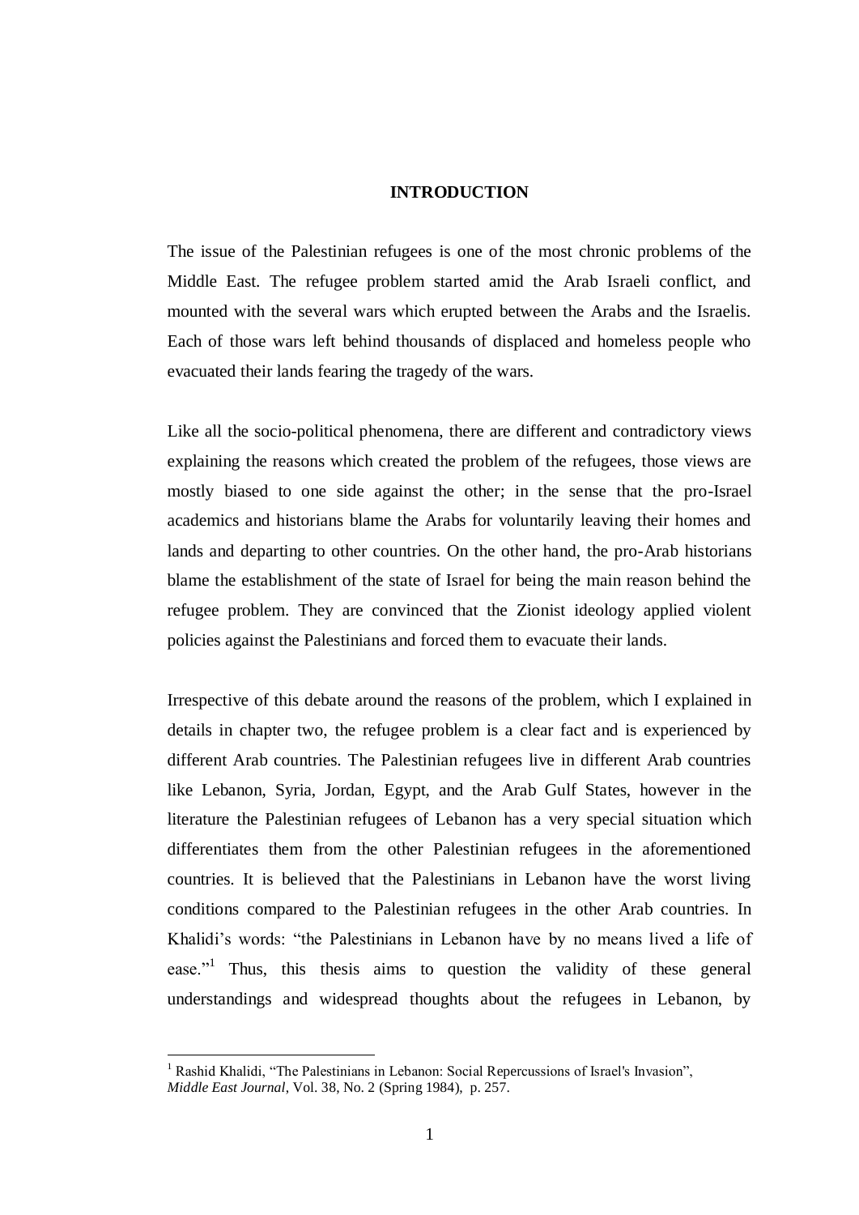# INTRODUCTION

The issue of the Palestinian refugees is one of the most chronic problems of the Middle East. The refugee problem started amid the Arab Israeli conflict, and mounted with the several wars which erupted between the Arabs and the Israelis. Each of those wars left behind thousands of displaced and homeless people who evacuated their lands fearing the tragedy of the wars.

Like all the socio-political phenomena, there are different and contradictory views explaining the reasons which created the problem of the refugees, those views are mostly biased to one side against the other; in the sense that the pro-Israel academics and historians blame the Arabs for voluntarily leaving their homes and lands and departing to other countries. On the other hand, the pro-Arab historians blame the establishment of the state of Israel for being the main reason behind the refugee problem. They are convinced that the Zionist ideology applied violent policies against the Palestinians and forced them to evacuate their lands.

Irrespective of this debate around the reasons of the problem, which I explained in details in chapter two, the refugee problem is a clear fact and is experienced by different Arab countries. The Palestinian refugees live in different Arab countries like Lebanon, Syria, Jordan, Egypt, and the Arab Gulf States, however in the literature the Palestinian refugees of Lebanon has a very special situation which differentiates them from the other Palestinian refugees in the aforementioned countries. It is believed that the Palestinians in Lebanon have the worst living conditions compared to the Palestinian refugees in the other Arab countries. In Khalidi's words: "the Palestinians in Lebanon have by no means lived a life of ease."[1] Thus, this thesis aims to question the validity of these general understandings and widespread thoughts about the refugees in Lebanon, by

---

[1] Rashid Khalidi, "The Palestinians in Lebanon: Social Repercussions of Israel's Invasion", *Middle East Journal*, Vol. 38, No. 2 (Spring 1984), p. 257.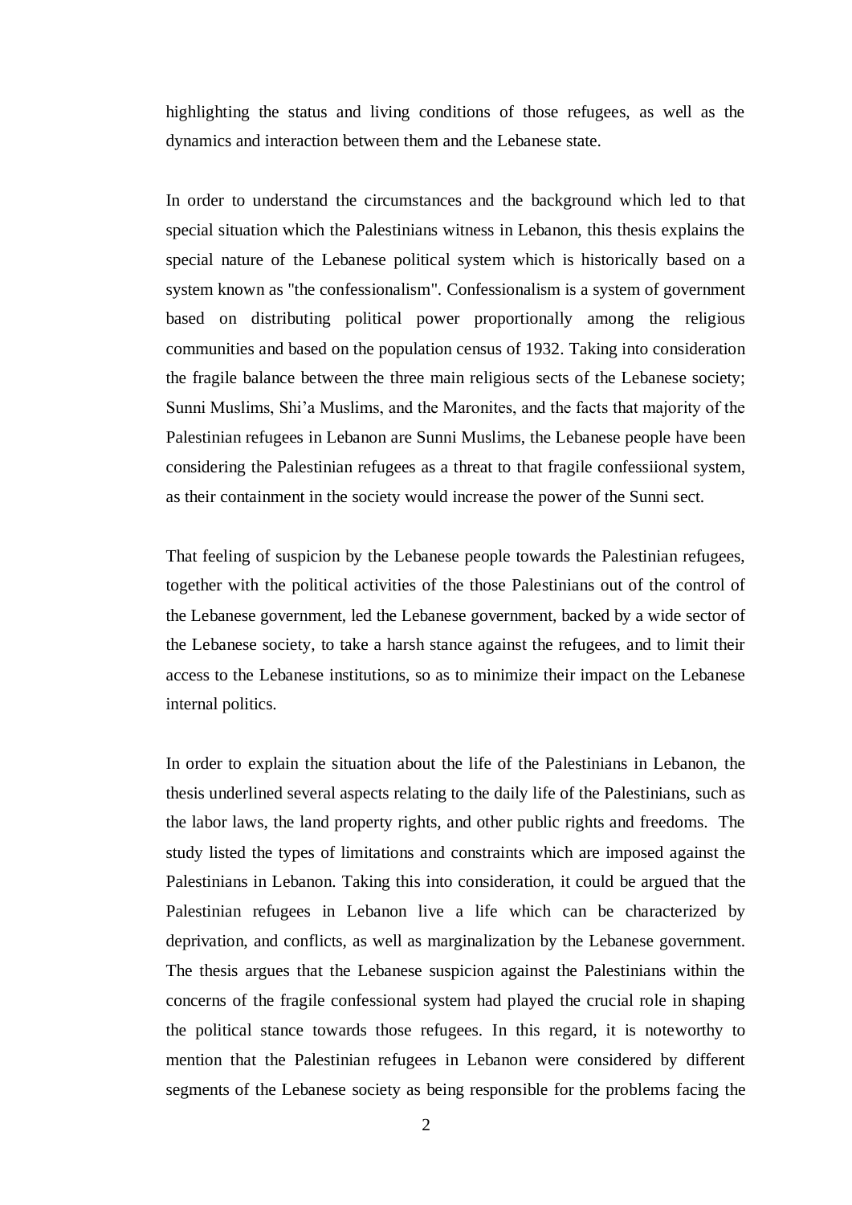highlighting the status and living conditions of those refugees, as well as the dynamics and interaction between them and the Lebanese state.

In order to understand the circumstances and the background which led to that special situation which the Palestinians witness in Lebanon, this thesis explains the special nature of the Lebanese political system which is historically based on a system known as "the confessionalism". Confessionalism is a system of government based on distributing political power proportionally among the religious communities and based on the population census of 1932. Taking into consideration the fragile balance between the three main religious sects of the Lebanese society; Sunni Muslims, Shi'a Muslims, and the Maronites, and the facts that majority of the Palestinian refugees in Lebanon are Sunni Muslims, the Lebanese people have been considering the Palestinian refugees as a threat to that fragile confessiional system, as their containment in the society would increase the power of the Sunni sect.

That feeling of suspicion by the Lebanese people towards the Palestinian refugees, together with the political activities of the those Palestinians out of the control of the Lebanese government, led the Lebanese government, backed by a wide sector of the Lebanese society, to take a harsh stance against the refugees, and to limit their access to the Lebanese institutions, so as to minimize their impact on the Lebanese internal politics.

In order to explain the situation about the life of the Palestinians in Lebanon, the thesis underlined several aspects relating to the daily life of the Palestinians, such as the labor laws, the land property rights, and other public rights and freedoms. The study listed the types of limitations and constraints which are imposed against the Palestinians in Lebanon. Taking this into consideration, it could be argued that the Palestinian refugees in Lebanon live a life which can be characterized by deprivation, and conflicts, as well as marginalization by the Lebanese government. The thesis argues that the Lebanese suspicion against the Palestinians within the concerns of the fragile confessional system had played the crucial role in shaping the political stance towards those refugees. In this regard, it is noteworthy to mention that the Palestinian refugees in Lebanon were considered by different segments of the Lebanese society as being responsible for the problems facing the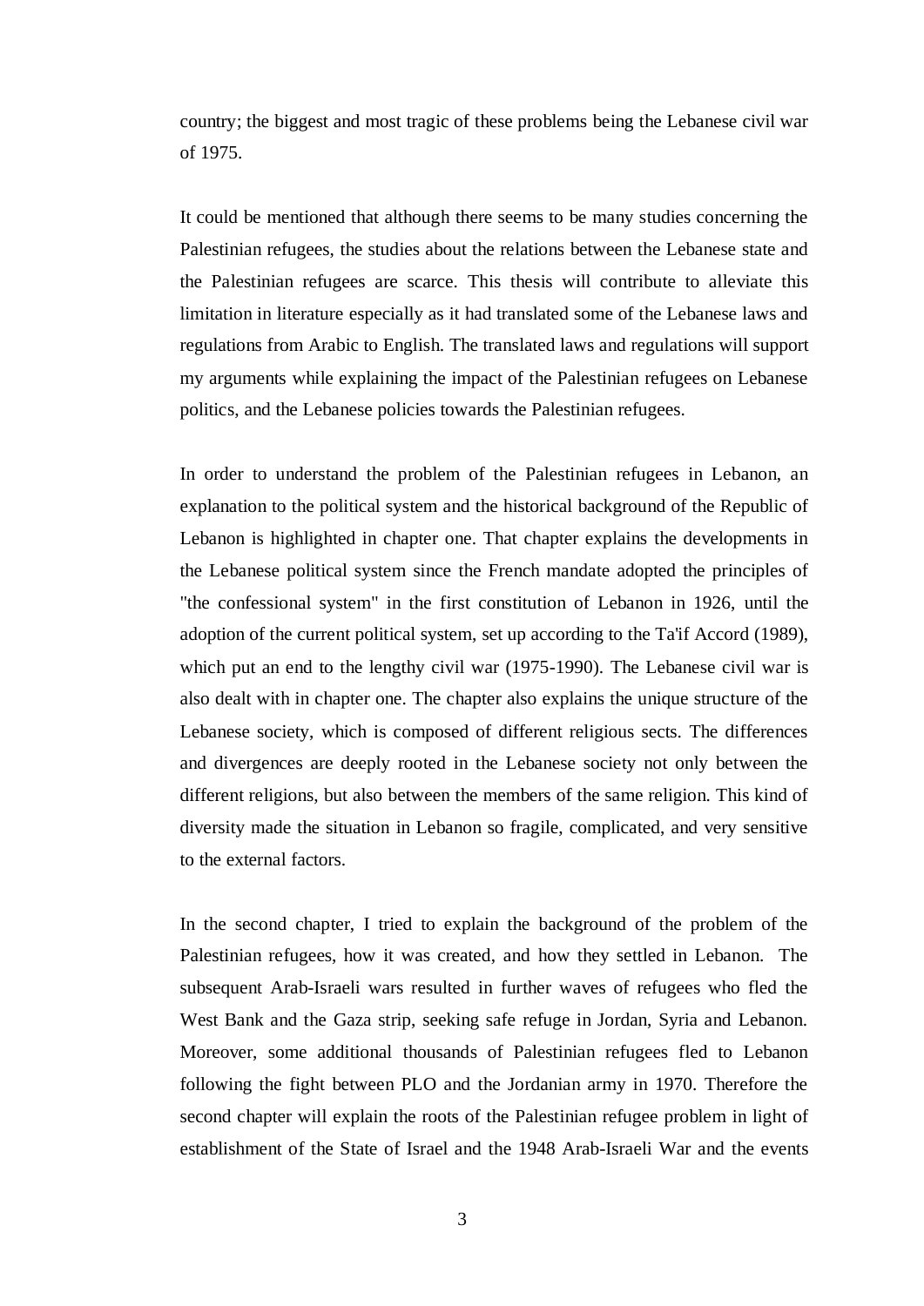country; the biggest and most tragic of these problems being the Lebanese civil war of 1975.

It could be mentioned that although there seems to be many studies concerning the Palestinian refugees, the studies about the relations between the Lebanese state and the Palestinian refugees are scarce. This thesis will contribute to alleviate this limitation in literature especially as it had translated some of the Lebanese laws and regulations from Arabic to English. The translated laws and regulations will support my arguments while explaining the impact of the Palestinian refugees on Lebanese politics, and the Lebanese policies towards the Palestinian refugees.

In order to understand the problem of the Palestinian refugees in Lebanon, an explanation to the political system and the historical background of the Republic of Lebanon is highlighted in chapter one. That chapter explains the developments in the Lebanese political system since the French mandate adopted the principles of "the confessional system" in the first constitution of Lebanon in 1926, until the adoption of the current political system, set up according to the Ta'if Accord (1989), which put an end to the lengthy civil war (1975-1990). The Lebanese civil war is also dealt with in chapter one. The chapter also explains the unique structure of the Lebanese society, which is composed of different religious sects. The differences and divergences are deeply rooted in the Lebanese society not only between the different religions, but also between the members of the same religion. This kind of diversity made the situation in Lebanon so fragile, complicated, and very sensitive to the external factors.

In the second chapter, I tried to explain the background of the problem of the Palestinian refugees, how it was created, and how they settled in Lebanon. The subsequent Arab-Israeli wars resulted in further waves of refugees who fled the West Bank and the Gaza strip, seeking safe refuge in Jordan, Syria and Lebanon. Moreover, some additional thousands of Palestinian refugees fled to Lebanon following the fight between PLO and the Jordanian army in 1970. Therefore the second chapter will explain the roots of the Palestinian refugee problem in light of establishment of the State of Israel and the 1948 Arab-Israeli War and the events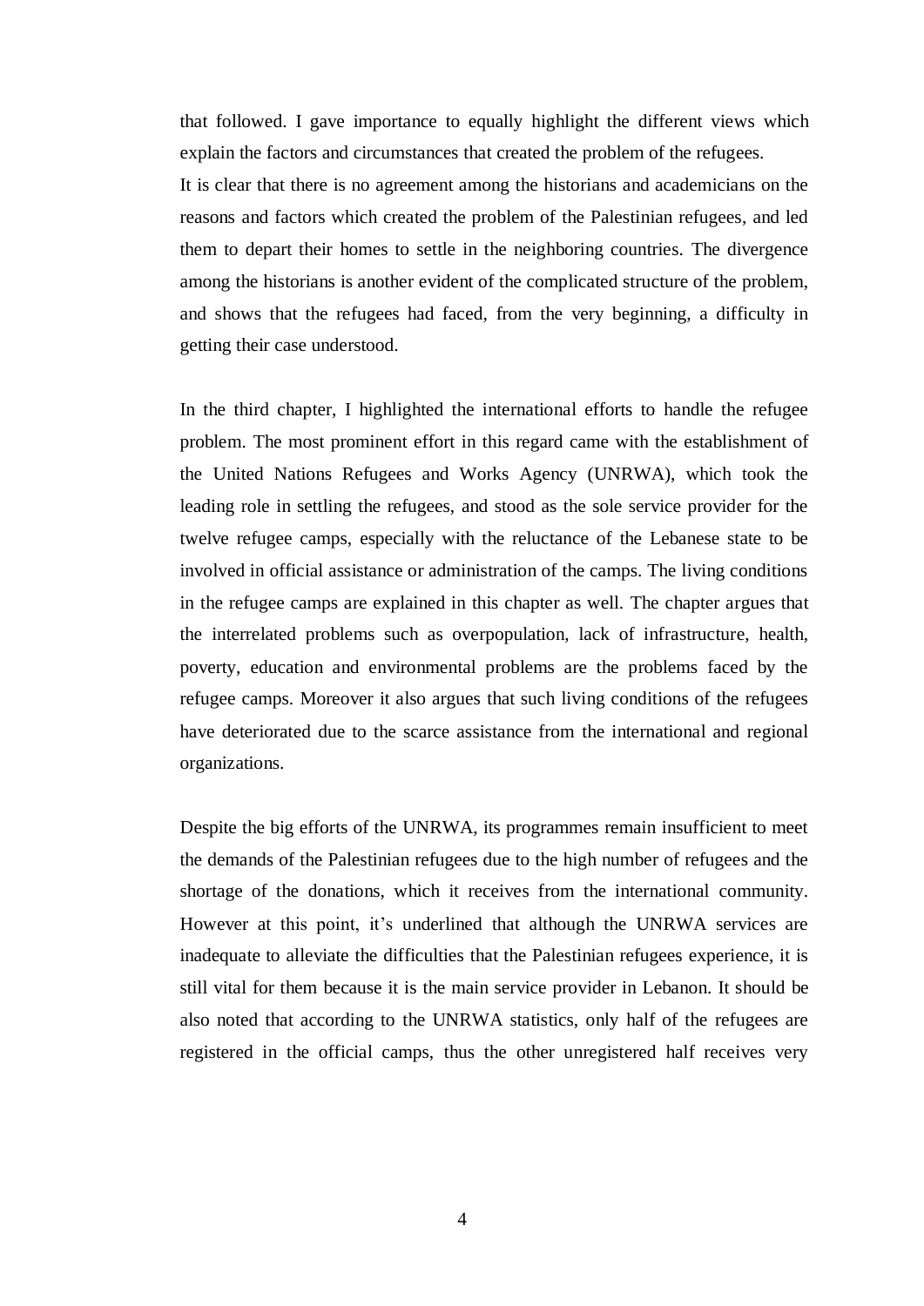that followed. I gave importance to equally highlight the different views which explain the factors and circumstances that created the problem of the refugees.
It is clear that there is no agreement among the historians and academicians on the reasons and factors which created the problem of the Palestinian refugees, and led them to depart their homes to settle in the neighboring countries. The divergence among the historians is another evident of the complicated structure of the problem, and shows that the refugees had faced, from the very beginning, a difficulty in getting their case understood.

In the third chapter, I highlighted the international efforts to handle the refugee problem. The most prominent effort in this regard came with the establishment of the United Nations Refugees and Works Agency (UNRWA), which took the leading role in settling the refugees, and stood as the sole service provider for the twelve refugee camps, especially with the reluctance of the Lebanese state to be involved in official assistance or administration of the camps. The living conditions in the refugee camps are explained in this chapter as well. The chapter argues that the interrelated problems such as overpopulation, lack of infrastructure, health, poverty, education and environmental problems are the problems faced by the refugee camps. Moreover it also argues that such living conditions of the refugees have deteriorated due to the scarce assistance from the international and regional organizations.

Despite the big efforts of the UNRWA, its programmes remain insufficient to meet the demands of the Palestinian refugees due to the high number of refugees and the shortage of the donations, which it receives from the international community. However at this point, it's underlined that although the UNRWA services are inadequate to alleviate the difficulties that the Palestinian refugees experience, it is still vital for them because it is the main service provider in Lebanon. It should be also noted that according to the UNRWA statistics, only half of the refugees are registered in the official camps, thus the other unregistered half receives very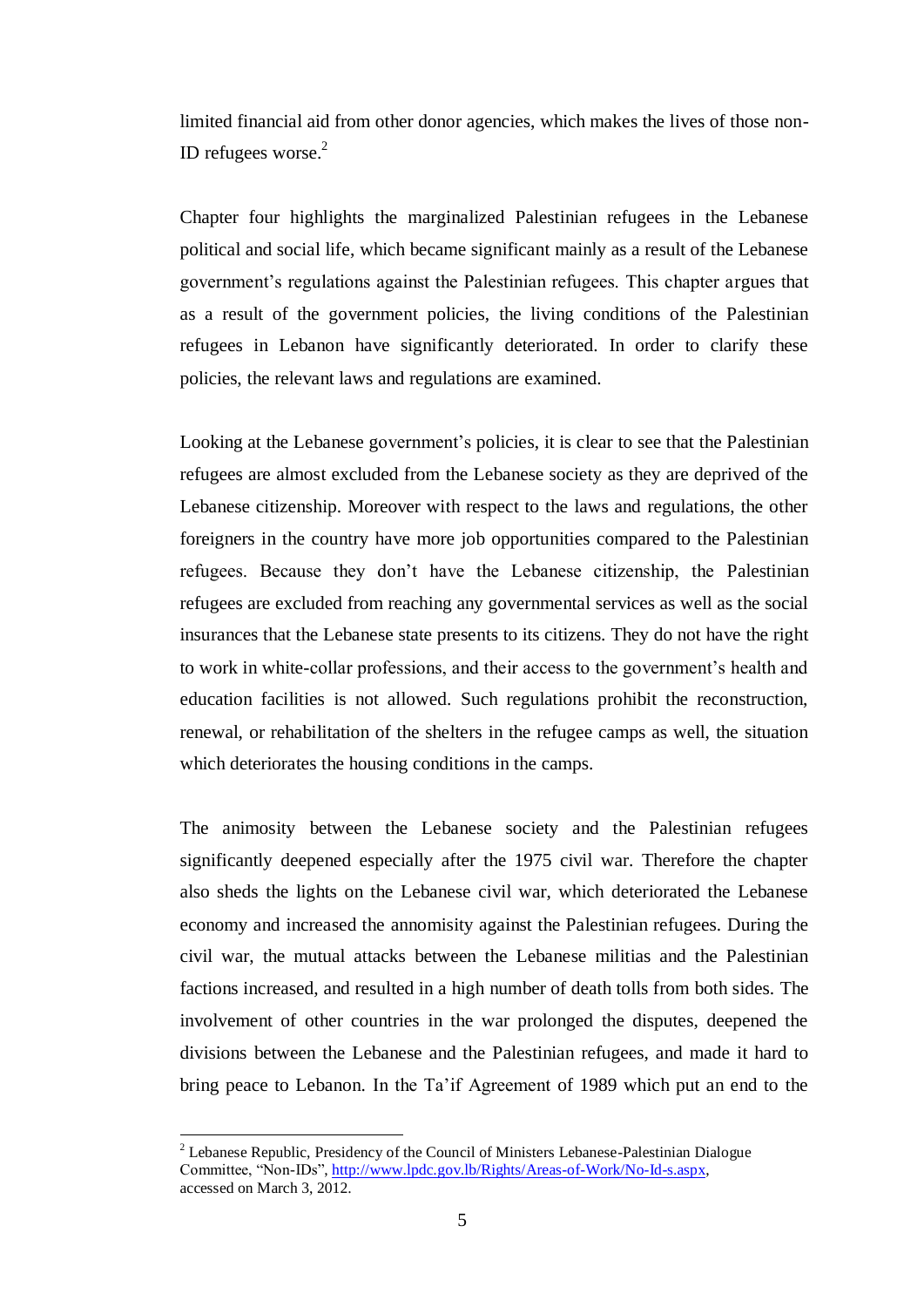limited financial aid from other donor agencies, which makes the lives of those non-ID refugees worse.[2]

Chapter four highlights the marginalized Palestinian refugees in the Lebanese political and social life, which became significant mainly as a result of the Lebanese government's regulations against the Palestinian refugees. This chapter argues that as a result of the government policies, the living conditions of the Palestinian refugees in Lebanon have significantly deteriorated. In order to clarify these policies, the relevant laws and regulations are examined.

Looking at the Lebanese government's policies, it is clear to see that the Palestinian refugees are almost excluded from the Lebanese society as they are deprived of the Lebanese citizenship. Moreover with respect to the laws and regulations, the other foreigners in the country have more job opportunities compared to the Palestinian refugees. Because they don't have the Lebanese citizenship, the Palestinian refugees are excluded from reaching any governmental services as well as the social insurances that the Lebanese state presents to its citizens. They do not have the right to work in white-collar professions, and their access to the government's health and education facilities is not allowed. Such regulations prohibit the reconstruction, renewal, or rehabilitation of the shelters in the refugee camps as well, the situation which deteriorates the housing conditions in the camps.

The animosity between the Lebanese society and the Palestinian refugees significantly deepened especially after the 1975 civil war. Therefore the chapter also sheds the lights on the Lebanese civil war, which deteriorated the Lebanese economy and increased the annomisity against the Palestinian refugees. During the civil war, the mutual attacks between the Lebanese militias and the Palestinian factions increased, and resulted in a high number of death tolls from both sides. The involvement of other countries in the war prolonged the disputes, deepened the divisions between the Lebanese and the Palestinian refugees, and made it hard to bring peace to Lebanon. In the Ta'if Agreement of 1989 which put an end to the

---

[2] Lebanese Republic, Presidency of the Council of Ministers Lebanese-Palestinian Dialogue Committee, "Non-IDs", http://www.lpdc.gov.lb/Rights/Areas-of-Work/No-Id-s.aspx, accessed on March 3, 2012.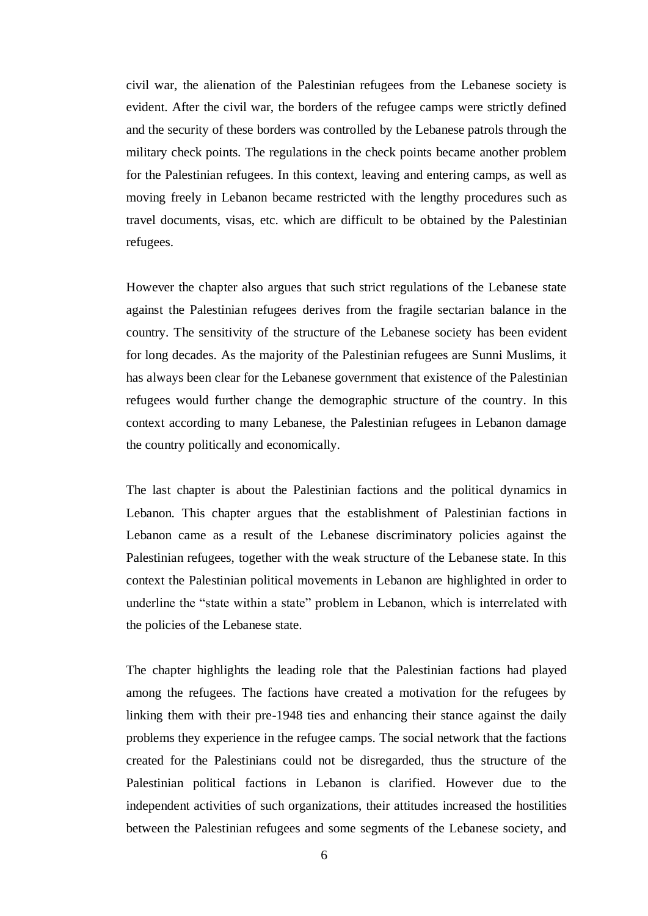civil war, the alienation of the Palestinian refugees from the Lebanese society is evident. After the civil war, the borders of the refugee camps were strictly defined and the security of these borders was controlled by the Lebanese patrols through the military check points. The regulations in the check points became another problem for the Palestinian refugees. In this context, leaving and entering camps, as well as moving freely in Lebanon became restricted with the lengthy procedures such as travel documents, visas, etc. which are difficult to be obtained by the Palestinian refugees.

However the chapter also argues that such strict regulations of the Lebanese state against the Palestinian refugees derives from the fragile sectarian balance in the country. The sensitivity of the structure of the Lebanese society has been evident for long decades. As the majority of the Palestinian refugees are Sunni Muslims, it has always been clear for the Lebanese government that existence of the Palestinian refugees would further change the demographic structure of the country. In this context according to many Lebanese, the Palestinian refugees in Lebanon damage the country politically and economically.

The last chapter is about the Palestinian factions and the political dynamics in Lebanon. This chapter argues that the establishment of Palestinian factions in Lebanon came as a result of the Lebanese discriminatory policies against the Palestinian refugees, together with the weak structure of the Lebanese state. In this context the Palestinian political movements in Lebanon are highlighted in order to underline the "state within a state" problem in Lebanon, which is interrelated with the policies of the Lebanese state.

The chapter highlights the leading role that the Palestinian factions had played among the refugees. The factions have created a motivation for the refugees by linking them with their pre-1948 ties and enhancing their stance against the daily problems they experience in the refugee camps. The social network that the factions created for the Palestinians could not be disregarded, thus the structure of the Palestinian political factions in Lebanon is clarified. However due to the independent activities of such organizations, their attitudes increased the hostilities between the Palestinian refugees and some segments of the Lebanese society, and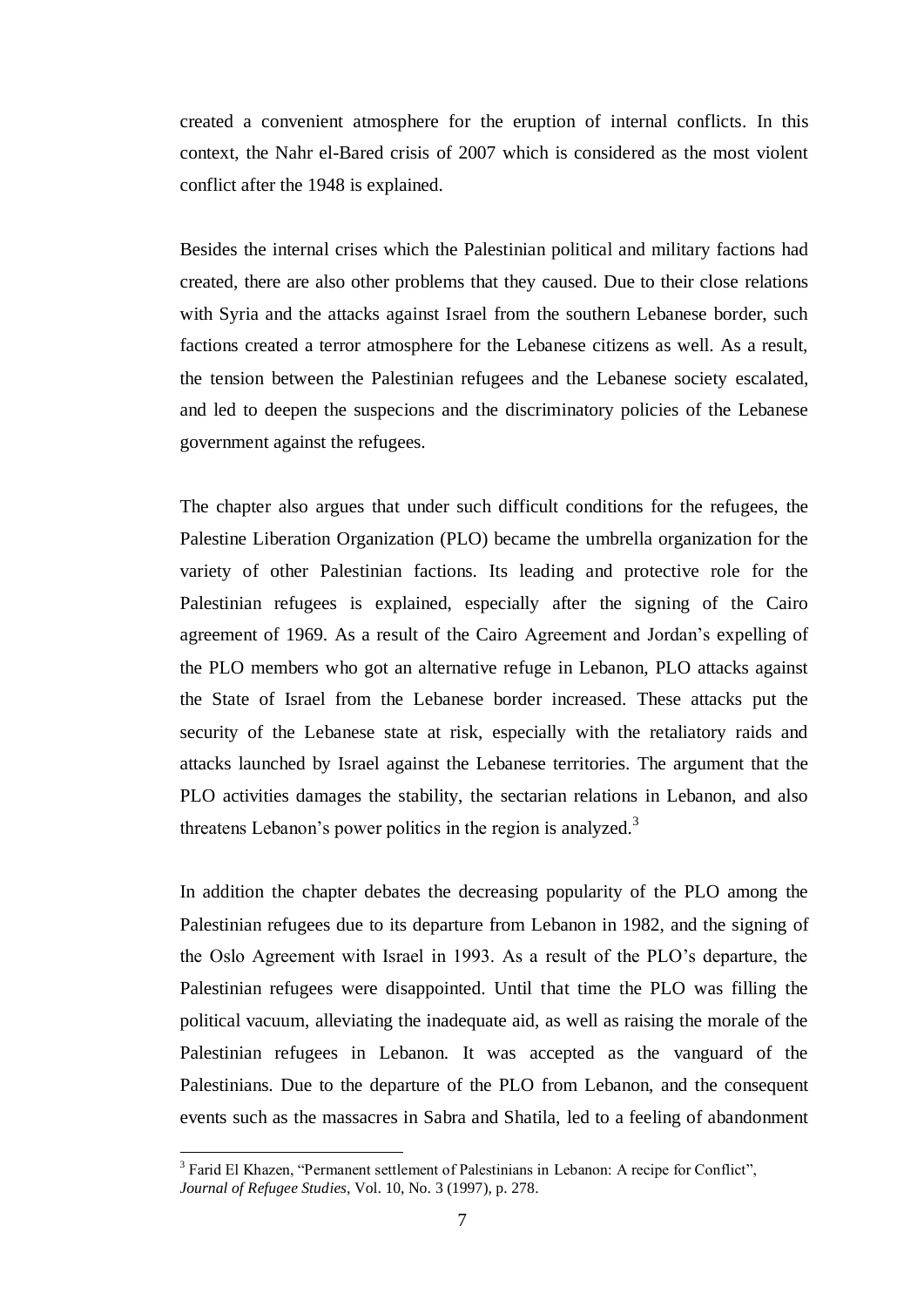created a convenient atmosphere for the eruption of internal conflicts. In this context, the Nahr el-Bared crisis of 2007 which is considered as the most violent conflict after the 1948 is explained.

Besides the internal crises which the Palestinian political and military factions had created, there are also other problems that they caused. Due to their close relations with Syria and the attacks against Israel from the southern Lebanese border, such factions created a terror atmosphere for the Lebanese citizens as well. As a result, the tension between the Palestinian refugees and the Lebanese society escalated, and led to deepen the suspecions and the discriminatory policies of the Lebanese government against the refugees.

The chapter also argues that under such difficult conditions for the refugees, the Palestine Liberation Organization (PLO) became the umbrella organization for the variety of other Palestinian factions. Its leading and protective role for the Palestinian refugees is explained, especially after the signing of the Cairo agreement of 1969. As a result of the Cairo Agreement and Jordan's expelling of the PLO members who got an alternative refuge in Lebanon, PLO attacks against the State of Israel from the Lebanese border increased. These attacks put the security of the Lebanese state at risk, especially with the retaliatory raids and attacks launched by Israel against the Lebanese territories. The argument that the PLO activities damages the stability, the sectarian relations in Lebanon, and also threatens Lebanon's power politics in the region is analyzed.[3]

In addition the chapter debates the decreasing popularity of the PLO among the Palestinian refugees due to its departure from Lebanon in 1982, and the signing of the Oslo Agreement with Israel in 1993. As a result of the PLO's departure, the Palestinian refugees were disappointed. Until that time the PLO was filling the political vacuum, alleviating the inadequate aid, as well as raising the morale of the Palestinian refugees in Lebanon. It was accepted as the vanguard of the Palestinians. Due to the departure of the PLO from Lebanon, and the consequent events such as the massacres in Sabra and Shatila, led to a feeling of abandonment

[3] Farid El Khazen, "Permanent settlement of Palestinians in Lebanon: A recipe for Conflict", *Journal of Refugee Studies*, Vol. 10, No. 3 (1997), p. 278.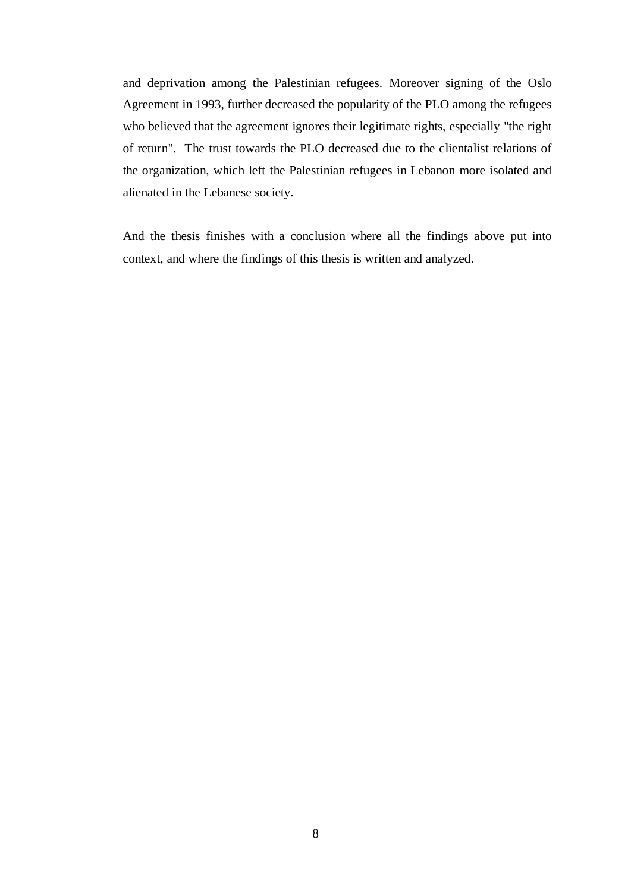and deprivation among the Palestinian refugees. Moreover signing of the Oslo Agreement in 1993, further decreased the popularity of the PLO among the refugees who believed that the agreement ignores their legitimate rights, especially "the right of return". The trust towards the PLO decreased due to the clientalist relations of the organization, which left the Palestinian refugees in Lebanon more isolated and alienated in the Lebanese society.

And the thesis finishes with a conclusion where all the findings above put into context, and where the findings of this thesis is written and analyzed.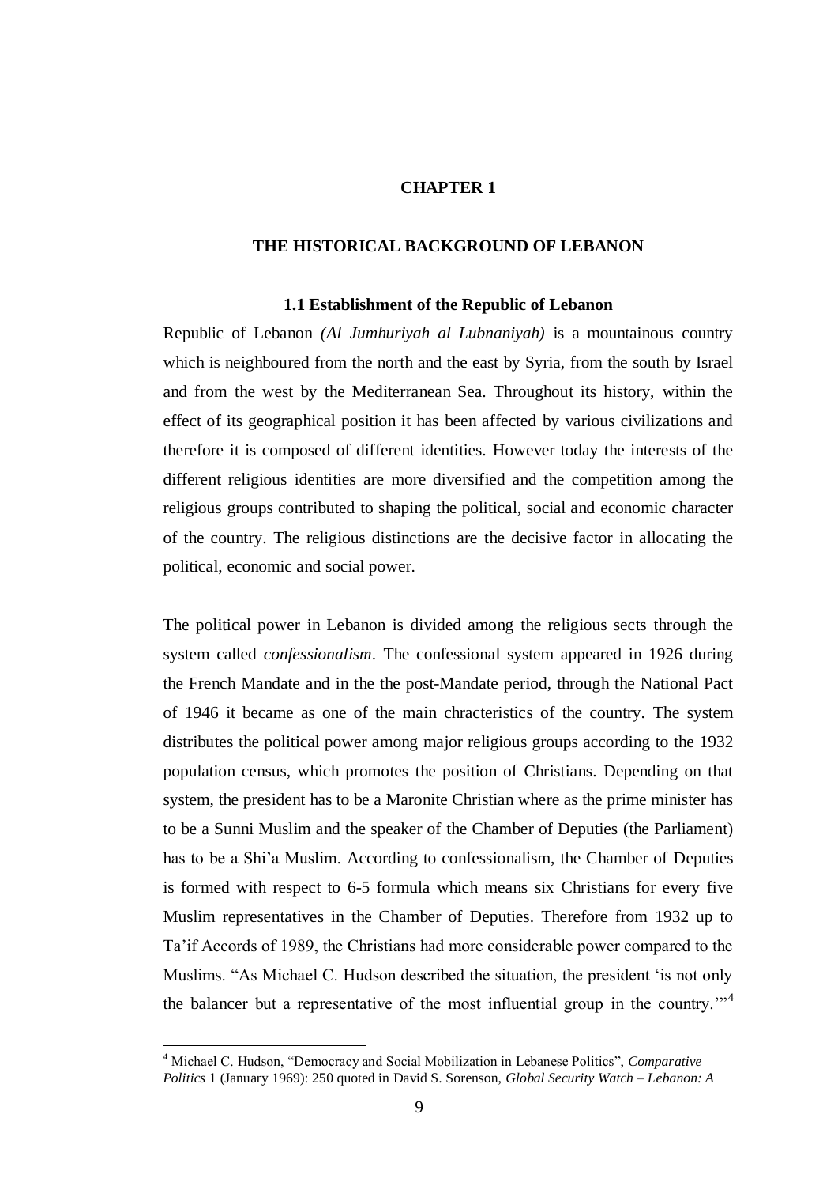# CHAPTER 1

# THE HISTORICAL BACKGROUND OF LEBANON

## 1.1 Establishment of the Republic of Lebanon

Republic of Lebanon *(Al Jumhuriyah al Lubnaniyah)* is a mountainous country which is neighboured from the north and the east by Syria, from the south by Israel and from the west by the Mediterranean Sea. Throughout its history, within the effect of its geographical position it has been affected by various civilizations and therefore it is composed of different identities. However today the interests of the different religious identities are more diversified and the competition among the religious groups contributed to shaping the political, social and economic character of the country. The religious distinctions are the decisive factor in allocating the political, economic and social power.

The political power in Lebanon is divided among the religious sects through the system called *confessionalism*. The confessional system appeared in 1926 during the French Mandate and in the the post-Mandate period, through the National Pact of 1946 it became as one of the main chracteristics of the country. The system distributes the political power among major religious groups according to the 1932 population census, which promotes the position of Christians. Depending on that system, the president has to be a Maronite Christian where as the prime minister has to be a Sunni Muslim and the speaker of the Chamber of Deputies (the Parliament) has to be a Shi'a Muslim. According to confessionalism, the Chamber of Deputies is formed with respect to 6-5 formula which means six Christians for every five Muslim representatives in the Chamber of Deputies. Therefore from 1932 up to Ta'if Accords of 1989, the Christians had more considerable power compared to the Muslims. "As Michael C. Hudson described the situation, the president 'is not only the balancer but a representative of the most influential group in the country.'"[4]

---

[4] Michael C. Hudson, "Democracy and Social Mobilization in Lebanese Politics", *Comparative Politics* 1 (January 1969): 250 quoted in David S. Sorenson, *Global Security Watch – Lebanon: A*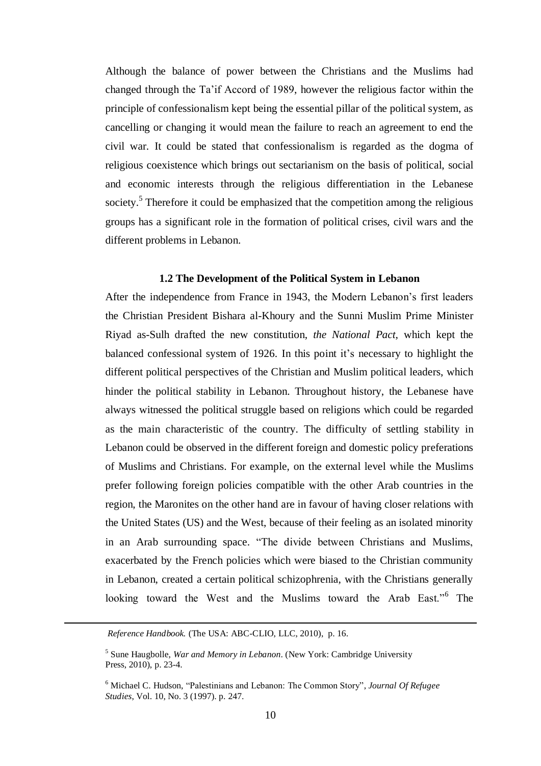Although the balance of power between the Christians and the Muslims had changed through the Ta'if Accord of 1989, however the religious factor within the principle of confessionalism kept being the essential pillar of the political system, as cancelling or changing it would mean the failure to reach an agreement to end the civil war. It could be stated that confessionalism is regarded as the dogma of religious coexistence which brings out sectarianism on the basis of political, social and economic interests through the religious differentiation in the Lebanese society.[5] Therefore it could be emphasized that the competition among the religious groups has a significant role in the formation of political crises, civil wars and the different problems in Lebanon.

### 1.2 The Development of the Political System in Lebanon

After the independence from France in 1943, the Modern Lebanon's first leaders the Christian President Bishara al-Khoury and the Sunni Muslim Prime Minister Riyad as-Sulh drafted the new constitution, *the National Pact*, which kept the balanced confessional system of 1926. In this point it's necessary to highlight the different political perspectives of the Christian and Muslim political leaders, which hinder the political stability in Lebanon. Throughout history, the Lebanese have always witnessed the political struggle based on religions which could be regarded as the main characteristic of the country. The difficulty of settling stability in Lebanon could be observed in the different foreign and domestic policy preferations of Muslims and Christians. For example, on the external level while the Muslims prefer following foreign policies compatible with the other Arab countries in the region, the Maronites on the other hand are in favour of having closer relations with the United States (US) and the West, because of their feeling as an isolated minority in an Arab surrounding space. "The divide between Christians and Muslims, exacerbated by the French policies which were biased to the Christian community in Lebanon, created a certain political schizophrenia, with the Christians generally looking toward the West and the Muslims toward the Arab East."[6] The

---

*Reference Handbook.* (The USA: ABC-CLIO, LLC, 2010), p. 16.

[5] Sune Haugbolle, *War and Memory in Lebanon*. (New York: Cambridge University Press, 2010), p. 23-4.

[6] Michael C. Hudson, "Palestinians and Lebanon: The Common Story", *Journal Of Refugee Studies*, Vol. 10, No. 3 (1997). p. 247.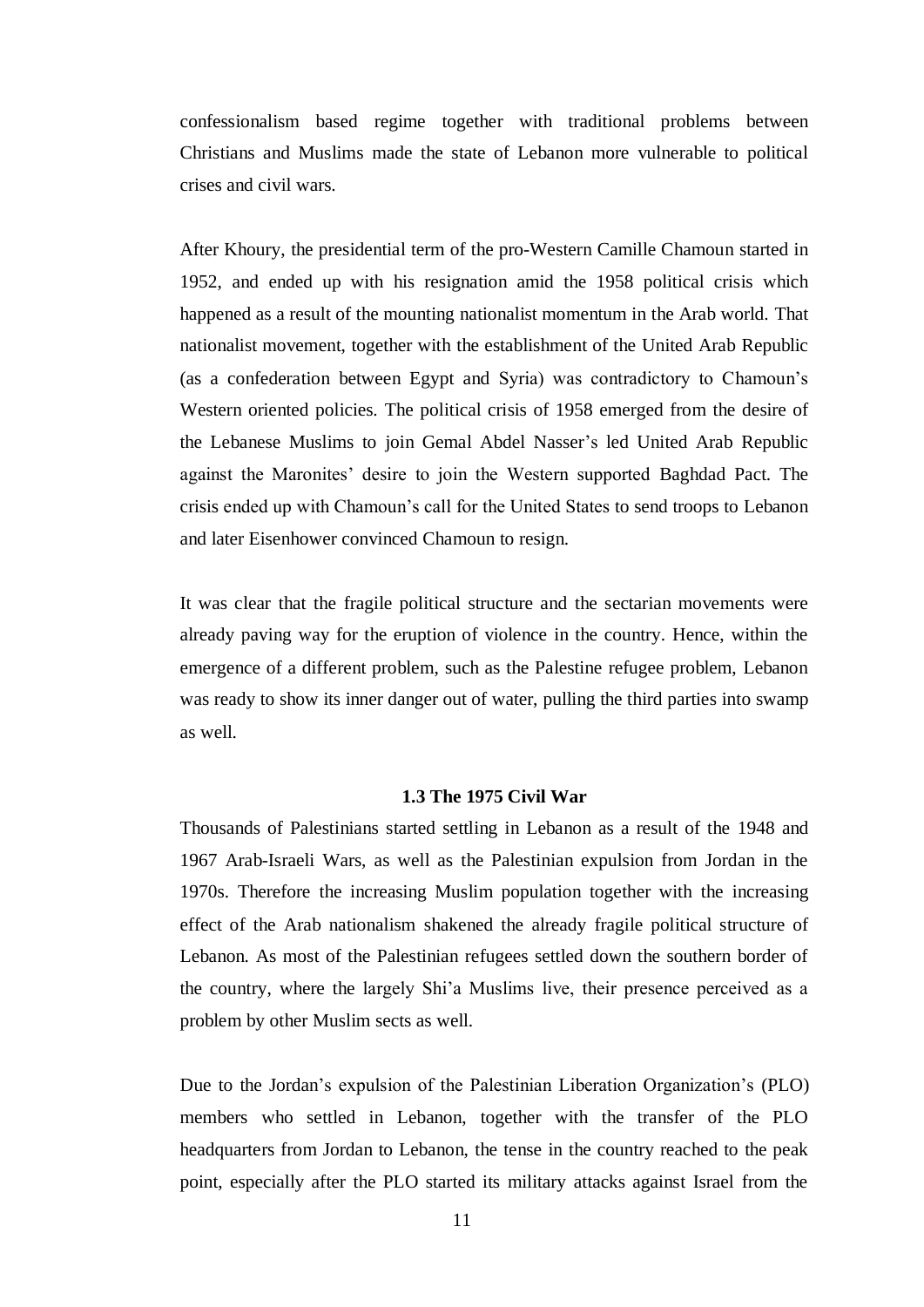confessionalism based regime together with traditional problems between Christians and Muslims made the state of Lebanon more vulnerable to political crises and civil wars.

After Khoury, the presidential term of the pro-Western Camille Chamoun started in 1952, and ended up with his resignation amid the 1958 political crisis which happened as a result of the mounting nationalist momentum in the Arab world. That nationalist movement, together with the establishment of the United Arab Republic (as a confederation between Egypt and Syria) was contradictory to Chamoun's Western oriented policies. The political crisis of 1958 emerged from the desire of the Lebanese Muslims to join Gemal Abdel Nasser's led United Arab Republic against the Maronites' desire to join the Western supported Baghdad Pact. The crisis ended up with Chamoun's call for the United States to send troops to Lebanon and later Eisenhower convinced Chamoun to resign.

It was clear that the fragile political structure and the sectarian movements were already paving way for the eruption of violence in the country. Hence, within the emergence of a different problem, such as the Palestine refugee problem, Lebanon was ready to show its inner danger out of water, pulling the third parties into swamp as well.

### 1.3 The 1975 Civil War

Thousands of Palestinians started settling in Lebanon as a result of the 1948 and 1967 Arab-Israeli Wars, as well as the Palestinian expulsion from Jordan in the 1970s. Therefore the increasing Muslim population together with the increasing effect of the Arab nationalism shakened the already fragile political structure of Lebanon. As most of the Palestinian refugees settled down the southern border of the country, where the largely Shi'a Muslims live, their presence perceived as a problem by other Muslim sects as well.

Due to the Jordan's expulsion of the Palestinian Liberation Organization's (PLO) members who settled in Lebanon, together with the transfer of the PLO headquarters from Jordan to Lebanon, the tense in the country reached to the peak point, especially after the PLO started its military attacks against Israel from the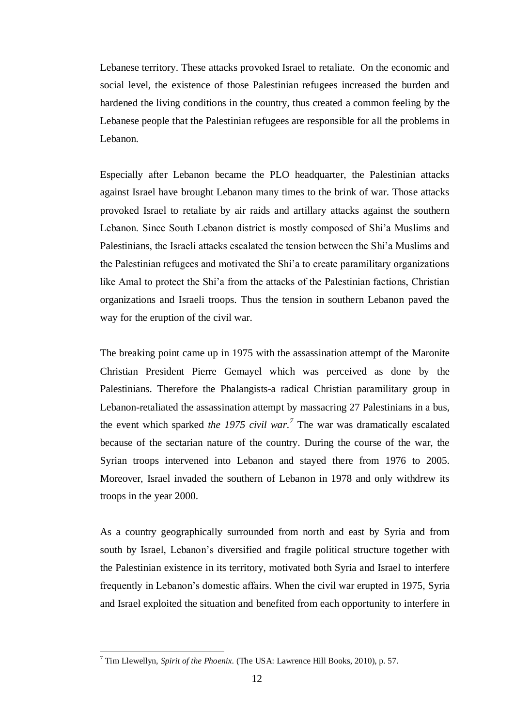Lebanese territory. These attacks provoked Israel to retaliate. On the economic and social level, the existence of those Palestinian refugees increased the burden and hardened the living conditions in the country, thus created a common feeling by the Lebanese people that the Palestinian refugees are responsible for all the problems in Lebanon.

Especially after Lebanon became the PLO headquarter, the Palestinian attacks against Israel have brought Lebanon many times to the brink of war. Those attacks provoked Israel to retaliate by air raids and artillary attacks against the southern Lebanon. Since South Lebanon district is mostly composed of Shi'a Muslims and Palestinians, the Israeli attacks escalated the tension between the Shi'a Muslims and the Palestinian refugees and motivated the Shi'a to create paramilitary organizations like Amal to protect the Shi'a from the attacks of the Palestinian factions, Christian organizations and Israeli troops. Thus the tension in southern Lebanon paved the way for the eruption of the civil war.

The breaking point came up in 1975 with the assassination attempt of the Maronite Christian President Pierre Gemayel which was perceived as done by the Palestinians. Therefore the Phalangists-a radical Christian paramilitary group in Lebanon-retaliated the assassination attempt by massacring 27 Palestinians in a bus, the event which sparked *the 1975 civil war*.[7] The war was dramatically escalated because of the sectarian nature of the country. During the course of the war, the Syrian troops intervened into Lebanon and stayed there from 1976 to 2005. Moreover, Israel invaded the southern of Lebanon in 1978 and only withdrew its troops in the year 2000.

As a country geographically surrounded from north and east by Syria and from south by Israel, Lebanon's diversified and fragile political structure together with the Palestinian existence in its territory, motivated both Syria and Israel to interfere frequently in Lebanon's domestic affairs. When the civil war erupted in 1975, Syria and Israel exploited the situation and benefited from each opportunity to interfere in

---

[7] Tim Llewellyn, *Spirit of the Phoenix*. (The USA: Lawrence Hill Books, 2010), p. 57.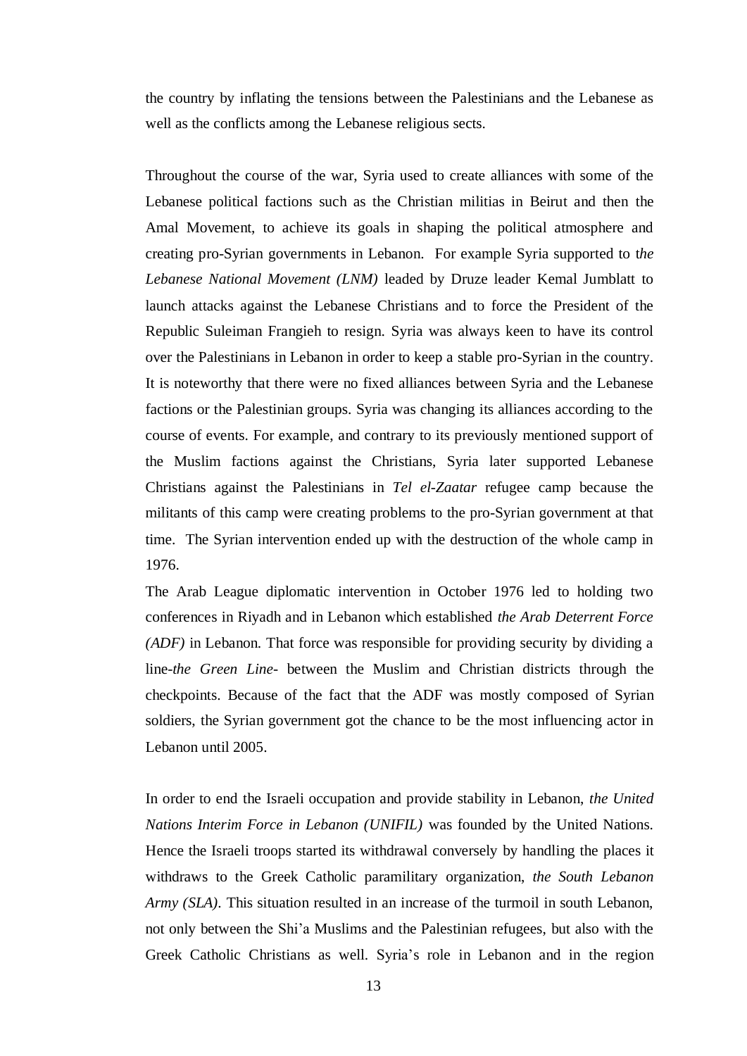the country by inflating the tensions between the Palestinians and the Lebanese as well as the conflicts among the Lebanese religious sects.

Throughout the course of the war, Syria used to create alliances with some of the Lebanese political factions such as the Christian militias in Beirut and then the Amal Movement, to achieve its goals in shaping the political atmosphere and creating pro-Syrian governments in Lebanon. For example Syria supported to t*he Lebanese National Movement (LNM)* leaded by Druze leader Kemal Jumblatt to launch attacks against the Lebanese Christians and to force the President of the Republic Suleiman Frangieh to resign. Syria was always keen to have its control over the Palestinians in Lebanon in order to keep a stable pro-Syrian in the country. It is noteworthy that there were no fixed alliances between Syria and the Lebanese factions or the Palestinian groups. Syria was changing its alliances according to the course of events. For example, and contrary to its previously mentioned support of the Muslim factions against the Christians, Syria later supported Lebanese Christians against the Palestinians in *Tel el-Zaatar* refugee camp because the militants of this camp were creating problems to the pro-Syrian government at that time. The Syrian intervention ended up with the destruction of the whole camp in 1976.

The Arab League diplomatic intervention in October 1976 led to holding two conferences in Riyadh and in Lebanon which established *the Arab Deterrent Force (ADF)* in Lebanon. That force was responsible for providing security by dividing a line-*the Green Line*- between the Muslim and Christian districts through the checkpoints. Because of the fact that the ADF was mostly composed of Syrian soldiers, the Syrian government got the chance to be the most influencing actor in Lebanon until 2005.

In order to end the Israeli occupation and provide stability in Lebanon, *the United Nations Interim Force in Lebanon (UNIFIL)* was founded by the United Nations. Hence the Israeli troops started its withdrawal conversely by handling the places it withdraws to the Greek Catholic paramilitary organization, *the South Lebanon Army (SLA)*. This situation resulted in an increase of the turmoil in south Lebanon, not only between the Shi'a Muslims and the Palestinian refugees, but also with the Greek Catholic Christians as well. Syria's role in Lebanon and in the region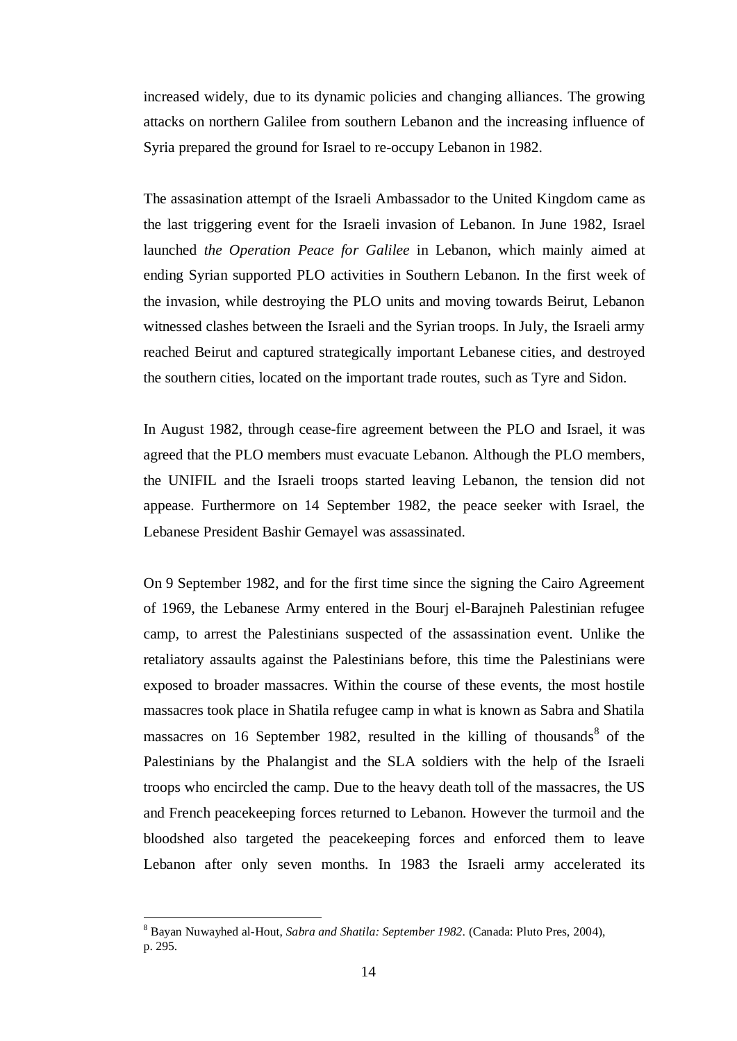increased widely, due to its dynamic policies and changing alliances. The growing attacks on northern Galilee from southern Lebanon and the increasing influence of Syria prepared the ground for Israel to re-occupy Lebanon in 1982.

The assasination attempt of the Israeli Ambassador to the United Kingdom came as the last triggering event for the Israeli invasion of Lebanon. In June 1982, Israel launched *the Operation Peace for Galilee* in Lebanon, which mainly aimed at ending Syrian supported PLO activities in Southern Lebanon. In the first week of the invasion, while destroying the PLO units and moving towards Beirut, Lebanon witnessed clashes between the Israeli and the Syrian troops. In July, the Israeli army reached Beirut and captured strategically important Lebanese cities, and destroyed the southern cities, located on the important trade routes, such as Tyre and Sidon.

In August 1982, through cease-fire agreement between the PLO and Israel, it was agreed that the PLO members must evacuate Lebanon. Although the PLO members, the UNIFIL and the Israeli troops started leaving Lebanon, the tension did not appease. Furthermore on 14 September 1982, the peace seeker with Israel, the Lebanese President Bashir Gemayel was assassinated.

On 9 September 1982, and for the first time since the signing the Cairo Agreement of 1969, the Lebanese Army entered in the Bourj el-Barajneh Palestinian refugee camp, to arrest the Palestinians suspected of the assassination event. Unlike the retaliatory assaults against the Palestinians before, this time the Palestinians were exposed to broader massacres. Within the course of these events, the most hostile massacres took place in Shatila refugee camp in what is known as Sabra and Shatila massacres on 16 September 1982, resulted in the killing of thousands[8] of the Palestinians by the Phalangist and the SLA soldiers with the help of the Israeli troops who encircled the camp. Due to the heavy death toll of the massacres, the US and French peacekeeping forces returned to Lebanon. However the turmoil and the bloodshed also targeted the peacekeeping forces and enforced them to leave Lebanon after only seven months. In 1983 the Israeli army accelerated its

[8] Bayan Nuwayhed al-Hout, *Sabra and Shatila: September 1982*. (Canada: Pluto Pres, 2004), p. 295.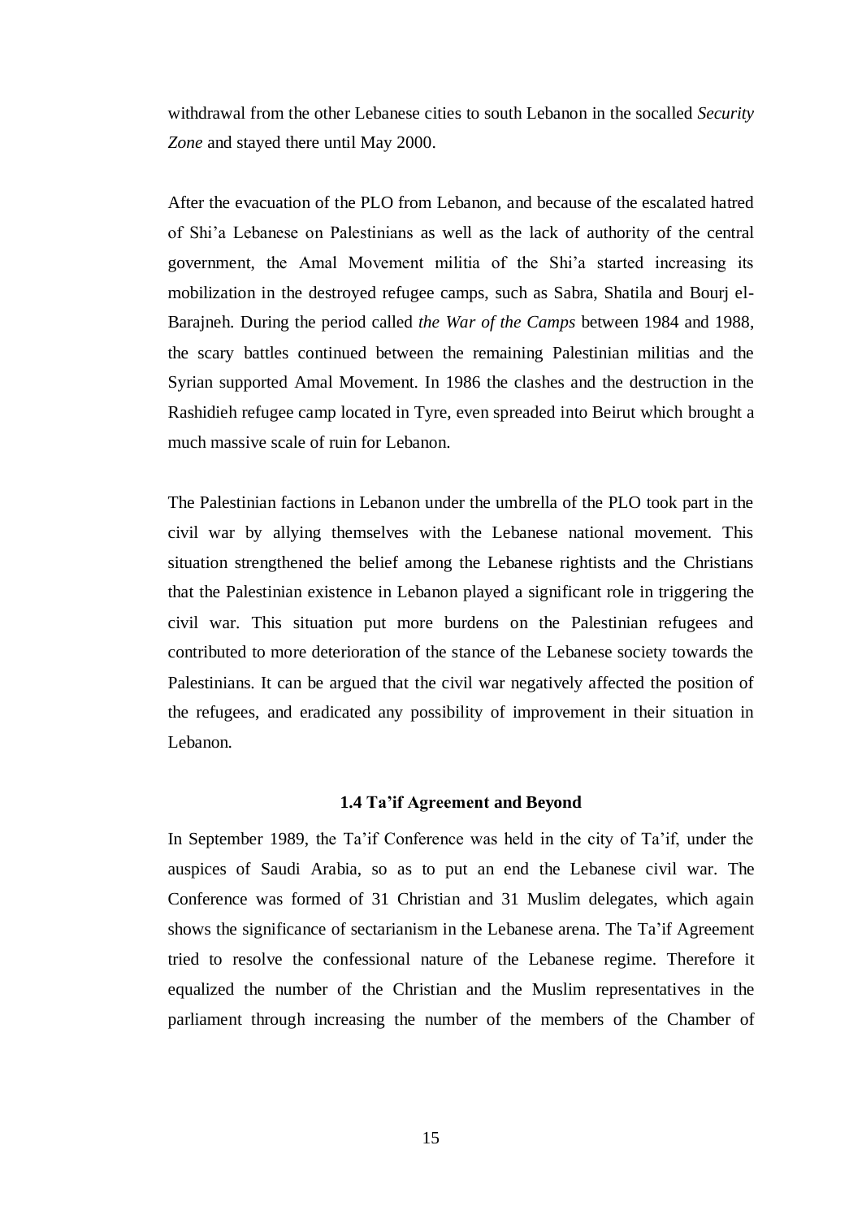withdrawal from the other Lebanese cities to south Lebanon in the socalled *Security Zone* and stayed there until May 2000.

After the evacuation of the PLO from Lebanon, and because of the escalated hatred of Shi'a Lebanese on Palestinians as well as the lack of authority of the central government, the Amal Movement militia of the Shi'a started increasing its mobilization in the destroyed refugee camps, such as Sabra, Shatila and Bourj el-Barajneh. During the period called *the War of the Camps* between 1984 and 1988, the scary battles continued between the remaining Palestinian militias and the Syrian supported Amal Movement. In 1986 the clashes and the destruction in the Rashidieh refugee camp located in Tyre, even spreaded into Beirut which brought a much massive scale of ruin for Lebanon.

The Palestinian factions in Lebanon under the umbrella of the PLO took part in the civil war by allying themselves with the Lebanese national movement. This situation strengthened the belief among the Lebanese rightists and the Christians that the Palestinian existence in Lebanon played a significant role in triggering the civil war. This situation put more burdens on the Palestinian refugees and contributed to more deterioration of the stance of the Lebanese society towards the Palestinians. It can be argued that the civil war negatively affected the position of the refugees, and eradicated any possibility of improvement in their situation in Lebanon.

### 1.4 Ta'if Agreement and Beyond

In September 1989, the Ta'if Conference was held in the city of Ta'if, under the auspices of Saudi Arabia, so as to put an end the Lebanese civil war. The Conference was formed of 31 Christian and 31 Muslim delegates, which again shows the significance of sectarianism in the Lebanese arena. The Ta'if Agreement tried to resolve the confessional nature of the Lebanese regime. Therefore it equalized the number of the Christian and the Muslim representatives in the parliament through increasing the number of the members of the Chamber of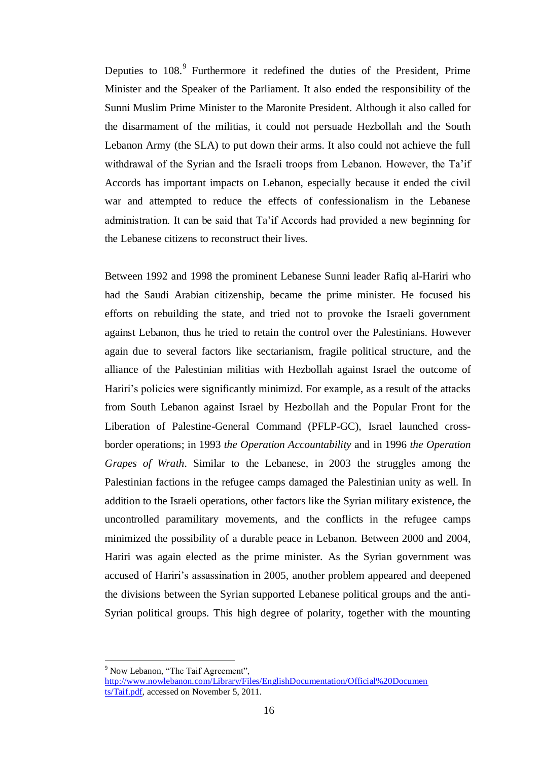Deputies to 108.[9] Furthermore it redefined the duties of the President, Prime Minister and the Speaker of the Parliament. It also ended the responsibility of the Sunni Muslim Prime Minister to the Maronite President. Although it also called for the disarmament of the militias, it could not persuade Hezbollah and the South Lebanon Army (the SLA) to put down their arms. It also could not achieve the full withdrawal of the Syrian and the Israeli troops from Lebanon. However, the Ta'if Accords has important impacts on Lebanon, especially because it ended the civil war and attempted to reduce the effects of confessionalism in the Lebanese administration. It can be said that Ta'if Accords had provided a new beginning for the Lebanese citizens to reconstruct their lives.

Between 1992 and 1998 the prominent Lebanese Sunni leader Rafiq al-Hariri who had the Saudi Arabian citizenship, became the prime minister. He focused his efforts on rebuilding the state, and tried not to provoke the Israeli government against Lebanon, thus he tried to retain the control over the Palestinians. However again due to several factors like sectarianism, fragile political structure, and the alliance of the Palestinian militias with Hezbollah against Israel the outcome of Hariri's policies were significantly minimizd. For example, as a result of the attacks from South Lebanon against Israel by Hezbollah and the Popular Front for the Liberation of Palestine-General Command (PFLP-GC), Israel launched cross-border operations; in 1993 *the Operation Accountability* and in 1996 *the Operation Grapes of Wrath*. Similar to the Lebanese, in 2003 the struggles among the Palestinian factions in the refugee camps damaged the Palestinian unity as well. In addition to the Israeli operations, other factors like the Syrian military existence, the uncontrolled paramilitary movements, and the conflicts in the refugee camps minimized the possibility of a durable peace in Lebanon. Between 2000 and 2004, Hariri was again elected as the prime minister. As the Syrian government was accused of Hariri's assassination in 2005, another problem appeared and deepened the divisions between the Syrian supported Lebanese political groups and the anti-Syrian political groups. This high degree of polarity, together with the mounting

---

[9] Now Lebanon, "The Taif Agreement", http://www.nowlebanon.com/Library/Files/EnglishDocumentation/Official%20Documents/Taif.pdf, accessed on November 5, 2011.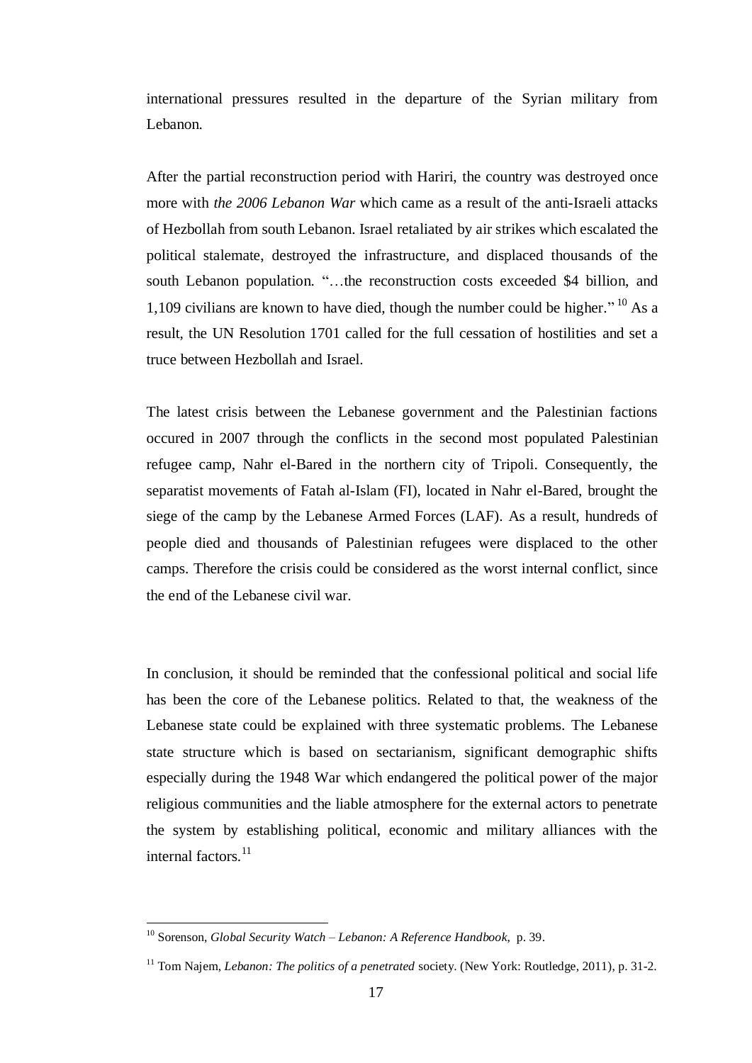international pressures resulted in the departure of the Syrian military from Lebanon.

After the partial reconstruction period with Hariri, the country was destroyed once more with *the 2006 Lebanon War* which came as a result of the anti-Israeli attacks of Hezbollah from south Lebanon. Israel retaliated by air strikes which escalated the political stalemate, destroyed the infrastructure, and displaced thousands of the south Lebanon population. "…the reconstruction costs exceeded $4 billion, and 1,109 civilians are known to have died, though the number could be higher." [10] As a result, the UN Resolution 1701 called for the full cessation of hostilities and set a truce between Hezbollah and Israel.

The latest crisis between the Lebanese government and the Palestinian factions occured in 2007 through the conflicts in the second most populated Palestinian refugee camp, Nahr el-Bared in the northern city of Tripoli. Consequently, the separatist movements of Fatah al-Islam (FI), located in Nahr el-Bared, brought the siege of the camp by the Lebanese Armed Forces (LAF). As a result, hundreds of people died and thousands of Palestinian refugees were displaced to the other camps. Therefore the crisis could be considered as the worst internal conflict, since the end of the Lebanese civil war.

In conclusion, it should be reminded that the confessional political and social life has been the core of the Lebanese politics. Related to that, the weakness of the Lebanese state could be explained with three systematic problems. The Lebanese state structure which is based on sectarianism, significant demographic shifts especially during the 1948 War which endangered the political power of the major religious communities and the liable atmosphere for the external actors to penetrate the system by establishing political, economic and military alliances with the internal factors.[11]

---

[10] Sorenson, *Global Security Watch – Lebanon: A Reference Handbook*, p. 39.

[11] Tom Najem, *Lebanon: The politics of a penetrated* society. (New York: Routledge, 2011), p. 31-2.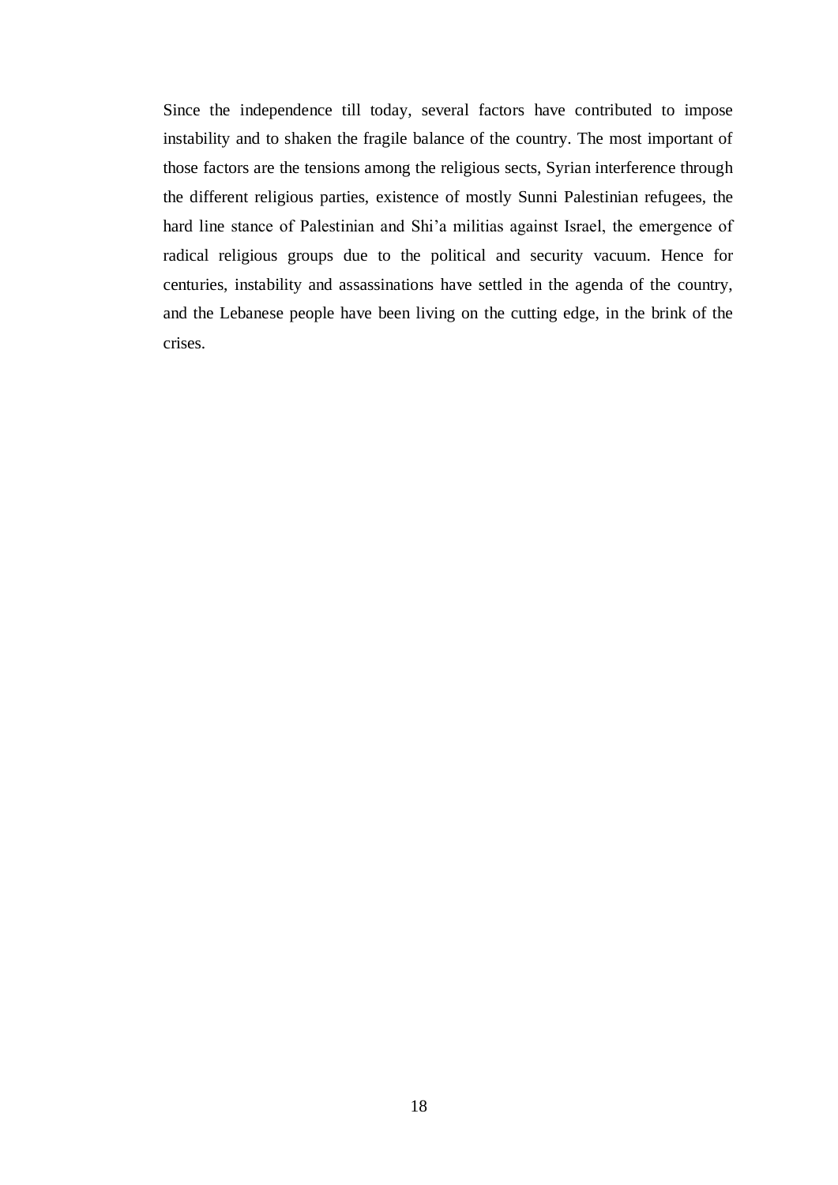Since the independence till today, several factors have contributed to impose instability and to shaken the fragile balance of the country. The most important of those factors are the tensions among the religious sects, Syrian interference through the different religious parties, existence of mostly Sunni Palestinian refugees, the hard line stance of Palestinian and Shi'a militias against Israel, the emergence of radical religious groups due to the political and security vacuum. Hence for centuries, instability and assassinations have settled in the agenda of the country, and the Lebanese people have been living on the cutting edge, in the brink of the crises.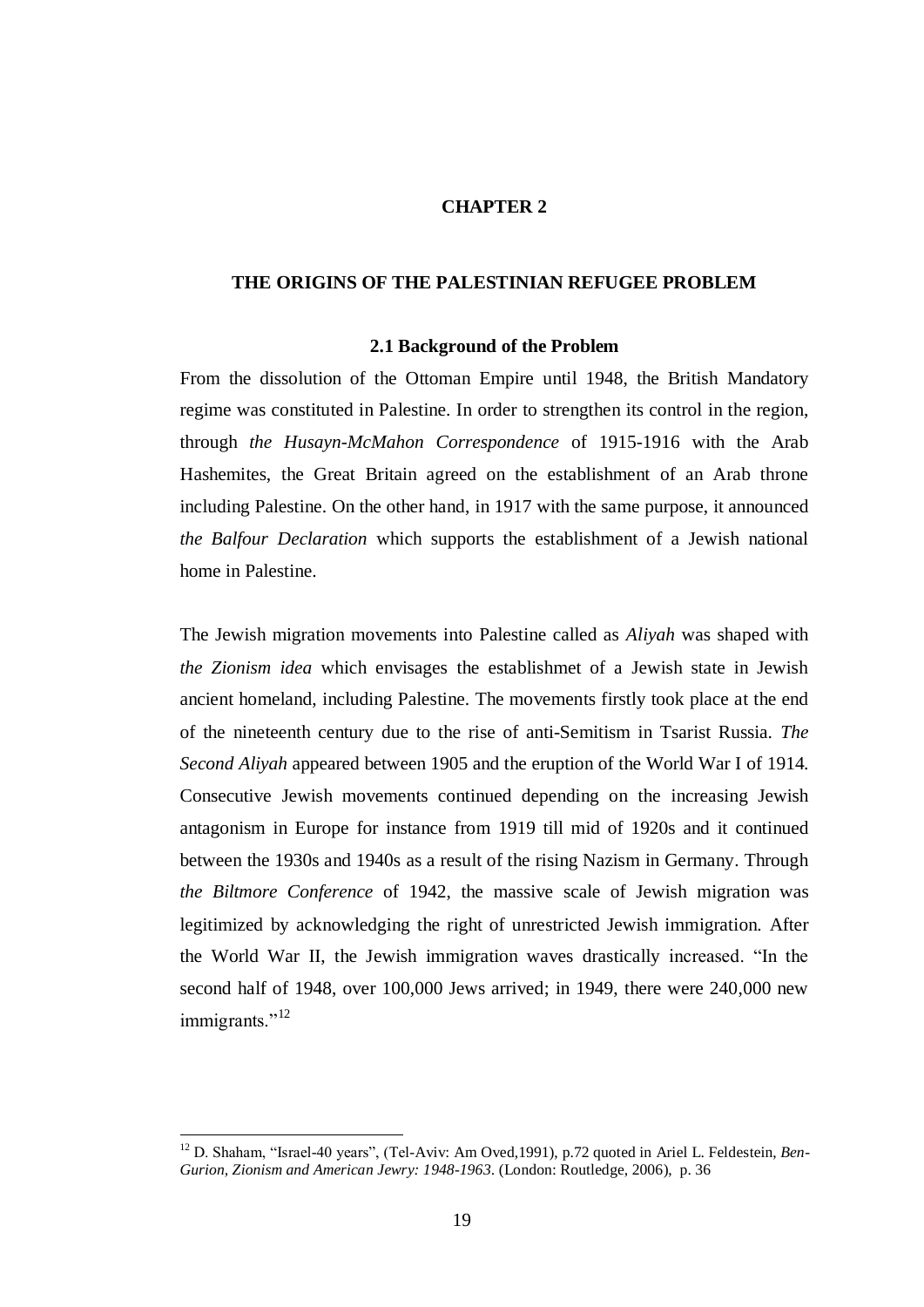# CHAPTER 2

## THE ORIGINS OF THE PALESTINIAN REFUGEE PROBLEM

### 2.1 Background of the Problem

From the dissolution of the Ottoman Empire until 1948, the British Mandatory regime was constituted in Palestine. In order to strengthen its control in the region, through *the Husayn-McMahon Correspondence* of 1915-1916 with the Arab Hashemites, the Great Britain agreed on the establishment of an Arab throne including Palestine. On the other hand, in 1917 with the same purpose, it announced *the Balfour Declaration* which supports the establishment of a Jewish national home in Palestine.

The Jewish migration movements into Palestine called as *Aliyah* was shaped with *the Zionism idea* which envisages the establishmet of a Jewish state in Jewish ancient homeland, including Palestine. The movements firstly took place at the end of the nineteenth century due to the rise of anti-Semitism in Tsarist Russia. *The Second Aliyah* appeared between 1905 and the eruption of the World War I of 1914. Consecutive Jewish movements continued depending on the increasing Jewish antagonism in Europe for instance from 1919 till mid of 1920s and it continued between the 1930s and 1940s as a result of the rising Nazism in Germany. Through *the Biltmore Conference* of 1942, the massive scale of Jewish migration was legitimized by acknowledging the right of unrestricted Jewish immigration. After the World War II, the Jewish immigration waves drastically increased. "In the second half of 1948, over 100,000 Jews arrived; in 1949, there were 240,000 new immigrants."[12]

---

[12] D. Shaham, "Israel-40 years", (Tel-Aviv: Am Oved,1991), p.72 quoted in Ariel L. Feldestein, *Ben-Gurion, Zionism and American Jewry: 1948-1963*. (London: Routledge, 2006), p. 36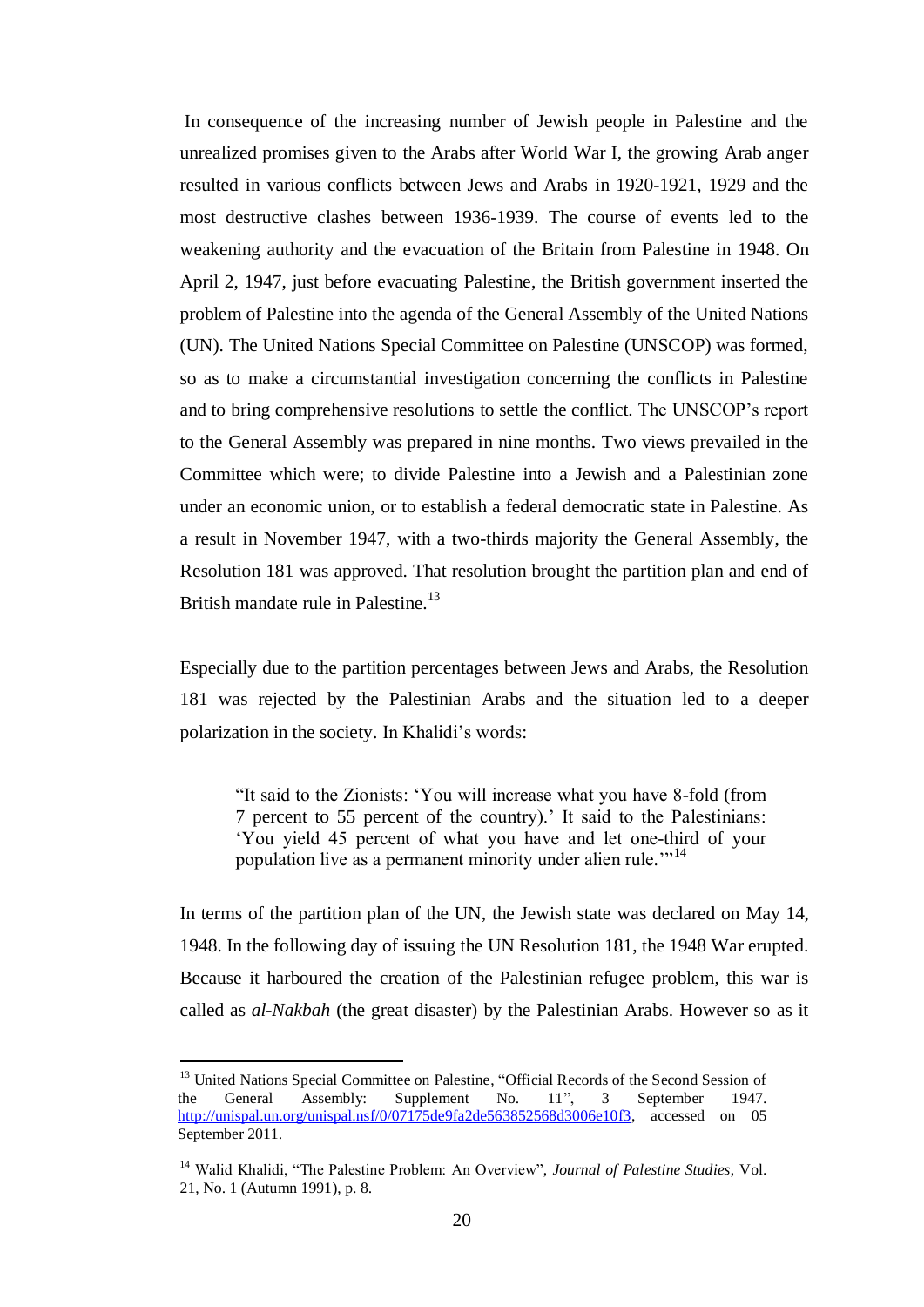In consequence of the increasing number of Jewish people in Palestine and the unrealized promises given to the Arabs after World War I, the growing Arab anger resulted in various conflicts between Jews and Arabs in 1920-1921, 1929 and the most destructive clashes between 1936-1939. The course of events led to the weakening authority and the evacuation of the Britain from Palestine in 1948. On April 2, 1947, just before evacuating Palestine, the British government inserted the problem of Palestine into the agenda of the General Assembly of the United Nations (UN). The United Nations Special Committee on Palestine (UNSCOP) was formed, so as to make a circumstantial investigation concerning the conflicts in Palestine and to bring comprehensive resolutions to settle the conflict. The UNSCOP's report to the General Assembly was prepared in nine months. Two views prevailed in the Committee which were; to divide Palestine into a Jewish and a Palestinian zone under an economic union, or to establish a federal democratic state in Palestine. As a result in November 1947, with a two-thirds majority the General Assembly, the Resolution 181 was approved. That resolution brought the partition plan and end of British mandate rule in Palestine.[13]

Especially due to the partition percentages between Jews and Arabs, the Resolution 181 was rejected by the Palestinian Arabs and the situation led to a deeper polarization in the society. In Khalidi's words:

> "It said to the Zionists: 'You will increase what you have 8-fold (from 7 percent to 55 percent of the country).' It said to the Palestinians: 'You yield 45 percent of what you have and let one-third of your population live as a permanent minority under alien rule.'"[14]

In terms of the partition plan of the UN, the Jewish state was declared on May 14, 1948. In the following day of issuing the UN Resolution 181, the 1948 War erupted. Because it harboured the creation of the Palestinian refugee problem, this war is called as *al-Nakbah* (the great disaster) by the Palestinian Arabs. However so as it

---

[13] United Nations Special Committee on Palestine, "Official Records of the Second Session of the General Assembly: Supplement No. 11", 3 September 1947. http://unispal.un.org/unispal.nsf/0/07175de9fa2de563852568d3006e10f3, accessed on 05 September 2011.

[14] Walid Khalidi, "The Palestine Problem: An Overview", *Journal of Palestine Studies*, Vol. 21, No. 1 (Autumn 1991), p. 8.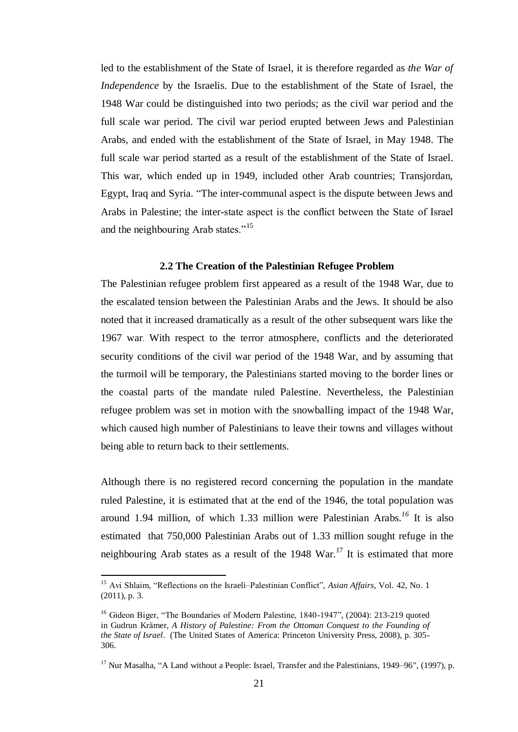led to the establishment of the State of Israel, it is therefore regarded as *the War of Independence* by the Israelis. Due to the establishment of the State of Israel, the 1948 War could be distinguished into two periods; as the civil war period and the full scale war period. The civil war period erupted between Jews and Palestinian Arabs, and ended with the establishment of the State of Israel, in May 1948. The full scale war period started as a result of the establishment of the State of Israel. This war, which ended up in 1949, included other Arab countries; Transjordan, Egypt, Iraq and Syria. "The inter-communal aspect is the dispute between Jews and Arabs in Palestine; the inter-state aspect is the conflict between the State of Israel and the neighbouring Arab states."[15]

### 2.2 The Creation of the Palestinian Refugee Problem

The Palestinian refugee problem first appeared as a result of the 1948 War, due to the escalated tension between the Palestinian Arabs and the Jews. It should be also noted that it increased dramatically as a result of the other subsequent wars like the 1967 war. With respect to the terror atmosphere, conflicts and the deteriorated security conditions of the civil war period of the 1948 War, and by assuming that the turmoil will be temporary, the Palestinians started moving to the border lines or the coastal parts of the mandate ruled Palestine. Nevertheless, the Palestinian refugee problem was set in motion with the snowballing impact of the 1948 War, which caused high number of Palestinians to leave their towns and villages without being able to return back to their settlements.

Although there is no registered record concerning the population in the mandate ruled Palestine, it is estimated that at the end of the 1946, the total population was around 1.94 million, of which 1.33 million were Palestinian Arabs.[16] It is also estimated that 750,000 Palestinian Arabs out of 1.33 million sought refuge in the neighbouring Arab states as a result of the 1948 War.[17] It is estimated that more

---

[15] Avi Shlaim, "Reflections on the Israeli–Palestinian Conflict", *Asian Affairs*, Vol. 42, No. 1 (2011), p. 3.

[16] Gideon Biger, "The Boundaries of Modern Palestine, 1840-1947", (2004): 213-219 quoted in Gudrun Krämer, *A History of Palestine: From the Ottoman Conquest to the Founding of the State of Israel*. (The United States of America: Princeton University Press, 2008), p. 305-306.

[17] Nur Masalha, "A Land without a People: Israel, Transfer and the Palestinians, 1949–96", (1997), p.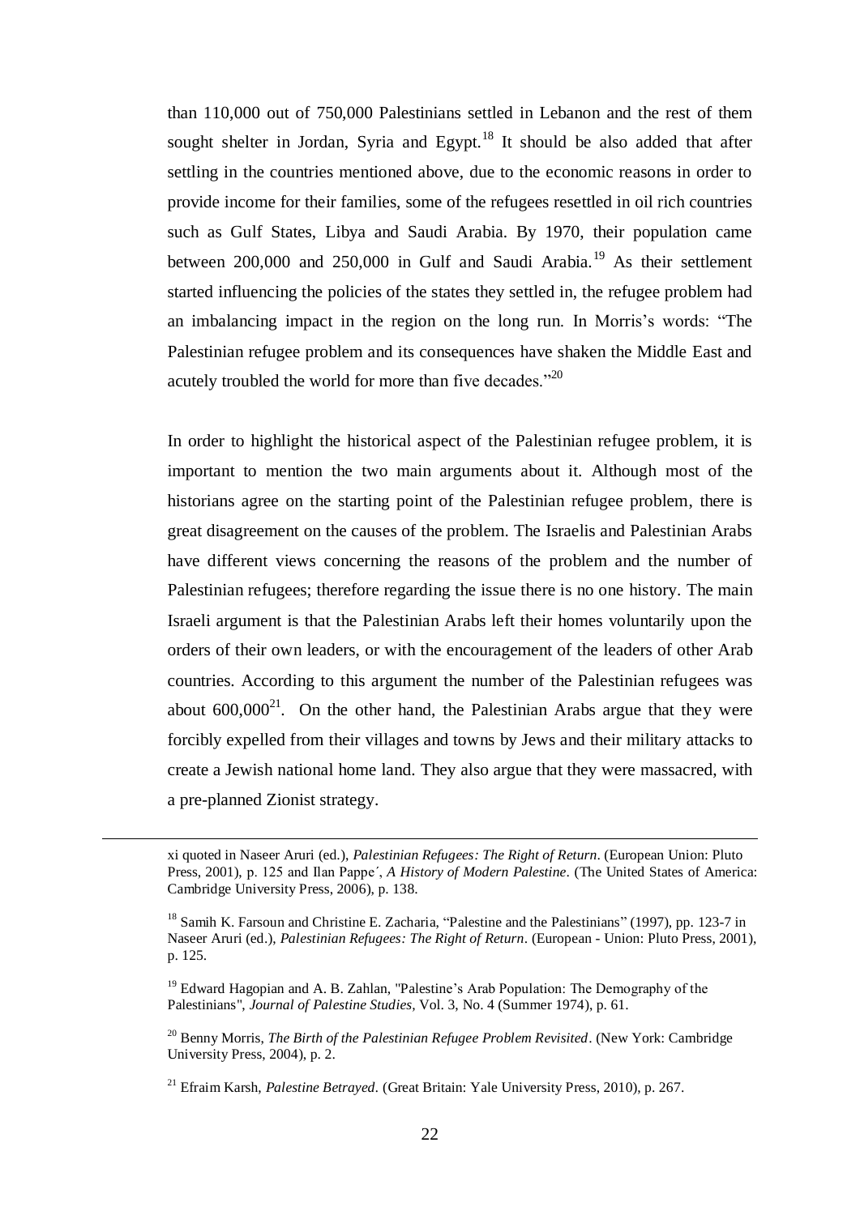than 110,000 out of 750,000 Palestinians settled in Lebanon and the rest of them sought shelter in Jordan, Syria and Egypt.[18] It should be also added that after settling in the countries mentioned above, due to the economic reasons in order to provide income for their families, some of the refugees resettled in oil rich countries such as Gulf States, Libya and Saudi Arabia. By 1970, their population came between 200,000 and 250,000 in Gulf and Saudi Arabia.[19] As their settlement started influencing the policies of the states they settled in, the refugee problem had an imbalancing impact in the region on the long run. In Morris's words: "The Palestinian refugee problem and its consequences have shaken the Middle East and acutely troubled the world for more than five decades."[20]

In order to highlight the historical aspect of the Palestinian refugee problem, it is important to mention the two main arguments about it. Although most of the historians agree on the starting point of the Palestinian refugee problem, there is great disagreement on the causes of the problem. The Israelis and Palestinian Arabs have different views concerning the reasons of the problem and the number of Palestinian refugees; therefore regarding the issue there is no one history. The main Israeli argument is that the Palestinian Arabs left their homes voluntarily upon the orders of their own leaders, or with the encouragement of the leaders of other Arab countries. According to this argument the number of the Palestinian refugees was about 600,000[21]. On the other hand, the Palestinian Arabs argue that they were forcibly expelled from their villages and towns by Jews and their military attacks to create a Jewish national home land. They also argue that they were massacred, with a pre-planned Zionist strategy.

---

xi quoted in Naseer Aruri (ed.), *Palestinian Refugees: The Right of Return*. (European Union: Pluto Press, 2001), p. 125 and Ilan Pappe´, *A History of Modern Palestine*. (The United States of America: Cambridge University Press, 2006), p. 138.

[18] Samih K. Farsoun and Christine E. Zacharia, "Palestine and the Palestinians" (1997), pp. 123-7 in Naseer Aruri (ed.), *Palestinian Refugees: The Right of Return*. (European - Union: Pluto Press, 2001), p. 125.

[19] Edward Hagopian and A. B. Zahlan, "Palestine's Arab Population: The Demography of the Palestinians", *Journal of Palestine Studies*, Vol. 3, No. 4 (Summer 1974), p. 61.

[20] Benny Morris, *The Birth of the Palestinian Refugee Problem Revisited*. (New York: Cambridge University Press, 2004), p. 2.

[21] Efraim Karsh, *Palestine Betrayed*. (Great Britain: Yale University Press, 2010), p. 267.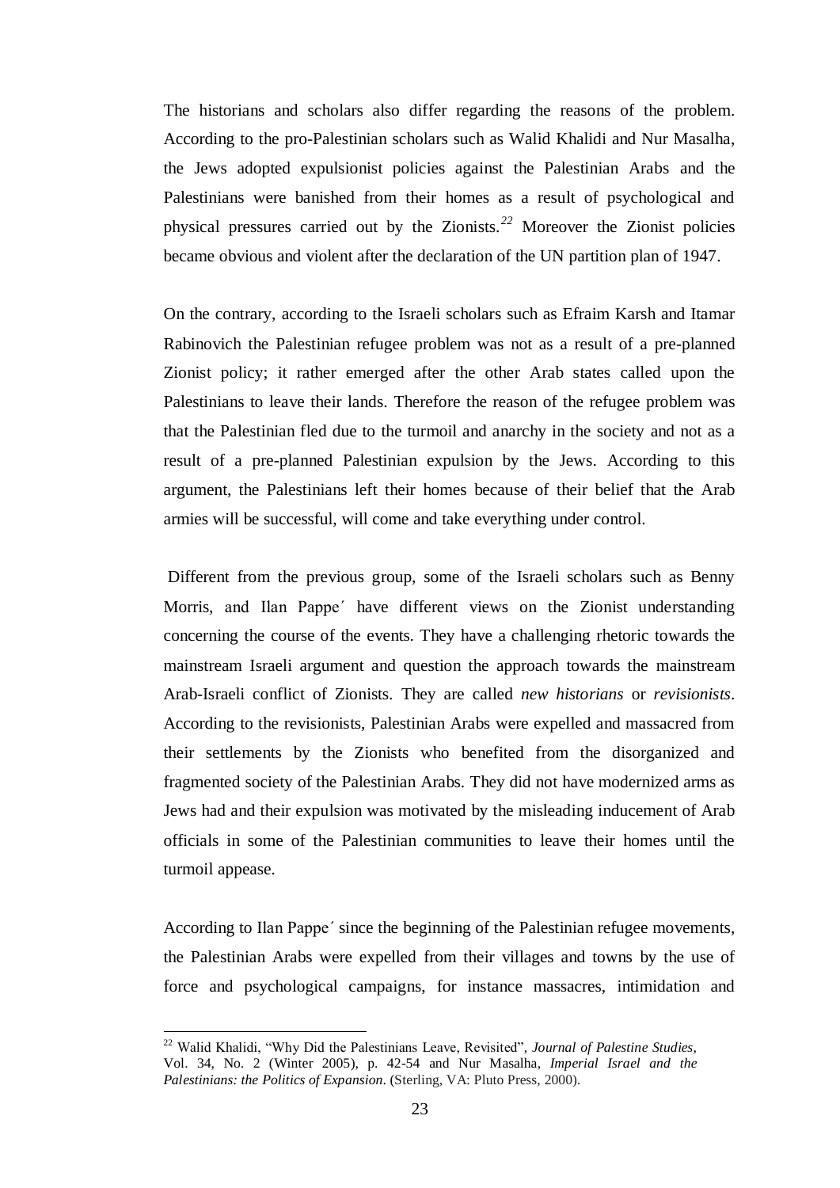The historians and scholars also differ regarding the reasons of the problem. According to the pro-Palestinian scholars such as Walid Khalidi and Nur Masalha, the Jews adopted expulsionist policies against the Palestinian Arabs and the Palestinians were banished from their homes as a result of psychological and physical pressures carried out by the Zionists.[22] Moreover the Zionist policies became obvious and violent after the declaration of the UN partition plan of 1947.

On the contrary, according to the Israeli scholars such as Efraim Karsh and Itamar Rabinovich the Palestinian refugee problem was not as a result of a pre-planned Zionist policy; it rather emerged after the other Arab states called upon the Palestinians to leave their lands. Therefore the reason of the refugee problem was that the Palestinian fled due to the turmoil and anarchy in the society and not as a result of a pre-planned Palestinian expulsion by the Jews. According to this argument, the Palestinians left their homes because of their belief that the Arab armies will be successful, will come and take everything under control.

Different from the previous group, some of the Israeli scholars such as Benny Morris, and Ilan Pappe´ have different views on the Zionist understanding concerning the course of the events. They have a challenging rhetoric towards the mainstream Israeli argument and question the approach towards the mainstream Arab-Israeli conflict of Zionists. They are called *new historians* or *revisionists*. According to the revisionists, Palestinian Arabs were expelled and massacred from their settlements by the Zionists who benefited from the disorganized and fragmented society of the Palestinian Arabs. They did not have modernized arms as Jews had and their expulsion was motivated by the misleading inducement of Arab officials in some of the Palestinian communities to leave their homes until the turmoil appease.

According to Ilan Pappe´ since the beginning of the Palestinian refugee movements, the Palestinian Arabs were expelled from their villages and towns by the use of force and psychological campaigns, for instance massacres, intimidation and

---

[22] Walid Khalidi, "Why Did the Palestinians Leave, Revisited", *Journal of Palestine Studies*, Vol. 34, No. 2 (Winter 2005), p. 42-54 and Nur Masalha, *Imperial Israel and the Palestinians: the Politics of Expansion*. (Sterling, VA: Pluto Press, 2000).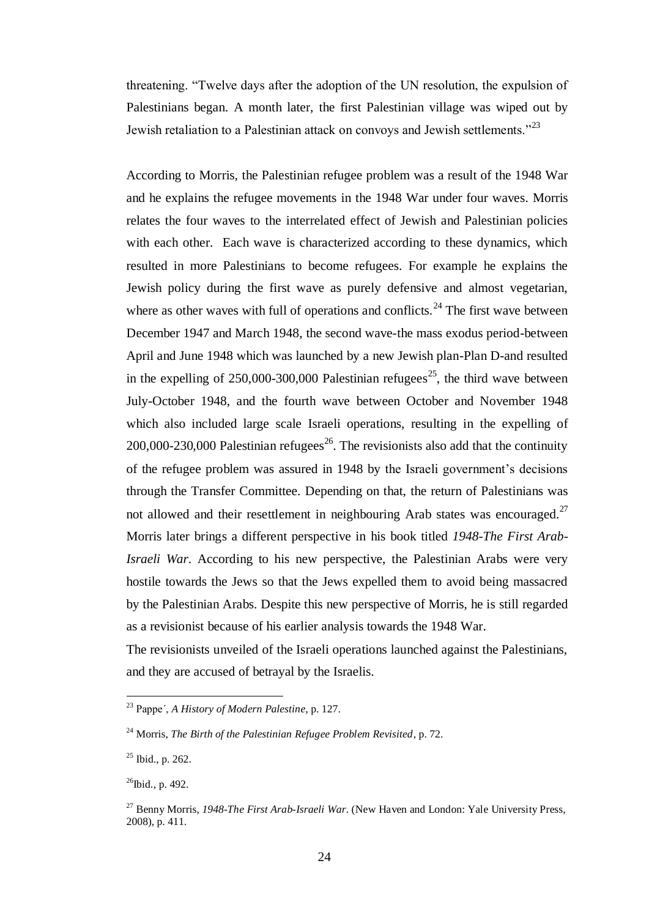threatening. "Twelve days after the adoption of the UN resolution, the expulsion of Palestinians began. A month later, the first Palestinian village was wiped out by Jewish retaliation to a Palestinian attack on convoys and Jewish settlements."[23]

According to Morris, the Palestinian refugee problem was a result of the 1948 War and he explains the refugee movements in the 1948 War under four waves. Morris relates the four waves to the interrelated effect of Jewish and Palestinian policies with each other. Each wave is characterized according to these dynamics, which resulted in more Palestinians to become refugees. For example he explains the Jewish policy during the first wave as purely defensive and almost vegetarian, where as other waves with full of operations and conflicts.[24] The first wave between December 1947 and March 1948, the second wave-the mass exodus period-between April and June 1948 which was launched by a new Jewish plan-Plan D-and resulted in the expelling of 250,000-300,000 Palestinian refugees[25], the third wave between July-October 1948, and the fourth wave between October and November 1948 which also included large scale Israeli operations, resulting in the expelling of 200,000-230,000 Palestinian refugees[26]. The revisionists also add that the continuity of the refugee problem was assured in 1948 by the Israeli government's decisions through the Transfer Committee. Depending on that, the return of Palestinians was not allowed and their resettlement in neighbouring Arab states was encouraged.[27] Morris later brings a different perspective in his book titled *1948-The First Arab-Israeli War*. According to his new perspective, the Palestinian Arabs were very hostile towards the Jews so that the Jews expelled them to avoid being massacred by the Palestinian Arabs. Despite this new perspective of Morris, he is still regarded as a revisionist because of his earlier analysis towards the 1948 War.

The revisionists unveiled of the Israeli operations launched against the Palestinians, and they are accused of betrayal by the Israelis.

---

[23] Pappe´, *A History of Modern Palestine*, p. 127.

[24] Morris, *The Birth of the Palestinian Refugee Problem Revisited*, p. 72.

[25] Ibid., p. 262.

[26] Ibid., p. 492.

[27] Benny Morris, *1948-The First Arab-Israeli War*. (New Haven and London: Yale University Press, 2008), p. 411.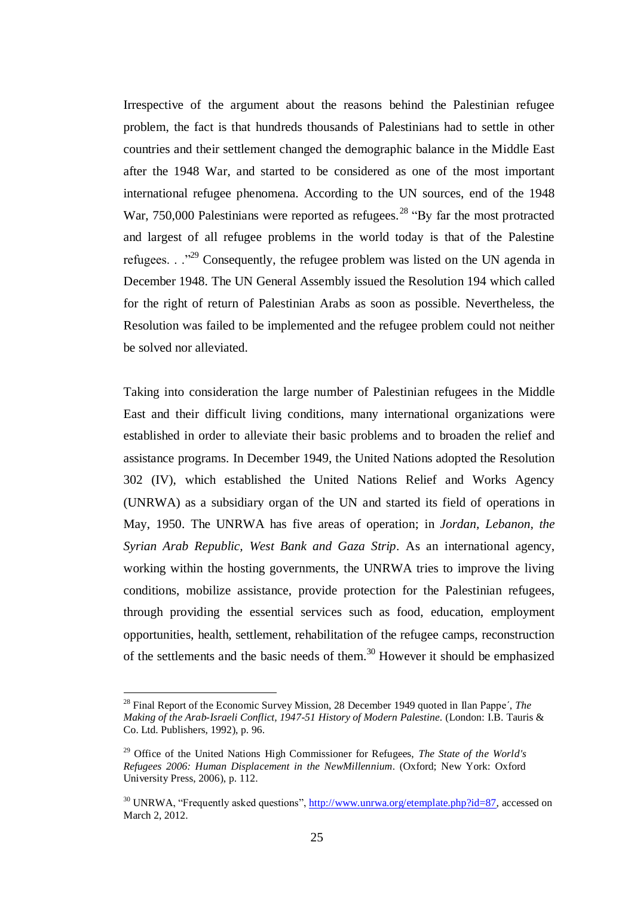Irrespective of the argument about the reasons behind the Palestinian refugee problem, the fact is that hundreds thousands of Palestinians had to settle in other countries and their settlement changed the demographic balance in the Middle East after the 1948 War, and started to be considered as one of the most important international refugee phenomena. According to the UN sources, end of the 1948 War, 750,000 Palestinians were reported as refugees.[28] "By far the most protracted and largest of all refugee problems in the world today is that of the Palestine refugees. . ."[29] Consequently, the refugee problem was listed on the UN agenda in December 1948. The UN General Assembly issued the Resolution 194 which called for the right of return of Palestinian Arabs as soon as possible. Nevertheless, the Resolution was failed to be implemented and the refugee problem could not neither be solved nor alleviated.

Taking into consideration the large number of Palestinian refugees in the Middle East and their difficult living conditions, many international organizations were established in order to alleviate their basic problems and to broaden the relief and assistance programs. In December 1949, the United Nations adopted the Resolution 302 (IV), which established the United Nations Relief and Works Agency (UNRWA) as a subsidiary organ of the UN and started its field of operations in May, 1950. The UNRWA has five areas of operation; in *Jordan, Lebanon, the Syrian Arab Republic, West Bank and Gaza Strip*. As an international agency, working within the hosting governments, the UNRWA tries to improve the living conditions, mobilize assistance, provide protection for the Palestinian refugees, through providing the essential services such as food, education, employment opportunities, health, settlement, rehabilitation of the refugee camps, reconstruction of the settlements and the basic needs of them.[30] However it should be emphasized

---

[28] Final Report of the Economic Survey Mission, 28 December 1949 quoted in Ilan Pappe´, *The Making of the Arab-Israeli Conflict, 1947-51 History of Modern Palestine*. (London: I.B. Tauris & Co. Ltd. Publishers, 1992), p. 96.

[29] Office of the United Nations High Commissioner for Refugees, *The State of the World's Refugees 2006: Human Displacement in the NewMillennium*. (Oxford; New York: Oxford University Press, 2006), p. 112.

[30] UNRWA, "Frequently asked questions", http://www.unrwa.org/etemplate.php?id=87, accessed on March 2, 2012.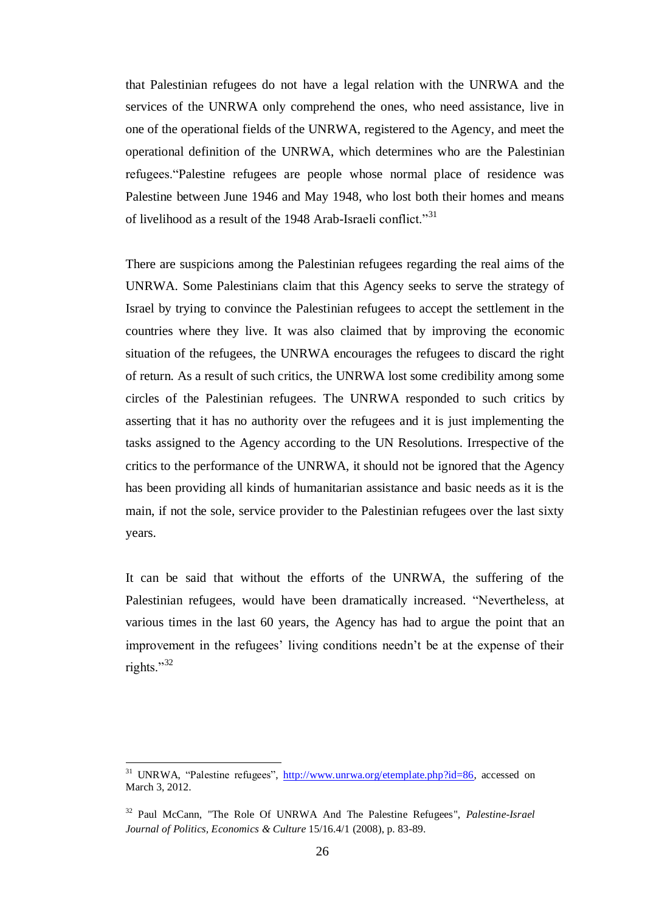that Palestinian refugees do not have a legal relation with the UNRWA and the services of the UNRWA only comprehend the ones, who need assistance, live in one of the operational fields of the UNRWA, registered to the Agency, and meet the operational definition of the UNRWA, which determines who are the Palestinian refugees."Palestine refugees are people whose normal place of residence was Palestine between June 1946 and May 1948, who lost both their homes and means of livelihood as a result of the 1948 Arab-Israeli conflict."[31]

There are suspicions among the Palestinian refugees regarding the real aims of the UNRWA. Some Palestinians claim that this Agency seeks to serve the strategy of Israel by trying to convince the Palestinian refugees to accept the settlement in the countries where they live. It was also claimed that by improving the economic situation of the refugees, the UNRWA encourages the refugees to discard the right of return. As a result of such critics, the UNRWA lost some credibility among some circles of the Palestinian refugees. The UNRWA responded to such critics by asserting that it has no authority over the refugees and it is just implementing the tasks assigned to the Agency according to the UN Resolutions. Irrespective of the critics to the performance of the UNRWA, it should not be ignored that the Agency has been providing all kinds of humanitarian assistance and basic needs as it is the main, if not the sole, service provider to the Palestinian refugees over the last sixty years.

It can be said that without the efforts of the UNRWA, the suffering of the Palestinian refugees, would have been dramatically increased. "Nevertheless, at various times in the last 60 years, the Agency has had to argue the point that an improvement in the refugees' living conditions needn't be at the expense of their rights."[32]

---

[31] UNRWA, "Palestine refugees", http://www.unrwa.org/etemplate.php?id=86, accessed on March 3, 2012.

[32] Paul McCann, "The Role Of UNRWA And The Palestine Refugees", *Palestine-Israel Journal of Politics, Economics & Culture* 15/16.4/1 (2008), p. 83-89.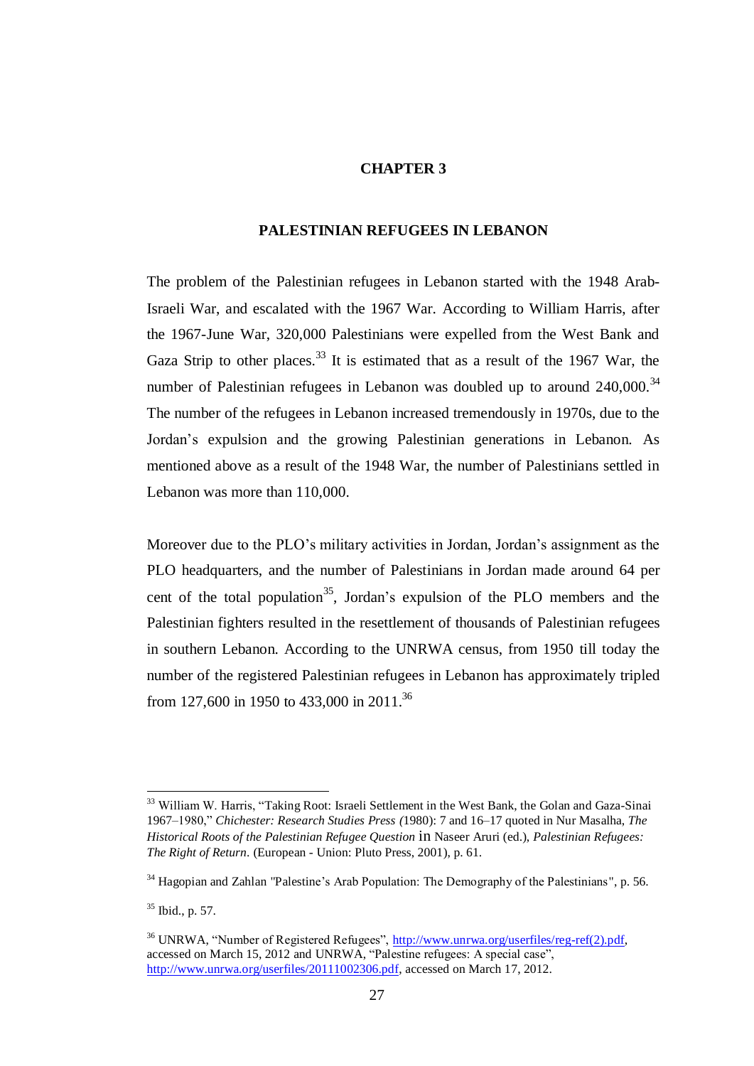# CHAPTER 3

## PALESTINIAN REFUGEES IN LEBANON

The problem of the Palestinian refugees in Lebanon started with the 1948 Arab-Israeli War, and escalated with the 1967 War. According to William Harris, after the 1967-June War, 320,000 Palestinians were expelled from the West Bank and Gaza Strip to other places.[33] It is estimated that as a result of the 1967 War, the number of Palestinian refugees in Lebanon was doubled up to around 240,000.[34] The number of the refugees in Lebanon increased tremendously in 1970s, due to the Jordan's expulsion and the growing Palestinian generations in Lebanon. As mentioned above as a result of the 1948 War, the number of Palestinians settled in Lebanon was more than 110,000.

Moreover due to the PLO's military activities in Jordan, Jordan's assignment as the PLO headquarters, and the number of Palestinians in Jordan made around 64 per cent of the total population[35], Jordan's expulsion of the PLO members and the Palestinian fighters resulted in the resettlement of thousands of Palestinian refugees in southern Lebanon. According to the UNRWA census, from 1950 till today the number of the registered Palestinian refugees in Lebanon has approximately tripled from 127,600 in 1950 to 433,000 in 2011.[36]

---

[33] William W. Harris, "Taking Root: Israeli Settlement in the West Bank, the Golan and Gaza-Sinai 1967–1980," *Chichester: Research Studies Press (*1980): 7 and 16–17 quoted in Nur Masalha, *The Historical Roots of the Palestinian Refugee Question* in Naseer Aruri (ed.), *Palestinian Refugees: The Right of Return*. (European - Union: Pluto Press, 2001), p. 61.

[34] Hagopian and Zahlan "Palestine's Arab Population: The Demography of the Palestinians", p. 56.

[35] Ibid., p. 57.

[36] UNRWA, "Number of Registered Refugees", http://www.unrwa.org/userfiles/reg-ref(2).pdf, accessed on March 15, 2012 and UNRWA, "Palestine refugees: A special case", http://www.unrwa.org/userfiles/20111002306.pdf, accessed on March 17, 2012.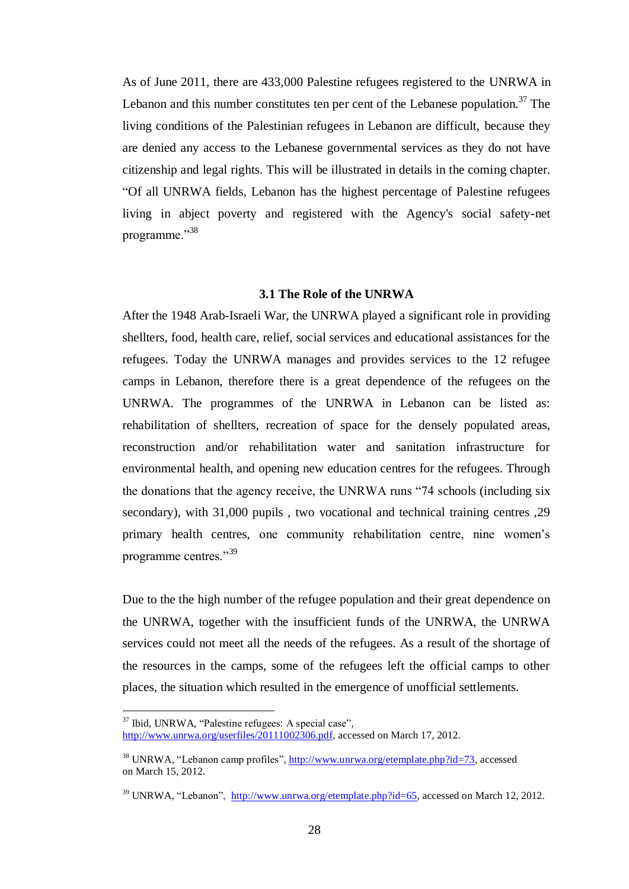As of June 2011, there are 433,000 Palestine refugees registered to the UNRWA in Lebanon and this number constitutes ten per cent of the Lebanese population.[37] The living conditions of the Palestinian refugees in Lebanon are difficult, because they are denied any access to the Lebanese governmental services as they do not have citizenship and legal rights. This will be illustrated in details in the coming chapter. "Of all UNRWA fields, Lebanon has the highest percentage of Palestine refugees living in abject poverty and registered with the Agency's social safety-net programme."[38]

### 3.1 The Role of the UNRWA

After the 1948 Arab-Israeli War, the UNRWA played a significant role in providing shellters, food, health care, relief, social services and educational assistances for the refugees. Today the UNRWA manages and provides services to the 12 refugee camps in Lebanon, therefore there is a great dependence of the refugees on the UNRWA. The programmes of the UNRWA in Lebanon can be listed as: rehabilitation of shellters, recreation of space for the densely populated areas, reconstruction and/or rehabilitation water and sanitation infrastructure for environmental health, and opening new education centres for the refugees. Through the donations that the agency receive, the UNRWA runs "74 schools (including six secondary), with 31,000 pupils , two vocational and technical training centres ,29 primary health centres, one community rehabilitation centre, nine women's programme centres."[39]

Due to the the high number of the refugee population and their great dependence on the UNRWA, together with the insufficient funds of the UNRWA, the UNRWA services could not meet all the needs of the refugees. As a result of the shortage of the resources in the camps, some of the refugees left the official camps to other places, the situation which resulted in the emergence of unofficial settlements.

---

[37] Ibid, UNRWA, "Palestine refugees: A special case", http://www.unrwa.org/userfiles/20111002306.pdf, accessed on March 17, 2012.

[38] UNRWA, "Lebanon camp profiles", http://www.unrwa.org/etemplate.php?id=73, accessed on March 15, 2012.

[39] UNRWA, "Lebanon", http://www.unrwa.org/etemplate.php?id=65, accessed on March 12, 2012.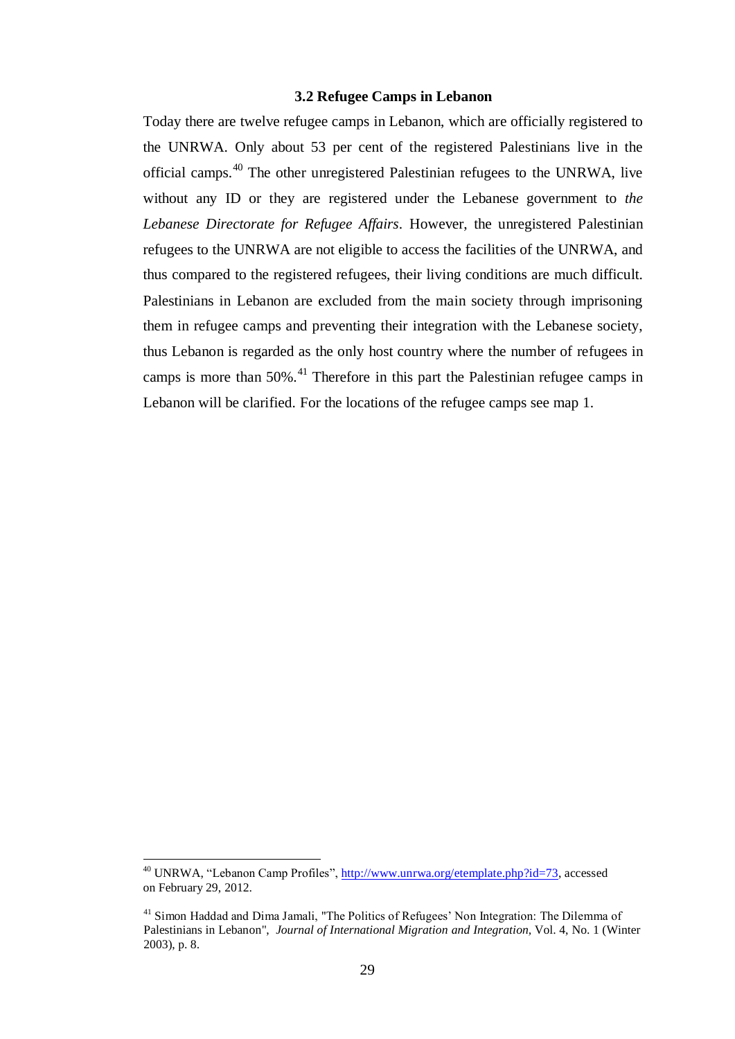### 3.2 Refugee Camps in Lebanon

Today there are twelve refugee camps in Lebanon, which are officially registered to the UNRWA. Only about 53 per cent of the registered Palestinians live in the official camps.[40] The other unregistered Palestinian refugees to the UNRWA, live without any ID or they are registered under the Lebanese government to *the Lebanese Directorate for Refugee Affairs*. However, the unregistered Palestinian refugees to the UNRWA are not eligible to access the facilities of the UNRWA, and thus compared to the registered refugees, their living conditions are much difficult. Palestinians in Lebanon are excluded from the main society through imprisoning them in refugee camps and preventing their integration with the Lebanese society, thus Lebanon is regarded as the only host country where the number of refugees in camps is more than 50%.[41] Therefore in this part the Palestinian refugee camps in Lebanon will be clarified. For the locations of the refugee camps see map 1.

---

[40] UNRWA, "Lebanon Camp Profiles", http://www.unrwa.org/etemplate.php?id=73, accessed on February 29, 2012.

[41] Simon Haddad and Dima Jamali, "The Politics of Refugees' Non Integration: The Dilemma of Palestinians in Lebanon", *Journal of International Migration and Integration*, Vol. 4, No. 1 (Winter 2003), p. 8.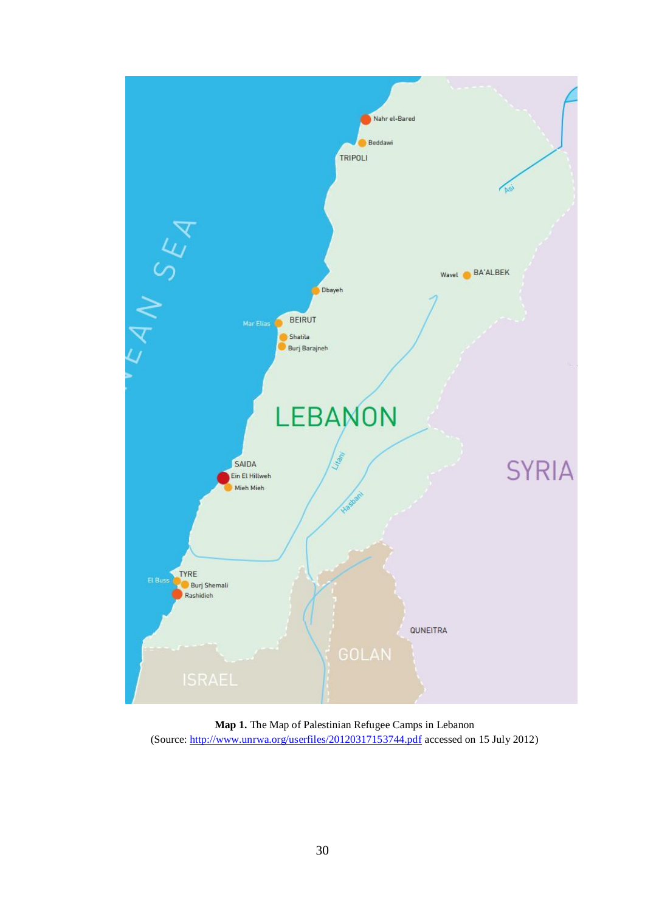**Map 1.** The Map of Palestinian Refugee Camps in Lebanon
(Source: http://www.unrwa.org/userfiles/20120317153744.pdf accessed on 15 July 2012)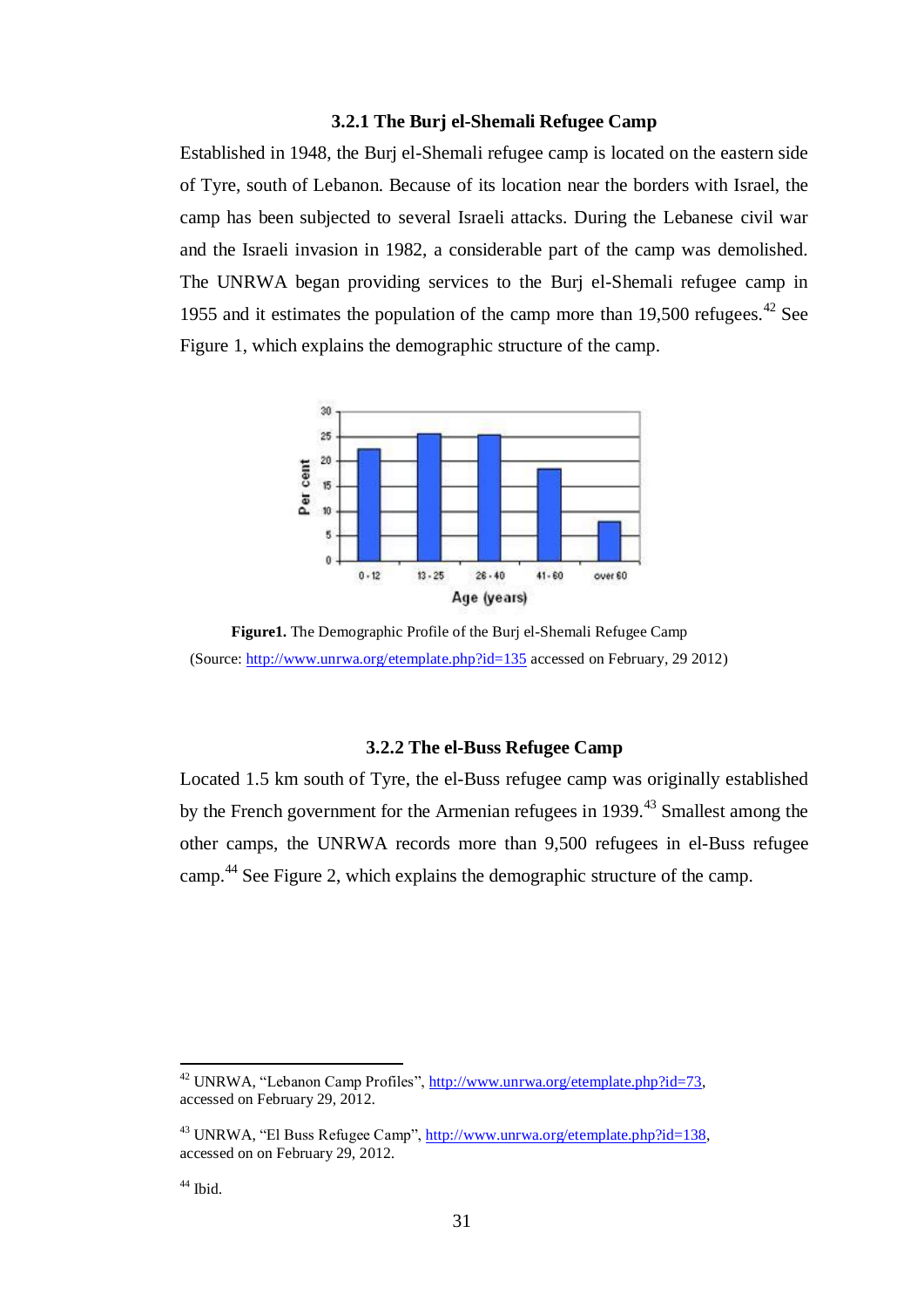### 3.2.1 The Burj el-Shemali Refugee Camp

Established in 1948, the Burj el-Shemali refugee camp is located on the eastern side of Tyre, south of Lebanon. Because of its location near the borders with Israel, the camp has been subjected to several Israeli attacks. During the Lebanese civil war and the Israeli invasion in 1982, a considerable part of the camp was demolished. The UNRWA began providing services to the Burj el-Shemali refugee camp in 1955 and it estimates the population of the camp more than 19,500 refugees.[42] See Figure 1, which explains the demographic structure of the camp.

**Figure1.** The Demographic Profile of the Burj el-Shemali Refugee Camp
(Source: http://www.unrwa.org/etemplate.php?id=135 accessed on February, 29 2012)

### 3.2.2 The el-Buss Refugee Camp

Located 1.5 km south of Tyre, the el-Buss refugee camp was originally established by the French government for the Armenian refugees in 1939.[43] Smallest among the other camps, the UNRWA records more than 9,500 refugees in el-Buss refugee camp.[44] See Figure 2, which explains the demographic structure of the camp.

---

[42] UNRWA, "Lebanon Camp Profiles", http://www.unrwa.org/etemplate.php?id=73, accessed on February 29, 2012.

[43] UNRWA, "El Buss Refugee Camp", http://www.unrwa.org/etemplate.php?id=138, accessed on on February 29, 2012.

[44] Ibid.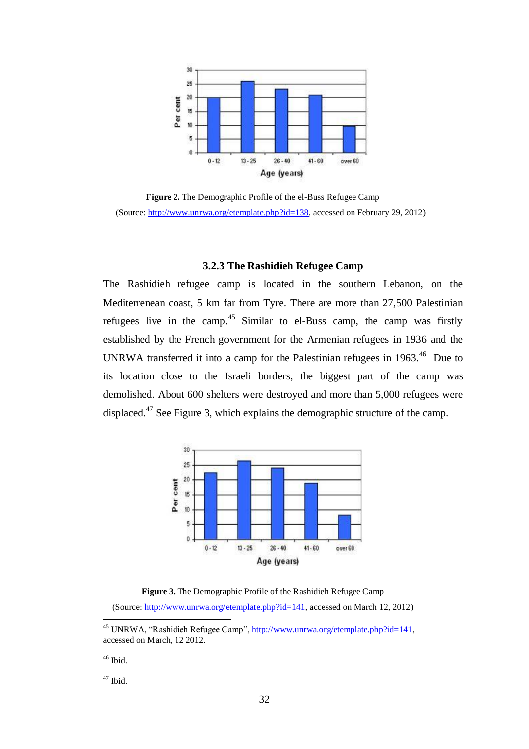**Figure 2.** The Demographic Profile of the el-Buss Refugee Camp

(Source: http://www.unrwa.org/etemplate.php?id=138, accessed on February 29, 2012)

### 3.2.3 The Rashidieh Refugee Camp

The Rashidieh refugee camp is located in the southern Lebanon, on the Mediterrenean coast, 5 km far from Tyre. There are more than 27,500 Palestinian refugees live in the camp.[45] Similar to el-Buss camp, the camp was firstly established by the French government for the Armenian refugees in 1936 and the UNRWA transferred it into a camp for the Palestinian refugees in 1963.[46] Due to its location close to the Israeli borders, the biggest part of the camp was demolished. About 600 shelters were destroyed and more than 5,000 refugees were displaced.[47] See Figure 3, which explains the demographic structure of the camp.

**Figure 3.** The Demographic Profile of the Rashidieh Refugee Camp

(Source: http://www.unrwa.org/etemplate.php?id=141, accessed on March 12, 2012)

---

[45] UNRWA, "Rashidieh Refugee Camp", http://www.unrwa.org/etemplate.php?id=141, accessed on March, 12 2012.

[46] Ibid.

[47] Ibid.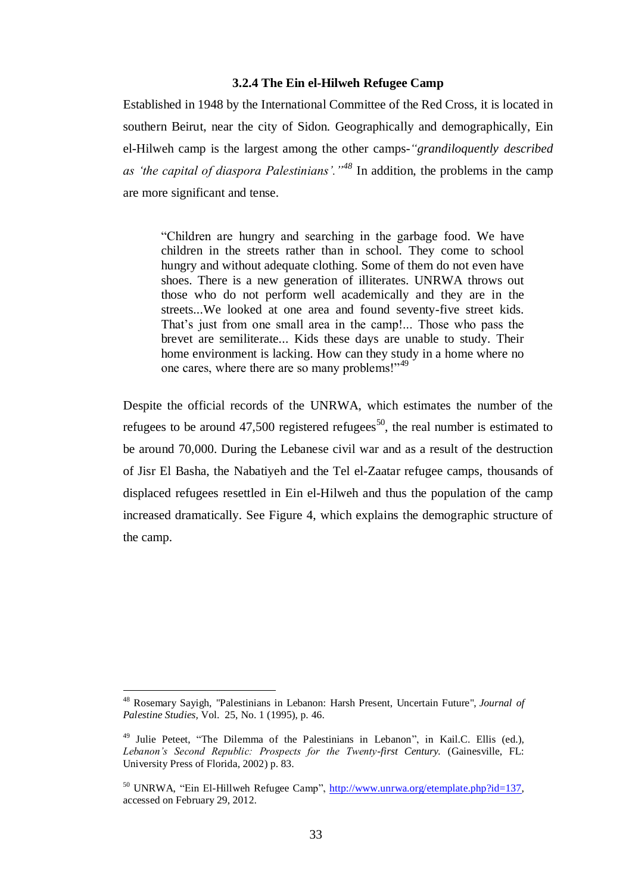### 3.2.4 The Ein el-Hilweh Refugee Camp

Established in 1948 by the International Committee of the Red Cross, it is located in southern Beirut, near the city of Sidon. Geographically and demographically, Ein el-Hilweh camp is the largest among the other camps-*"grandiloquently described as 'the capital of diaspora Palestinians'."*[48] In addition, the problems in the camp are more significant and tense.

> "Children are hungry and searching in the garbage food. We have children in the streets rather than in school. They come to school hungry and without adequate clothing. Some of them do not even have shoes. There is a new generation of illiterates. UNRWA throws out those who do not perform well academically and they are in the streets...We looked at one area and found seventy-five street kids. That's just from one small area in the camp!... Those who pass the brevet are semiliterate... Kids these days are unable to study. Their home environment is lacking. How can they study in a home where no one cares, where there are so many problems!"[49]

Despite the official records of the UNRWA, which estimates the number of the refugees to be around 47,500 registered refugees[50], the real number is estimated to be around 70,000. During the Lebanese civil war and as a result of the destruction of Jisr El Basha, the Nabatiyeh and the Tel el-Zaatar refugee camps, thousands of displaced refugees resettled in Ein el-Hilweh and thus the population of the camp increased dramatically. See Figure 4, which explains the demographic structure of the camp.

---

[48] Rosemary Sayigh, "Palestinians in Lebanon: Harsh Present, Uncertain Future", *Journal of Palestine Studies,* Vol. 25, No. 1 (1995), p. 46.

[49] Julie Peteet, "The Dilemma of the Palestinians in Lebanon", in Kail.C. Ellis (ed.), *Lebanon's Second Republic: Prospects for the Twenty-first Century.* (Gainesville, FL: University Press of Florida, 2002) p. 83.

[50] UNRWA, "Ein El-Hillweh Refugee Camp", http://www.unrwa.org/etemplate.php?id=137, accessed on February 29, 2012.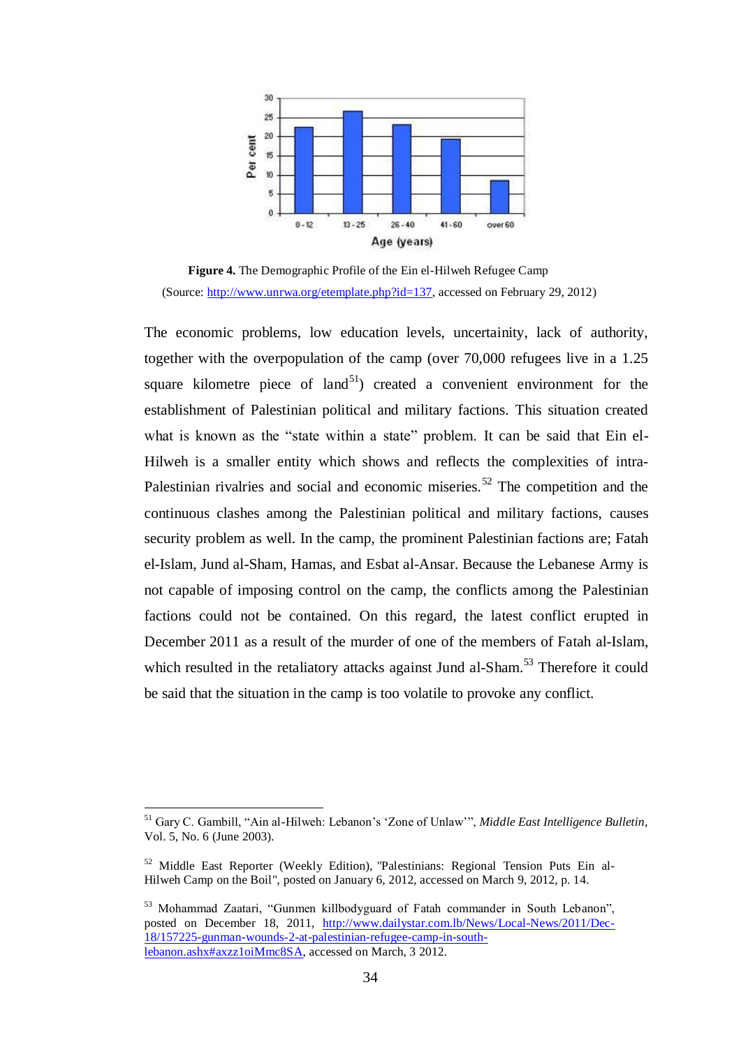**Figure 4.** The Demographic Profile of the Ein el-Hilweh Refugee Camp
(Source: http://www.unrwa.org/etemplate.php?id=137, accessed on February 29, 2012)

The economic problems, low education levels, uncertainity, lack of authority, together with the overpopulation of the camp (over 70,000 refugees live in a 1.25 square kilometre piece of land[51]) created a convenient environment for the establishment of Palestinian political and military factions. This situation created what is known as the "state within a state" problem. It can be said that Ein el-Hilweh is a smaller entity which shows and reflects the complexities of intra-Palestinian rivalries and social and economic miseries.[52] The competition and the continuous clashes among the Palestinian political and military factions, causes security problem as well. In the camp, the prominent Palestinian factions are; Fatah el-Islam, Jund al-Sham, Hamas, and Esbat al-Ansar. Because the Lebanese Army is not capable of imposing control on the camp, the conflicts among the Palestinian factions could not be contained. On this regard, the latest conflict erupted in December 2011 as a result of the murder of one of the members of Fatah al-Islam, which resulted in the retaliatory attacks against Jund al-Sham.[53] Therefore it could be said that the situation in the camp is too volatile to provoke any conflict.

---

[51] Gary C. Gambill, "Ain al-Hilweh: Lebanon's 'Zone of Unlaw'", *Middle East Intelligence Bulletin*, Vol. 5, No. 6 (June 2003).

[52] Middle East Reporter (Weekly Edition), "Palestinians: Regional Tension Puts Ein al-Hilweh Camp on the Boil", posted on January 6, 2012, accessed on March 9, 2012, p. 14.

[53] Mohammad Zaatari, "Gunmen killbodyguard of Fatah commander in South Lebanon", posted on December 18, 2011, http://www.dailystar.com.lb/News/Local-News/2011/Dec-18/157225-gunman-wounds-2-at-palestinian-refugee-camp-in-south-lebanon.ashx#axzz1oiMmc8SA, accessed on March, 3 2012.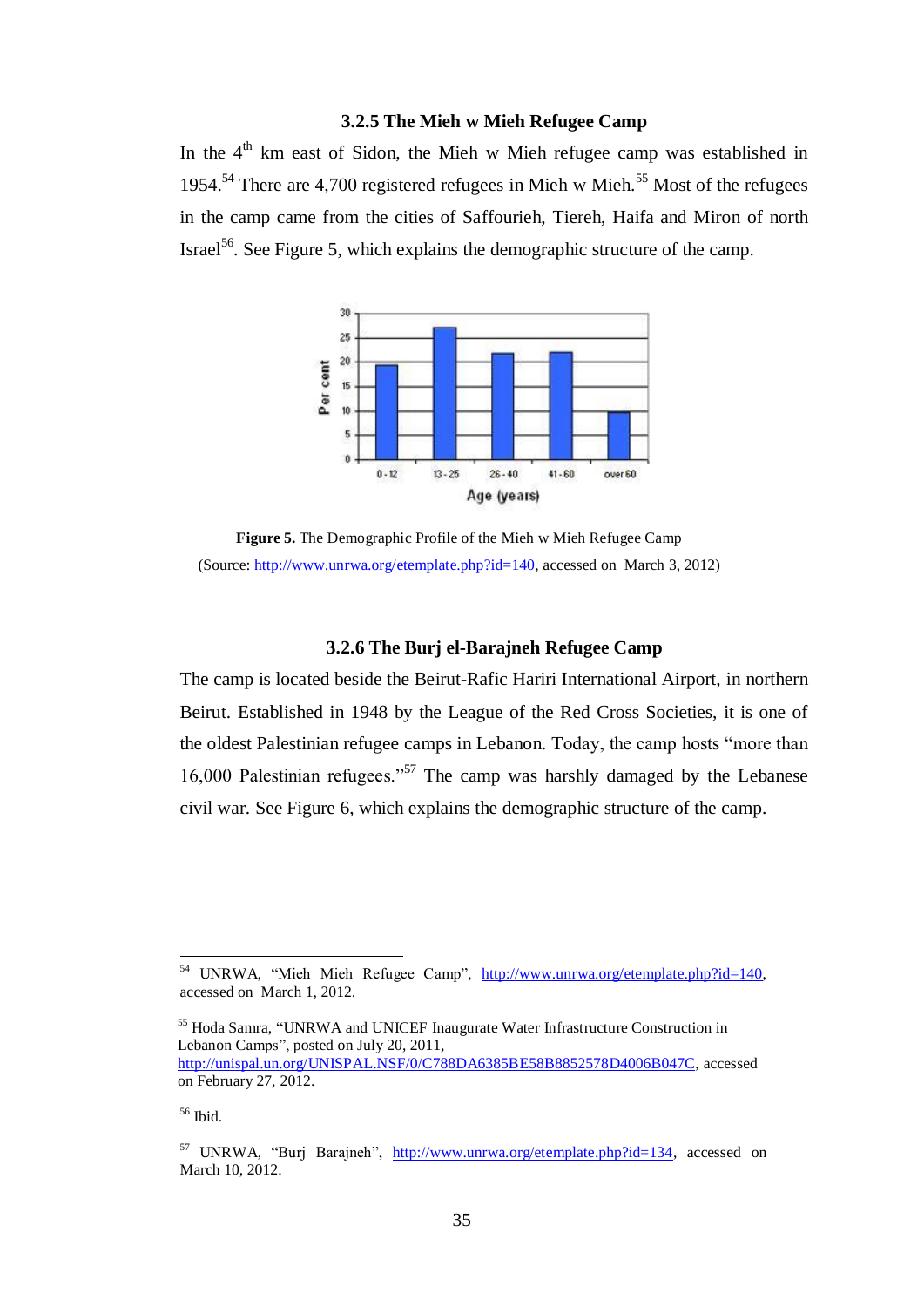### 3.2.5 The Mieh w Mieh Refugee Camp

In the 4th km east of Sidon, the Mieh w Mieh refugee camp was established in 1954.[54] There are 4,700 registered refugees in Mieh w Mieh.[55] Most of the refugees in the camp came from the cities of Saffourieh, Tiereh, Haifa and Miron of north Israel[56]. See Figure 5, which explains the demographic structure of the camp.

**Figure 5.** The Demographic Profile of the Mieh w Mieh Refugee Camp (Source: http://www.unrwa.org/etemplate.php?id=140, accessed on March 3, 2012)

### 3.2.6 The Burj el-Barajneh Refugee Camp

The camp is located beside the Beirut-Rafic Hariri International Airport, in northern Beirut. Established in 1948 by the League of the Red Cross Societies, it is one of the oldest Palestinian refugee camps in Lebanon. Today, the camp hosts "more than 16,000 Palestinian refugees."[57] The camp was harshly damaged by the Lebanese civil war. See Figure 6, which explains the demographic structure of the camp.

---

[54] UNRWA, "Mieh Mieh Refugee Camp", http://www.unrwa.org/etemplate.php?id=140, accessed on March 1, 2012.

[55] Hoda Samra, "UNRWA and UNICEF Inaugurate Water Infrastructure Construction in Lebanon Camps", posted on July 20, 2011, http://unispal.un.org/UNISPAL.NSF/0/C788DA6385BE58B8852578D4006B047C, accessed on February 27, 2012.

[56] Ibid.

[57] UNRWA, "Burj Barajneh", http://www.unrwa.org/etemplate.php?id=134, accessed on March 10, 2012.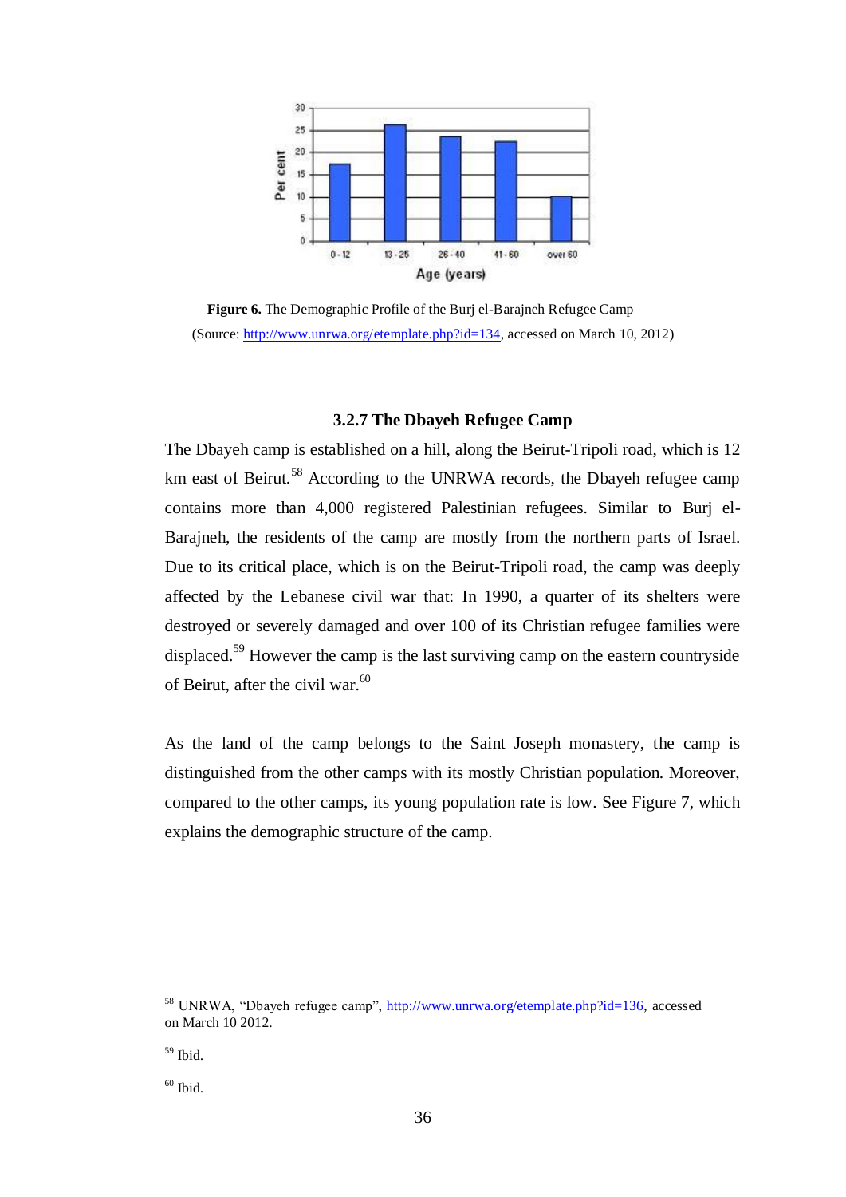**Figure 6.** The Demographic Profile of the Burj el-Barajneh Refugee Camp

(Source: http://www.unrwa.org/etemplate.php?id=134, accessed on March 10, 2012)

### 3.2.7 The Dbayeh Refugee Camp

The Dbayeh camp is established on a hill, along the Beirut-Tripoli road, which is 12 km east of Beirut.[58] According to the UNRWA records, the Dbayeh refugee camp contains more than 4,000 registered Palestinian refugees. Similar to Burj el-Barajneh, the residents of the camp are mostly from the northern parts of Israel. Due to its critical place, which is on the Beirut-Tripoli road, the camp was deeply affected by the Lebanese civil war that: In 1990, a quarter of its shelters were destroyed or severely damaged and over 100 of its Christian refugee families were displaced.[59] However the camp is the last surviving camp on the eastern countryside of Beirut, after the civil war.[60]

As the land of the camp belongs to the Saint Joseph monastery, the camp is distinguished from the other camps with its mostly Christian population. Moreover, compared to the other camps, its young population rate is low. See Figure 7, which explains the demographic structure of the camp.

---

[58] UNRWA, "Dbayeh refugee camp", http://www.unrwa.org/etemplate.php?id=136, accessed on March 10 2012.

[59] Ibid.

[60] Ibid.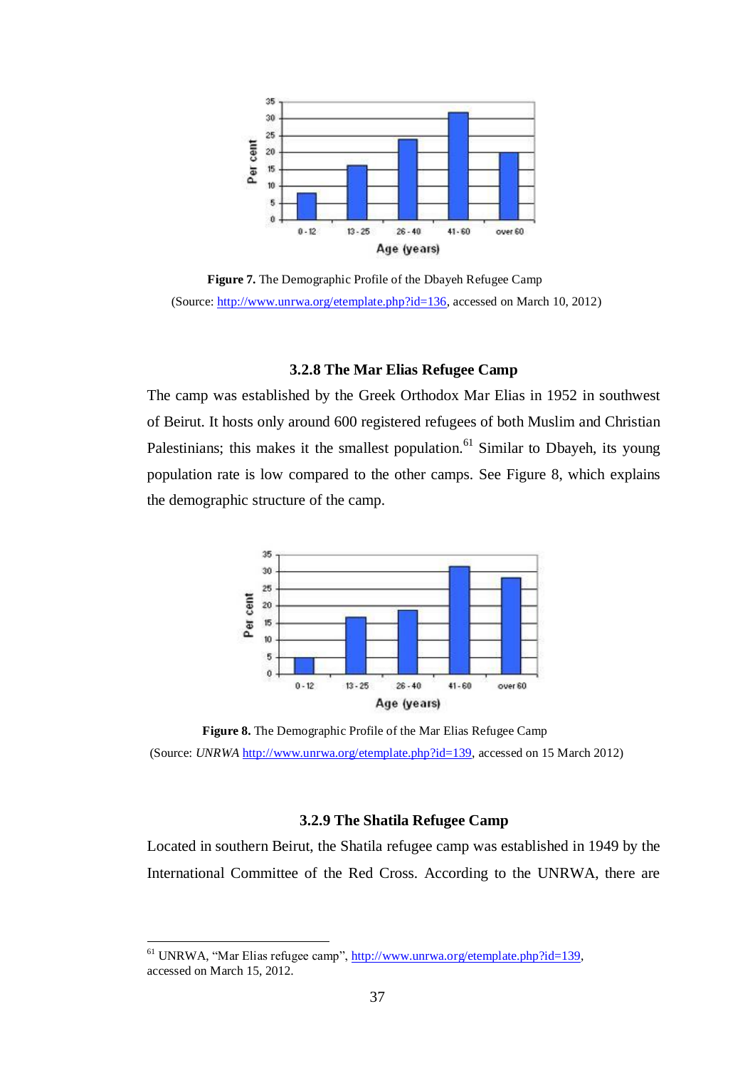**Figure 7.** The Demographic Profile of the Dbayeh Refugee Camp
(Source: http://www.unrwa.org/etemplate.php?id=136, accessed on March 10, 2012)

### 3.2.8 The Mar Elias Refugee Camp

The camp was established by the Greek Orthodox Mar Elias in 1952 in southwest of Beirut. It hosts only around 600 registered refugees of both Muslim and Christian Palestinians; this makes it the smallest population.[61] Similar to Dbayeh, its young population rate is low compared to the other camps. See Figure 8, which explains the demographic structure of the camp.

**Figure 8.** The Demographic Profile of the Mar Elias Refugee Camp
(Source: *UNRWA* http://www.unrwa.org/etemplate.php?id=139, accessed on 15 March 2012)

### 3.2.9 The Shatila Refugee Camp

Located in southern Beirut, the Shatila refugee camp was established in 1949 by the International Committee of the Red Cross. According to the UNRWA, there are

---

[61] UNRWA, "Mar Elias refugee camp", http://www.unrwa.org/etemplate.php?id=139, accessed on March 15, 2012.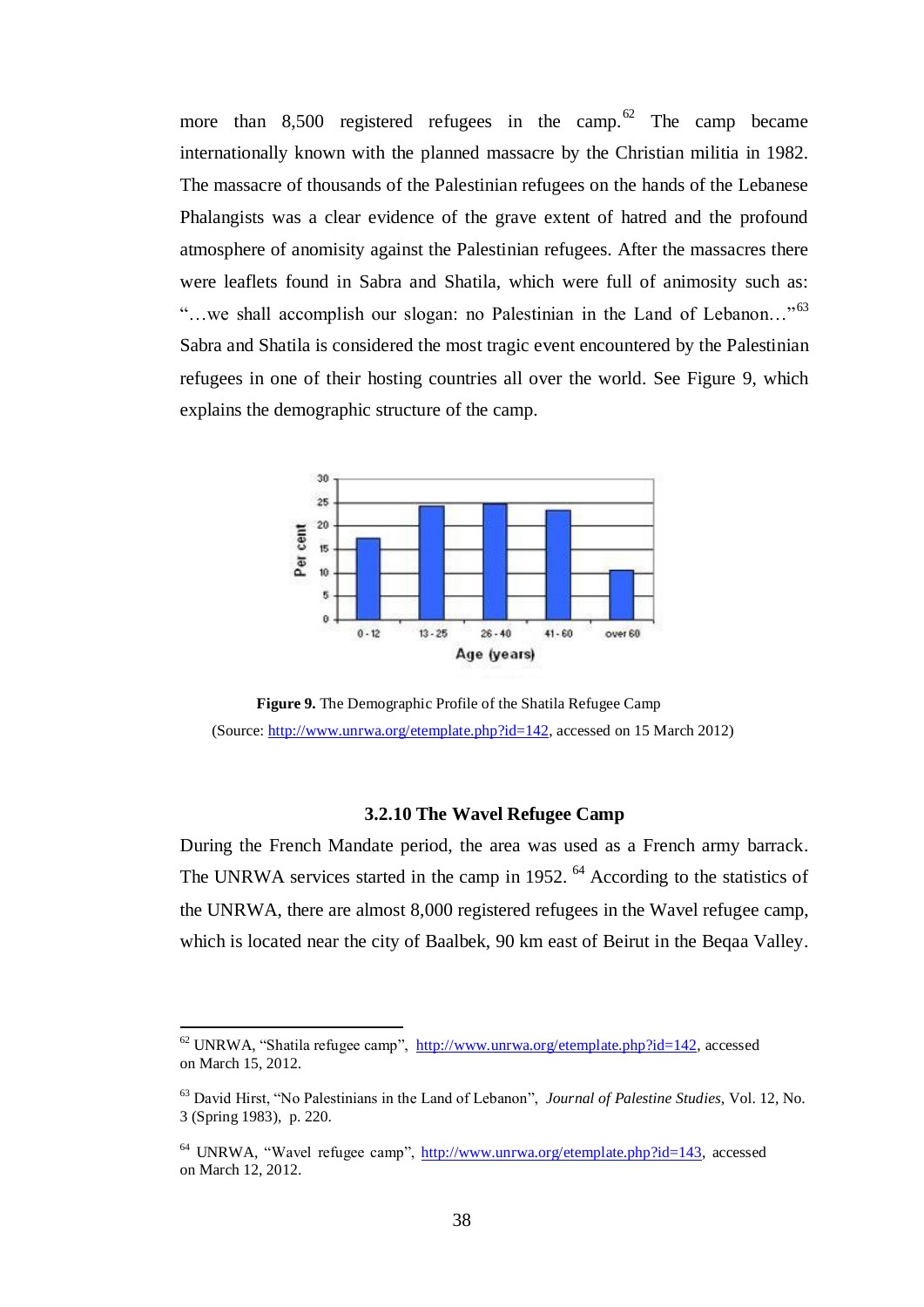more than 8,500 registered refugees in the camp.[62] The camp became internationally known with the planned massacre by the Christian militia in 1982. The massacre of thousands of the Palestinian refugees on the hands of the Lebanese Phalangists was a clear evidence of the grave extent of hatred and the profound atmosphere of anomisity against the Palestinian refugees. After the massacres there were leaflets found in Sabra and Shatila, which were full of animosity such as: "…we shall accomplish our slogan: no Palestinian in the Land of Lebanon…"[63] Sabra and Shatila is considered the most tragic event encountered by the Palestinian refugees in one of their hosting countries all over the world. See Figure 9, which explains the demographic structure of the camp.

**Figure 9.** The Demographic Profile of the Shatila Refugee Camp
(Source: http://www.unrwa.org/etemplate.php?id=142, accessed on 15 March 2012)

### 3.2.10 The Wavel Refugee Camp

During the French Mandate period, the area was used as a French army barrack. The UNRWA services started in the camp in 1952. [64] According to the statistics of the UNRWA, there are almost 8,000 registered refugees in the Wavel refugee camp, which is located near the city of Baalbek, 90 km east of Beirut in the Beqaa Valley.

---

[62] UNRWA, "Shatila refugee camp", http://www.unrwa.org/etemplate.php?id=142, accessed on March 15, 2012.

[63] David Hirst, "No Palestinians in the Land of Lebanon", *Journal of Palestine Studies*, Vol. 12, No. 3 (Spring 1983), p. 220.

[64] UNRWA, "Wavel refugee camp", http://www.unrwa.org/etemplate.php?id=143, accessed on March 12, 2012.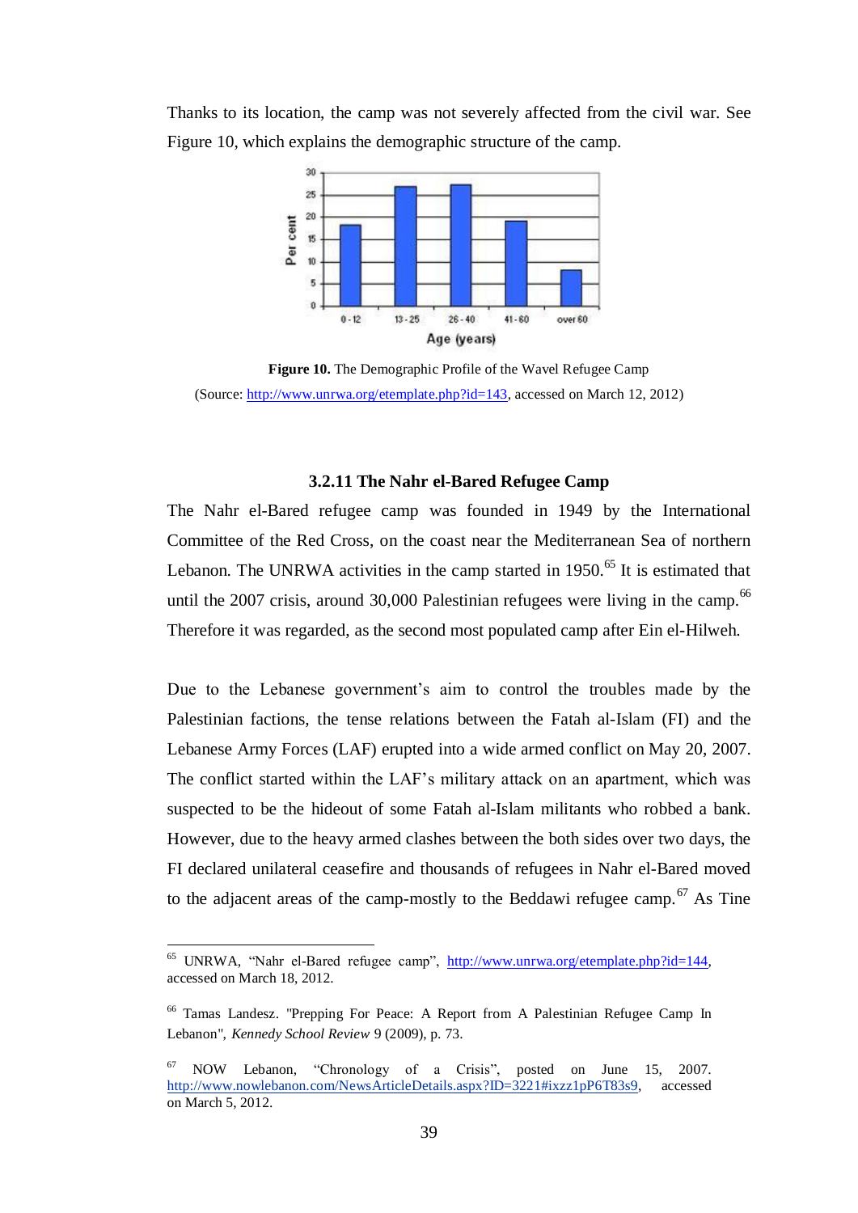Thanks to its location, the camp was not severely affected from the civil war. See Figure 10, which explains the demographic structure of the camp.

**Figure 10.** The Demographic Profile of the Wavel Refugee Camp
(Source: http://www.unrwa.org/etemplate.php?id=143, accessed on March 12, 2012)

### 3.2.11 The Nahr el-Bared Refugee Camp

The Nahr el-Bared refugee camp was founded in 1949 by the International Committee of the Red Cross, on the coast near the Mediterranean Sea of northern Lebanon. The UNRWA activities in the camp started in 1950.[65] It is estimated that until the 2007 crisis, around 30,000 Palestinian refugees were living in the camp.[66] Therefore it was regarded, as the second most populated camp after Ein el-Hilweh.

Due to the Lebanese government's aim to control the troubles made by the Palestinian factions, the tense relations between the Fatah al-Islam (FI) and the Lebanese Army Forces (LAF) erupted into a wide armed conflict on May 20, 2007. The conflict started within the LAF's military attack on an apartment, which was suspected to be the hideout of some Fatah al-Islam militants who robbed a bank. However, due to the heavy armed clashes between the both sides over two days, the FI declared unilateral ceasefire and thousands of refugees in Nahr el-Bared moved to the adjacent areas of the camp-mostly to the Beddawi refugee camp.[67] As Tine

---

[65] UNRWA, "Nahr el-Bared refugee camp", http://www.unrwa.org/etemplate.php?id=144, accessed on March 18, 2012.

[66] Tamas Landesz. "Prepping For Peace: A Report from A Palestinian Refugee Camp In Lebanon", *Kennedy School Review* 9 (2009), p. 73.

[67] NOW Lebanon, "Chronology of a Crisis", posted on June 15, 2007. http://www.nowlebanon.com/NewsArticleDetails.aspx?ID=3221#ixzz1pP6T83s9, accessed on March 5, 2012.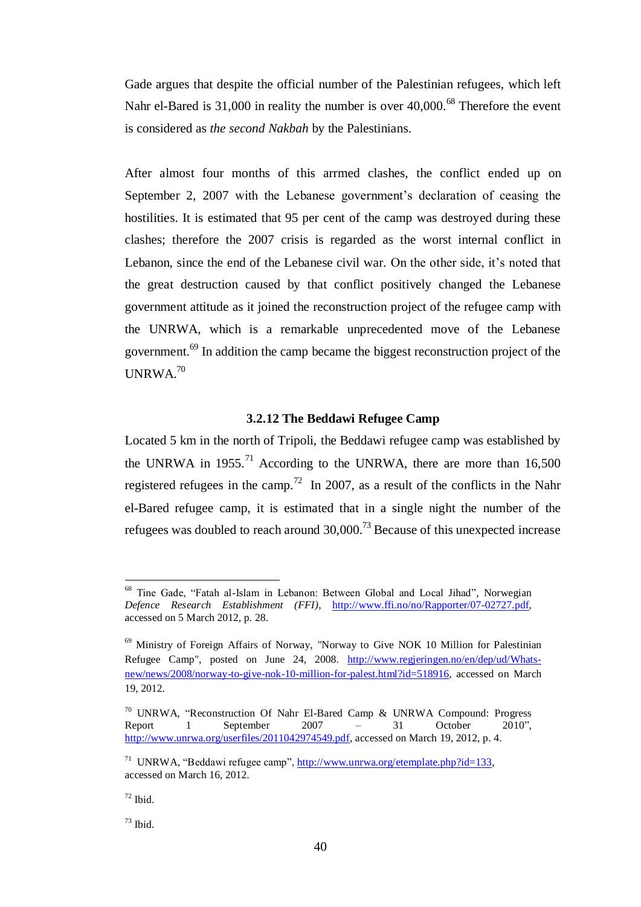Gade argues that despite the official number of the Palestinian refugees, which left Nahr el-Bared is 31,000 in reality the number is over 40,000.[68] Therefore the event is considered as *the second Nakbah* by the Palestinians.

After almost four months of this arrmed clashes, the conflict ended up on September 2, 2007 with the Lebanese government's declaration of ceasing the hostilities. It is estimated that 95 per cent of the camp was destroyed during these clashes; therefore the 2007 crisis is regarded as the worst internal conflict in Lebanon, since the end of the Lebanese civil war. On the other side, it's noted that the great destruction caused by that conflict positively changed the Lebanese government attitude as it joined the reconstruction project of the refugee camp with the UNRWA, which is a remarkable unprecedented move of the Lebanese government.[69] In addition the camp became the biggest reconstruction project of the UNRWA.[70]

### 3.2.12 The Beddawi Refugee Camp

Located 5 km in the north of Tripoli, the Beddawi refugee camp was established by the UNRWA in 1955.[71] According to the UNRWA, there are more than 16,500 registered refugees in the camp.[72] In 2007, as a result of the conflicts in the Nahr el-Bared refugee camp, it is estimated that in a single night the number of the refugees was doubled to reach around 30,000.[73] Because of this unexpected increase

---

[68] Tine Gade, "Fatah al-Islam in Lebanon: Between Global and Local Jihad", Norwegian *Defence Research Establishment (FFI)*, http://www.ffi.no/no/Rapporter/07-02727.pdf, accessed on 5 March 2012, p. 28.

[69] Ministry of Foreign Affairs of Norway, "Norway to Give NOK 10 Million for Palestinian Refugee Camp", posted on June 24, 2008. http://www.regjeringen.no/en/dep/ud/Whats-new/news/2008/norway-to-give-nok-10-million-for-palest.html?id=518916, accessed on March 19, 2012.

[70] UNRWA, "Reconstruction Of Nahr El-Bared Camp & UNRWA Compound: Progress Report 1 September 2007 – 31 October 2010", http://www.unrwa.org/userfiles/2011042974549.pdf, accessed on March 19, 2012, p. 4.

[71] UNRWA, "Beddawi refugee camp", http://www.unrwa.org/etemplate.php?id=133, accessed on March 16, 2012.

[72] Ibid.

[73] Ibid.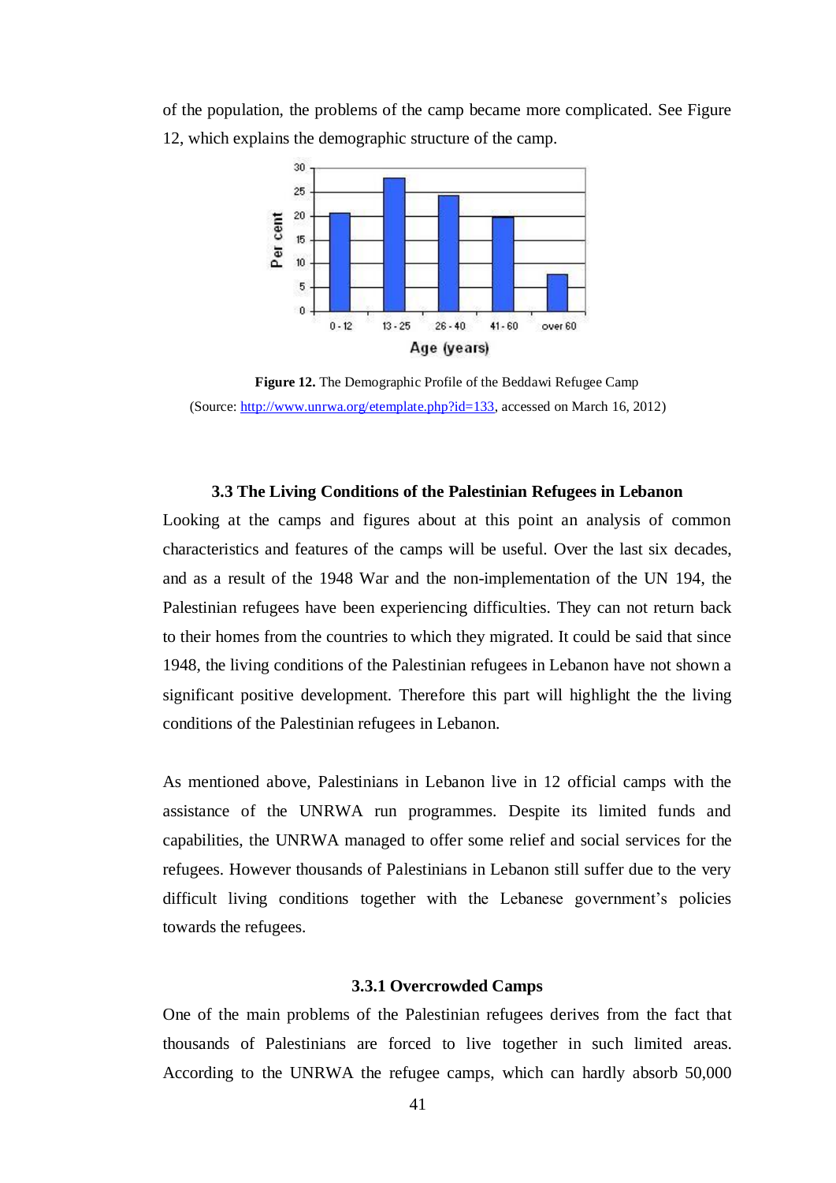of the population, the problems of the camp became more complicated. See Figure 12, which explains the demographic structure of the camp.

**Figure 12.** The Demographic Profile of the Beddawi Refugee Camp
(Source: http://www.unrwa.org/etemplate.php?id=133, accessed on March 16, 2012)

### 3.3 The Living Conditions of the Palestinian Refugees in Lebanon

Looking at the camps and figures about at this point an analysis of common characteristics and features of the camps will be useful. Over the last six decades, and as a result of the 1948 War and the non-implementation of the UN 194, the Palestinian refugees have been experiencing difficulties. They can not return back to their homes from the countries to which they migrated. It could be said that since 1948, the living conditions of the Palestinian refugees in Lebanon have not shown a significant positive development. Therefore this part will highlight the the living conditions of the Palestinian refugees in Lebanon.

As mentioned above, Palestinians in Lebanon live in 12 official camps with the assistance of the UNRWA run programmes. Despite its limited funds and capabilities, the UNRWA managed to offer some relief and social services for the refugees. However thousands of Palestinians in Lebanon still suffer due to the very difficult living conditions together with the Lebanese government's policies towards the refugees.

#### 3.3.1 Overcrowded Camps

One of the main problems of the Palestinian refugees derives from the fact that thousands of Palestinians are forced to live together in such limited areas. According to the UNRWA the refugee camps, which can hardly absorb 50,000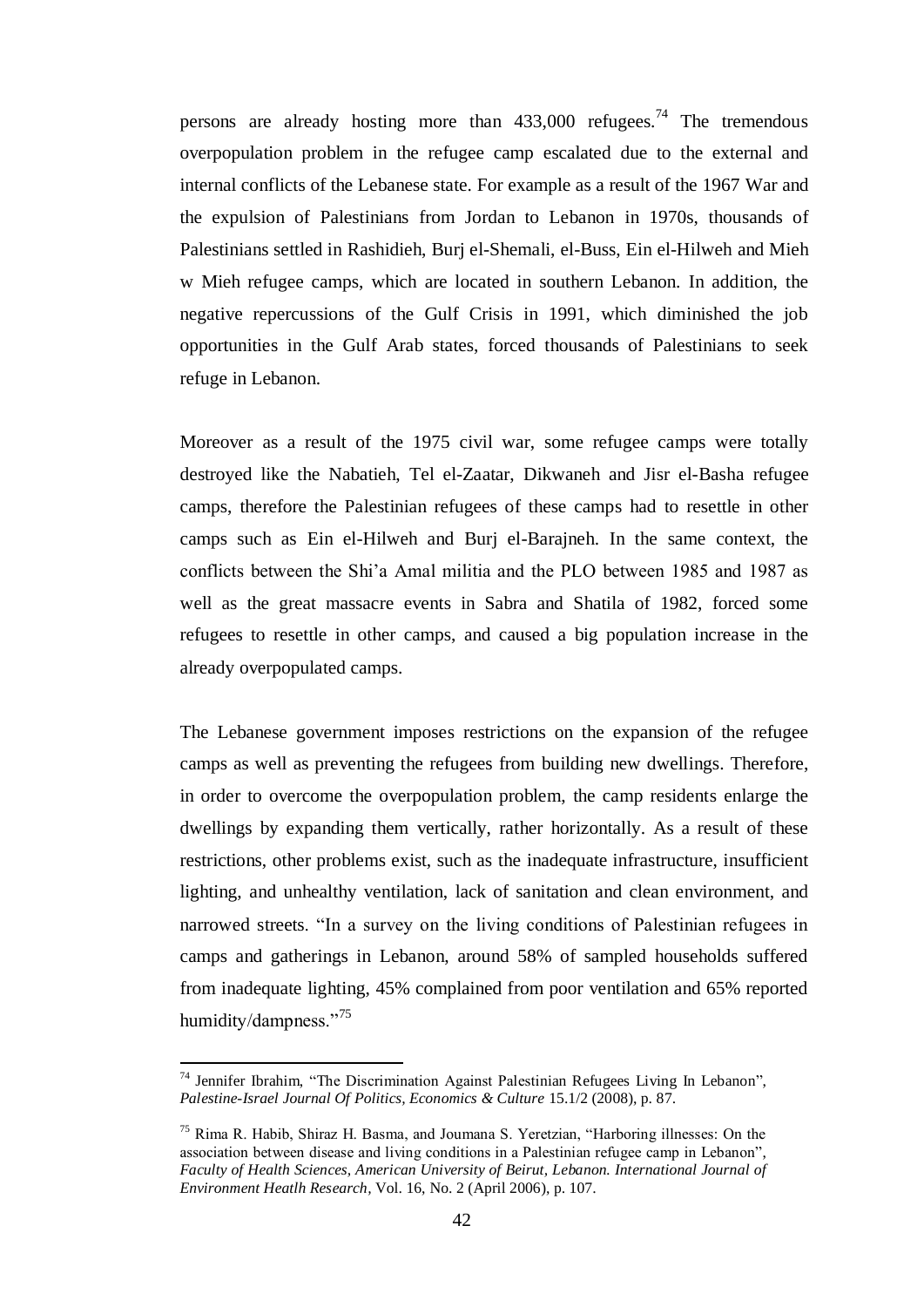persons are already hosting more than 433,000 refugees.[74] The tremendous overpopulation problem in the refugee camp escalated due to the external and internal conflicts of the Lebanese state. For example as a result of the 1967 War and the expulsion of Palestinians from Jordan to Lebanon in 1970s, thousands of Palestinians settled in Rashidieh, Burj el-Shemali, el-Buss, Ein el-Hilweh and Mieh w Mieh refugee camps, which are located in southern Lebanon. In addition, the negative repercussions of the Gulf Crisis in 1991, which diminished the job opportunities in the Gulf Arab states, forced thousands of Palestinians to seek refuge in Lebanon.

Moreover as a result of the 1975 civil war, some refugee camps were totally destroyed like the Nabatieh, Tel el-Zaatar, Dikwaneh and Jisr el-Basha refugee camps, therefore the Palestinian refugees of these camps had to resettle in other camps such as Ein el-Hilweh and Burj el-Barajneh. In the same context, the conflicts between the Shi'a Amal militia and the PLO between 1985 and 1987 as well as the great massacre events in Sabra and Shatila of 1982, forced some refugees to resettle in other camps, and caused a big population increase in the already overpopulated camps.

The Lebanese government imposes restrictions on the expansion of the refugee camps as well as preventing the refugees from building new dwellings. Therefore, in order to overcome the overpopulation problem, the camp residents enlarge the dwellings by expanding them vertically, rather horizontally. As a result of these restrictions, other problems exist, such as the inadequate infrastructure, insufficient lighting, and unhealthy ventilation, lack of sanitation and clean environment, and narrowed streets. "In a survey on the living conditions of Palestinian refugees in camps and gatherings in Lebanon, around 58% of sampled households suffered from inadequate lighting, 45% complained from poor ventilation and 65% reported humidity/dampness."[75]

---

[74] Jennifer Ibrahim, "The Discrimination Against Palestinian Refugees Living In Lebanon", *Palestine-Israel Journal Of Politics, Economics & Culture* 15.1/2 (2008), p. 87.

[75] Rima R. Habib, Shiraz H. Basma, and Joumana S. Yeretzian, "Harboring illnesses: On the association between disease and living conditions in a Palestinian refugee camp in Lebanon", *Faculty of Health Sciences, American University of Beirut, Lebanon. International Journal of Environment Heatlh Research*, Vol. 16, No. 2 (April 2006), p. 107.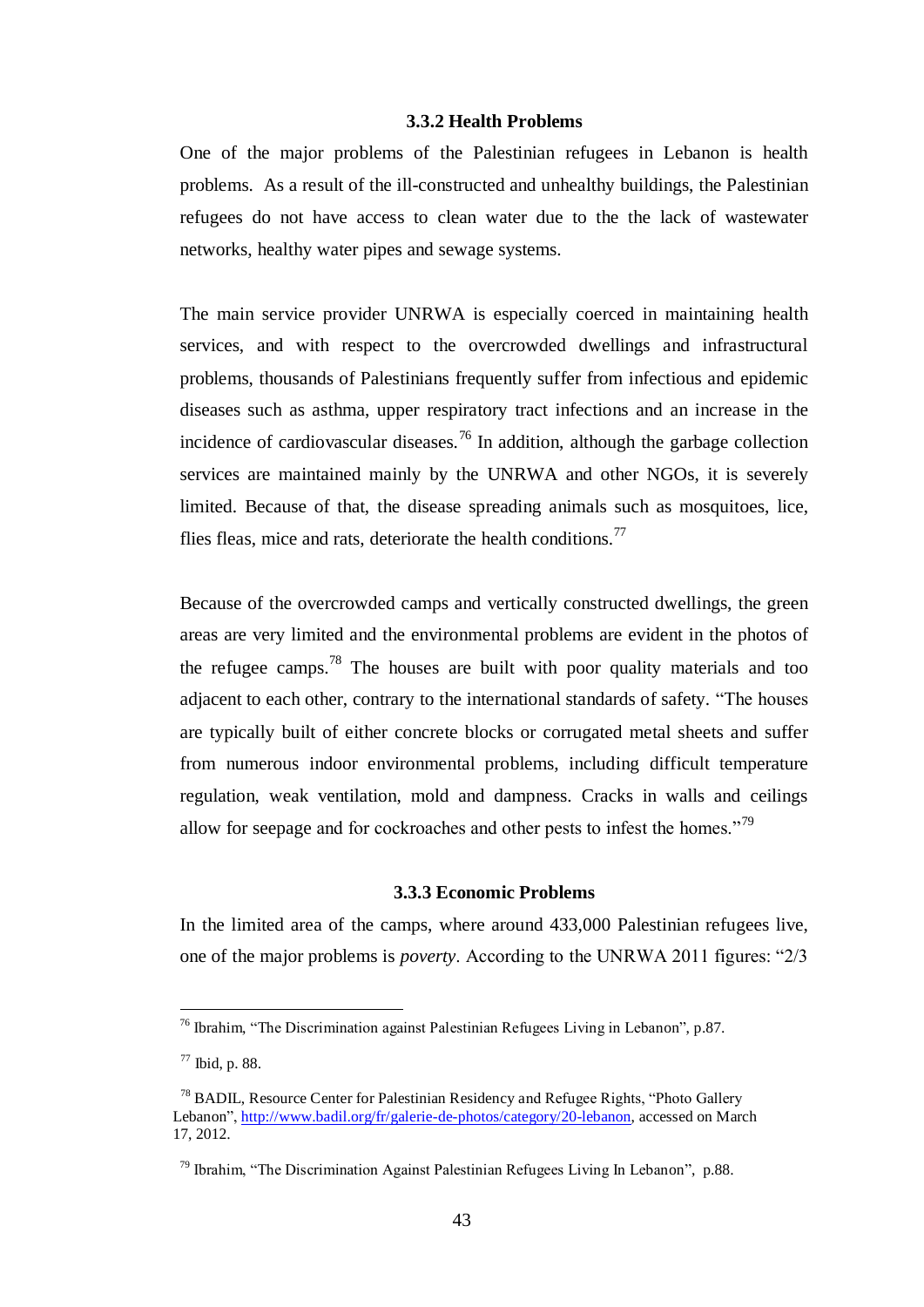### 3.3.2 Health Problems

One of the major problems of the Palestinian refugees in Lebanon is health problems. As a result of the ill-constructed and unhealthy buildings, the Palestinian refugees do not have access to clean water due to the the lack of wastewater networks, healthy water pipes and sewage systems.

The main service provider UNRWA is especially coerced in maintaining health services, and with respect to the overcrowded dwellings and infrastructural problems, thousands of Palestinians frequently suffer from infectious and epidemic diseases such as asthma, upper respiratory tract infections and an increase in the incidence of cardiovascular diseases.[76] In addition, although the garbage collection services are maintained mainly by the UNRWA and other NGOs, it is severely limited. Because of that, the disease spreading animals such as mosquitoes, lice, flies fleas, mice and rats, deteriorate the health conditions.[77]

Because of the overcrowded camps and vertically constructed dwellings, the green areas are very limited and the environmental problems are evident in the photos of the refugee camps.[78] The houses are built with poor quality materials and too adjacent to each other, contrary to the international standards of safety. "The houses are typically built of either concrete blocks or corrugated metal sheets and suffer from numerous indoor environmental problems, including difficult temperature regulation, weak ventilation, mold and dampness. Cracks in walls and ceilings allow for seepage and for cockroaches and other pests to infest the homes."[79]

### 3.3.3 Economic Problems

In the limited area of the camps, where around 433,000 Palestinian refugees live, one of the major problems is *poverty*. According to the UNRWA 2011 figures: "2/3

---

[76] Ibrahim, "The Discrimination against Palestinian Refugees Living in Lebanon", p.87.

[77] Ibid, p. 88.

[78] BADIL, Resource Center for Palestinian Residency and Refugee Rights, "Photo Gallery Lebanon", http://www.badil.org/fr/galerie-de-photos/category/20-lebanon, accessed on March 17, 2012.

[79] Ibrahim, "The Discrimination Against Palestinian Refugees Living In Lebanon", p.88.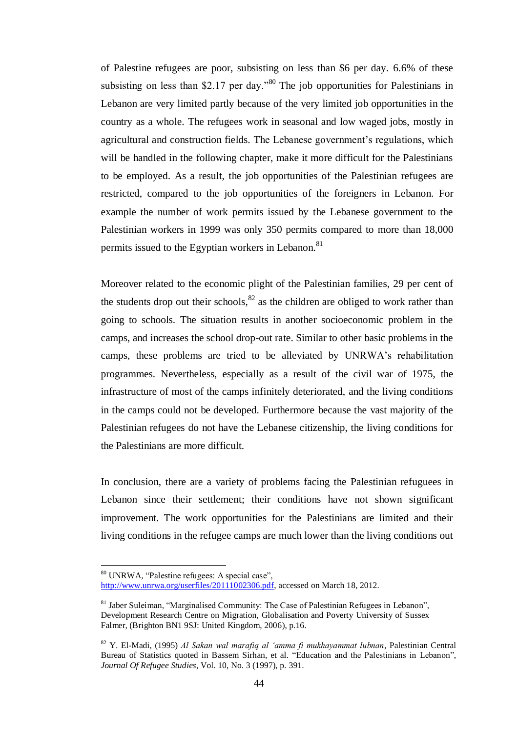of Palestine refugees are poor, subsisting on less than $6 per day. 6.6% of these subsisting on less than $2.17 per day."[80] The job opportunities for Palestinians in Lebanon are very limited partly because of the very limited job opportunities in the country as a whole. The refugees work in seasonal and low waged jobs, mostly in agricultural and construction fields. The Lebanese government's regulations, which will be handled in the following chapter, make it more difficult for the Palestinians to be employed. As a result, the job opportunities of the Palestinian refugees are restricted, compared to the job opportunities of the foreigners in Lebanon. For example the number of work permits issued by the Lebanese government to the Palestinian workers in 1999 was only 350 permits compared to more than 18,000 permits issued to the Egyptian workers in Lebanon.[81]

Moreover related to the economic plight of the Palestinian families, 29 per cent of the students drop out their schools,[82] as the children are obliged to work rather than going to schools. The situation results in another socioeconomic problem in the camps, and increases the school drop-out rate. Similar to other basic problems in the camps, these problems are tried to be alleviated by UNRWA's rehabilitation programmes. Nevertheless, especially as a result of the civil war of 1975, the infrastructure of most of the camps infinitely deteriorated, and the living conditions in the camps could not be developed. Furthermore because the vast majority of the Palestinian refugees do not have the Lebanese citizenship, the living conditions for the Palestinians are more difficult.

In conclusion, there are a variety of problems facing the Palestinian refugees in Lebanon since their settlement; their conditions have not shown significant improvement. The work opportunities for the Palestinians are limited and their living conditions in the refugee camps are much lower than the living conditions out

---

[80] UNRWA, "Palestine refugees: A special case", http://www.unrwa.org/userfiles/20111002306.pdf, accessed on March 18, 2012.

[81] Jaber Suleiman, "Marginalised Community: The Case of Palestinian Refugees in Lebanon", Development Research Centre on Migration, Globalisation and Poverty University of Sussex Falmer, (Brighton BN1 9SJ: United Kingdom, 2006), p.16.

[82] Y. El-Madi, (1995) *Al Sakan wal marafiq al 'amma fi mukhayammat lubnan*, Palestinian Central Bureau of Statistics quoted in Bassem Sirhan, et al. "Education and the Palestinians in Lebanon", *Journal Of Refugee Studies*, Vol. 10, No. 3 (1997), p. 391.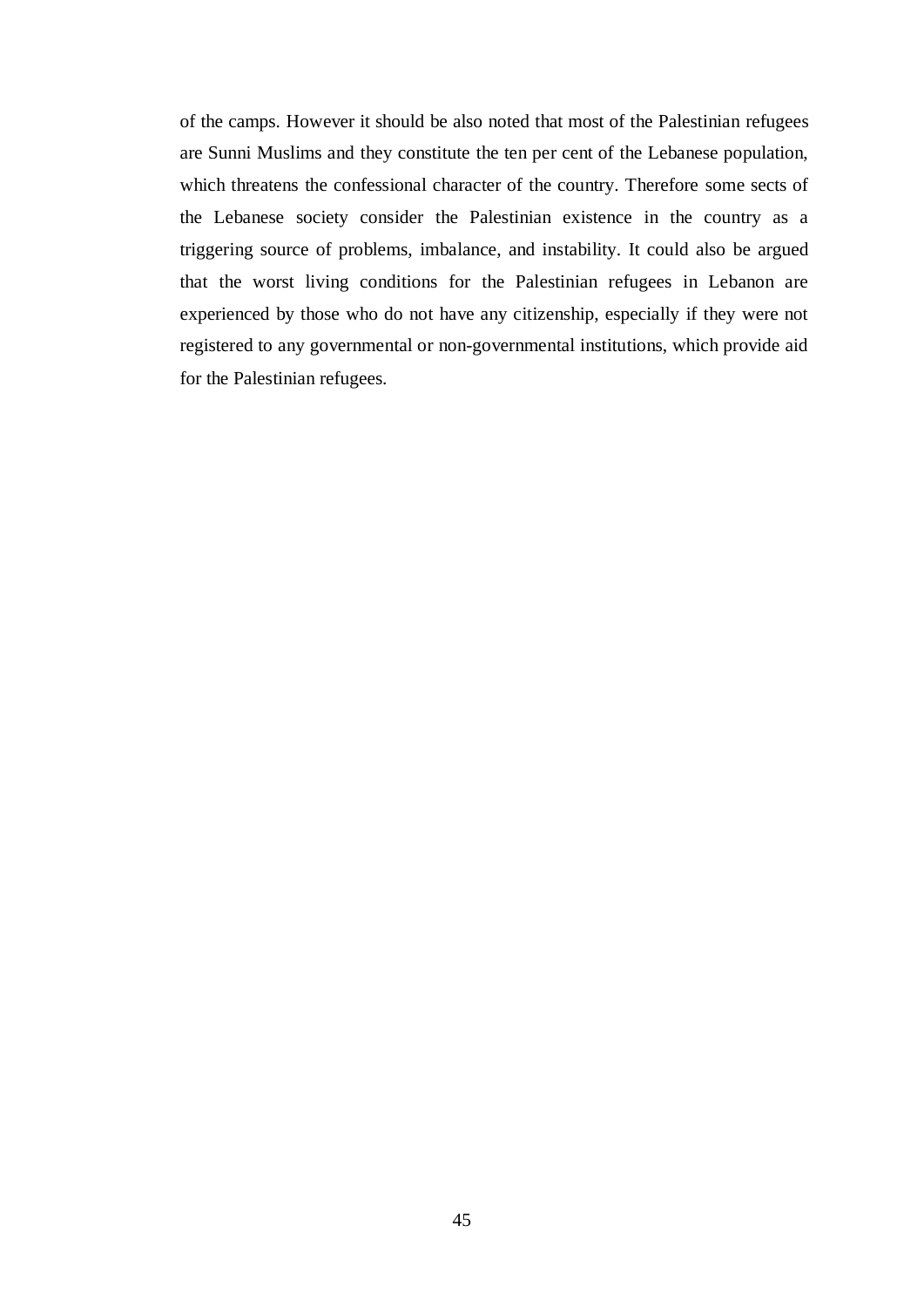of the camps. However it should be also noted that most of the Palestinian refugees are Sunni Muslims and they constitute the ten per cent of the Lebanese population, which threatens the confessional character of the country. Therefore some sects of the Lebanese society consider the Palestinian existence in the country as a triggering source of problems, imbalance, and instability. It could also be argued that the worst living conditions for the Palestinian refugees in Lebanon are experienced by those who do not have any citizenship, especially if they were not registered to any governmental or non-governmental institutions, which provide aid for the Palestinian refugees.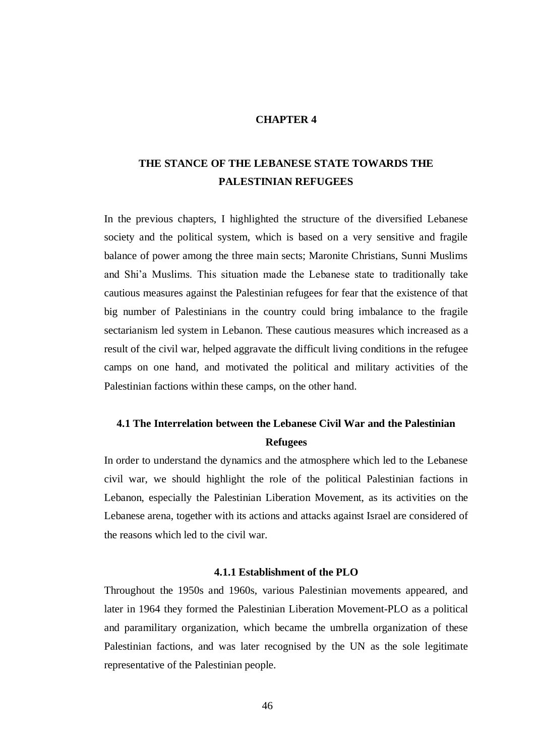# CHAPTER 4

# THE STANCE OF THE LEBANESE STATE TOWARDS THE PALESTINIAN REFUGEES

In the previous chapters, I highlighted the structure of the diversified Lebanese society and the political system, which is based on a very sensitive and fragile balance of power among the three main sects; Maronite Christians, Sunni Muslims and Shi'a Muslims. This situation made the Lebanese state to traditionally take cautious measures against the Palestinian refugees for fear that the existence of that big number of Palestinians in the country could bring imbalance to the fragile sectarianism led system in Lebanon. These cautious measures which increased as a result of the civil war, helped aggravate the difficult living conditions in the refugee camps on one hand, and motivated the political and military activities of the Palestinian factions within these camps, on the other hand.

## 4.1 The Interrelation between the Lebanese Civil War and the Palestinian Refugees

In order to understand the dynamics and the atmosphere which led to the Lebanese civil war, we should highlight the role of the political Palestinian factions in Lebanon, especially the Palestinian Liberation Movement, as its activities on the Lebanese arena, together with its actions and attacks against Israel are considered of the reasons which led to the civil war.

### 4.1.1 Establishment of the PLO

Throughout the 1950s and 1960s, various Palestinian movements appeared, and later in 1964 they formed the Palestinian Liberation Movement-PLO as a political and paramilitary organization, which became the umbrella organization of these Palestinian factions, and was later recognised by the UN as the sole legitimate representative of the Palestinian people.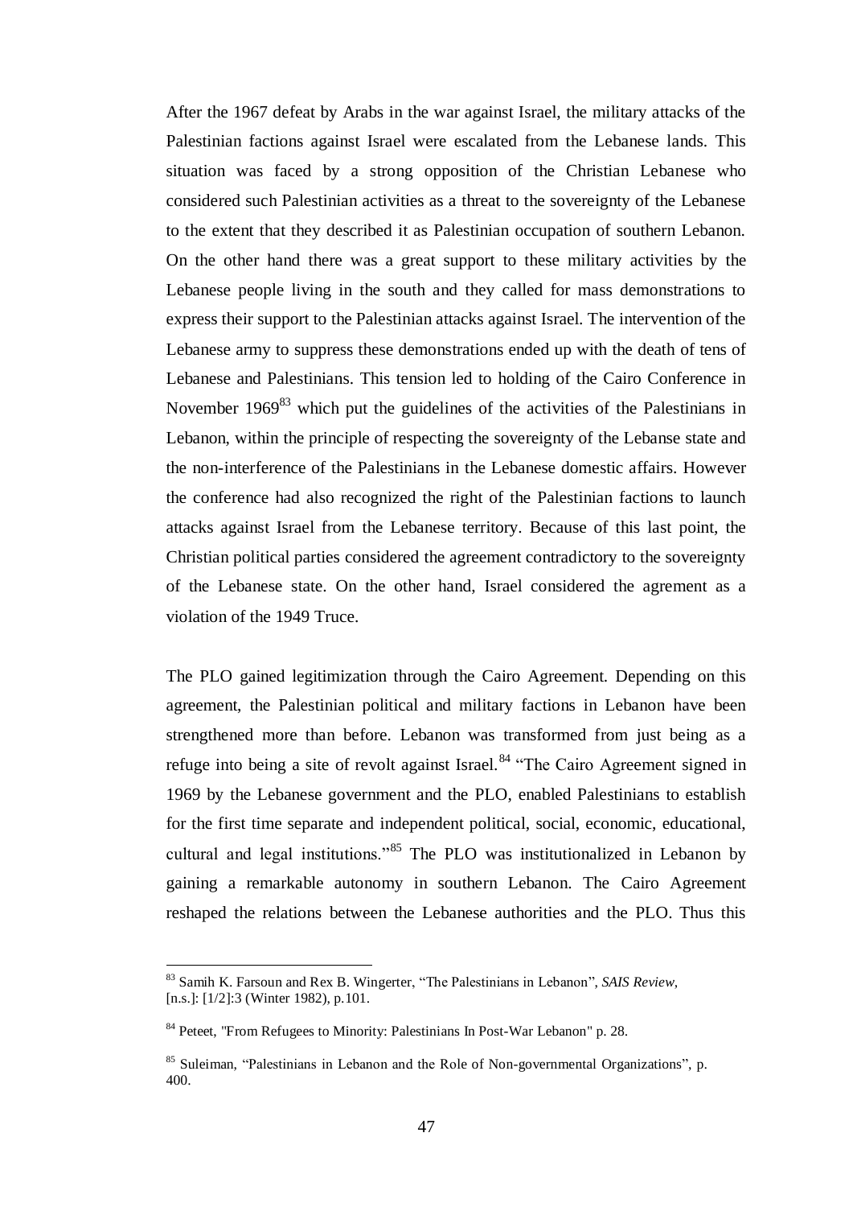After the 1967 defeat by Arabs in the war against Israel, the military attacks of the Palestinian factions against Israel were escalated from the Lebanese lands. This situation was faced by a strong opposition of the Christian Lebanese who considered such Palestinian activities as a threat to the sovereignty of the Lebanese to the extent that they described it as Palestinian occupation of southern Lebanon. On the other hand there was a great support to these military activities by the Lebanese people living in the south and they called for mass demonstrations to express their support to the Palestinian attacks against Israel. The intervention of the Lebanese army to suppress these demonstrations ended up with the death of tens of Lebanese and Palestinians. This tension led to holding of the Cairo Conference in November 1969[83] which put the guidelines of the activities of the Palestinians in Lebanon, within the principle of respecting the sovereignty of the Lebanse state and the non-interference of the Palestinians in the Lebanese domestic affairs. However the conference had also recognized the right of the Palestinian factions to launch attacks against Israel from the Lebanese territory. Because of this last point, the Christian political parties considered the agreement contradictory to the sovereignty of the Lebanese state. On the other hand, Israel considered the agrement as a violation of the 1949 Truce.

The PLO gained legitimization through the Cairo Agreement. Depending on this agreement, the Palestinian political and military factions in Lebanon have been strengthened more than before. Lebanon was transformed from just being as a refuge into being a site of revolt against Israel.[84] "The Cairo Agreement signed in 1969 by the Lebanese government and the PLO, enabled Palestinians to establish for the first time separate and independent political, social, economic, educational, cultural and legal institutions."[85] The PLO was institutionalized in Lebanon by gaining a remarkable autonomy in southern Lebanon. The Cairo Agreement reshaped the relations between the Lebanese authorities and the PLO. Thus this

---

[83] Samih K. Farsoun and Rex B. Wingerter, "The Palestinians in Lebanon", *SAIS Review*, [n.s.]: [1/2]:3 (Winter 1982), p.101.

[84] Peteet, "From Refugees to Minority: Palestinians In Post-War Lebanon" p. 28.

[85] Suleiman, "Palestinians in Lebanon and the Role of Non-governmental Organizations", p. 400.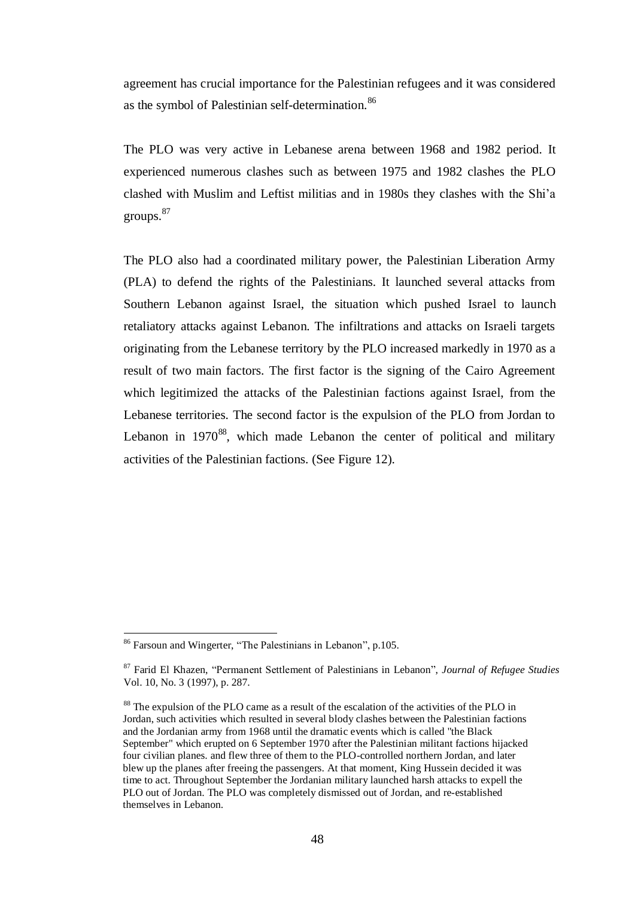agreement has crucial importance for the Palestinian refugees and it was considered as the symbol of Palestinian self-determination.[86]

The PLO was very active in Lebanese arena between 1968 and 1982 period. It experienced numerous clashes such as between 1975 and 1982 clashes the PLO clashed with Muslim and Leftist militias and in 1980s they clashes with the Shi'a groups.[87]

The PLO also had a coordinated military power, the Palestinian Liberation Army (PLA) to defend the rights of the Palestinians. It launched several attacks from Southern Lebanon against Israel, the situation which pushed Israel to launch retaliatory attacks against Lebanon. The infiltrations and attacks on Israeli targets originating from the Lebanese territory by the PLO increased markedly in 1970 as a result of two main factors. The first factor is the signing of the Cairo Agreement which legitimized the attacks of the Palestinian factions against Israel, from the Lebanese territories. The second factor is the expulsion of the PLO from Jordan to Lebanon in 1970[88], which made Lebanon the center of political and military activities of the Palestinian factions. (See Figure 12).

---

[86] Farsoun and Wingerter, "The Palestinians in Lebanon", p.105.

[87] Farid El Khazen, "Permanent Settlement of Palestinians in Lebanon", *Journal of Refugee Studies* Vol. 10, No. 3 (1997), p. 287.

[88] The expulsion of the PLO came as a result of the escalation of the activities of the PLO in Jordan, such activities which resulted in several blody clashes between the Palestinian factions and the Jordanian army from 1968 until the dramatic events which is called "the Black September" which erupted on 6 September 1970 after the Palestinian militant factions hijacked four civilian planes. and flew three of them to the PLO-controlled northern Jordan, and later blew up the planes after freeing the passengers. At that moment, King Hussein decided it was time to act. Throughout September the Jordanian military launched harsh attacks to expell the PLO out of Jordan. The PLO was completely dismissed out of Jordan, and re-established themselves in Lebanon.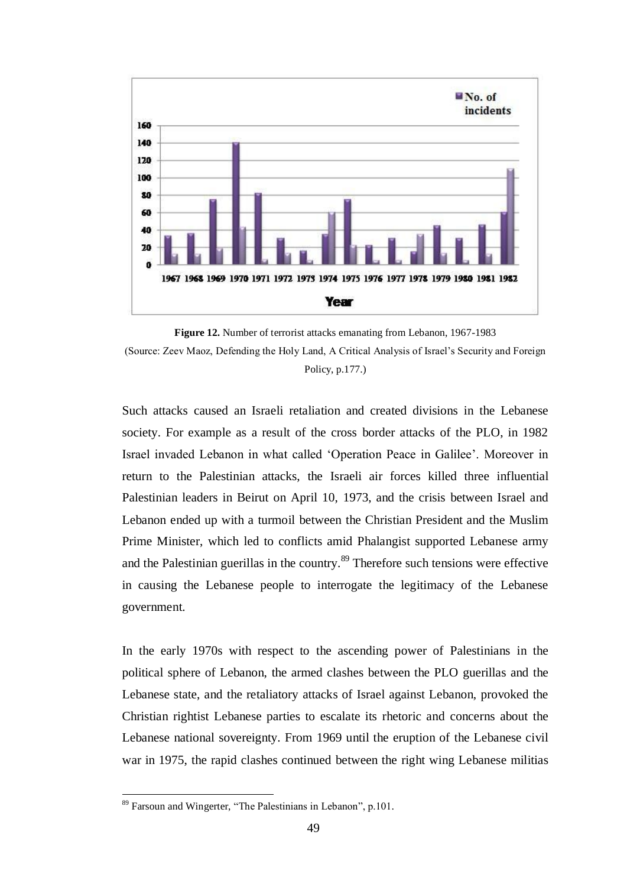**Figure 12.** Number of terrorist attacks emanating from Lebanon, 1967-1983
(Source: Zeev Maoz, Defending the Holy Land, A Critical Analysis of Israel's Security and Foreign Policy, p.177.)

Such attacks caused an Israeli retaliation and created divisions in the Lebanese society. For example as a result of the cross border attacks of the PLO, in 1982 Israel invaded Lebanon in what called 'Operation Peace in Galilee'. Moreover in return to the Palestinian attacks, the Israeli air forces killed three influential Palestinian leaders in Beirut on April 10, 1973, and the crisis between Israel and Lebanon ended up with a turmoil between the Christian President and the Muslim Prime Minister, which led to conflicts amid Phalangist supported Lebanese army and the Palestinian guerillas in the country.[89] Therefore such tensions were effective in causing the Lebanese people to interrogate the legitimacy of the Lebanese government.

In the early 1970s with respect to the ascending power of Palestinians in the political sphere of Lebanon, the armed clashes between the PLO guerillas and the Lebanese state, and the retaliatory attacks of Israel against Lebanon, provoked the Christian rightist Lebanese parties to escalate its rhetoric and concerns about the Lebanese national sovereignty. From 1969 until the eruption of the Lebanese civil war in 1975, the rapid clashes continued between the right wing Lebanese militias

[89] Farsoun and Wingerter, "The Palestinians in Lebanon", p.101.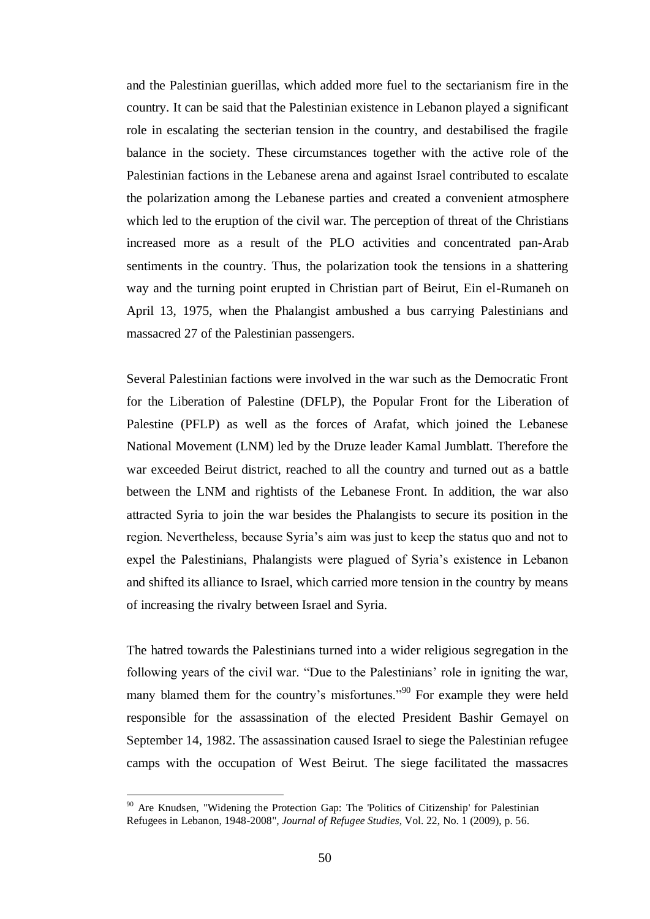and the Palestinian guerillas, which added more fuel to the sectarianism fire in the country. It can be said that the Palestinian existence in Lebanon played a significant role in escalating the secterian tension in the country, and destabilised the fragile balance in the society. These circumstances together with the active role of the Palestinian factions in the Lebanese arena and against Israel contributed to escalate the polarization among the Lebanese parties and created a convenient atmosphere which led to the eruption of the civil war. The perception of threat of the Christians increased more as a result of the PLO activities and concentrated pan-Arab sentiments in the country. Thus, the polarization took the tensions in a shattering way and the turning point erupted in Christian part of Beirut, Ein el-Rumaneh on April 13, 1975, when the Phalangist ambushed a bus carrying Palestinians and massacred 27 of the Palestinian passengers.

Several Palestinian factions were involved in the war such as the Democratic Front for the Liberation of Palestine (DFLP), the Popular Front for the Liberation of Palestine (PFLP) as well as the forces of Arafat, which joined the Lebanese National Movement (LNM) led by the Druze leader Kamal Jumblatt. Therefore the war exceeded Beirut district, reached to all the country and turned out as a battle between the LNM and rightists of the Lebanese Front. In addition, the war also attracted Syria to join the war besides the Phalangists to secure its position in the region. Nevertheless, because Syria's aim was just to keep the status quo and not to expel the Palestinians, Phalangists were plagued of Syria's existence in Lebanon and shifted its alliance to Israel, which carried more tension in the country by means of increasing the rivalry between Israel and Syria.

The hatred towards the Palestinians turned into a wider religious segregation in the following years of the civil war. "Due to the Palestinians' role in igniting the war, many blamed them for the country's misfortunes."[90] For example they were held responsible for the assassination of the elected President Bashir Gemayel on September 14, 1982. The assassination caused Israel to siege the Palestinian refugee camps with the occupation of West Beirut. The siege facilitated the massacres

[90] Are Knudsen, "Widening the Protection Gap: The 'Politics of Citizenship' for Palestinian Refugees in Lebanon, 1948-2008", *Journal of Refugee Studies*, Vol. 22, No. 1 (2009), p. 56.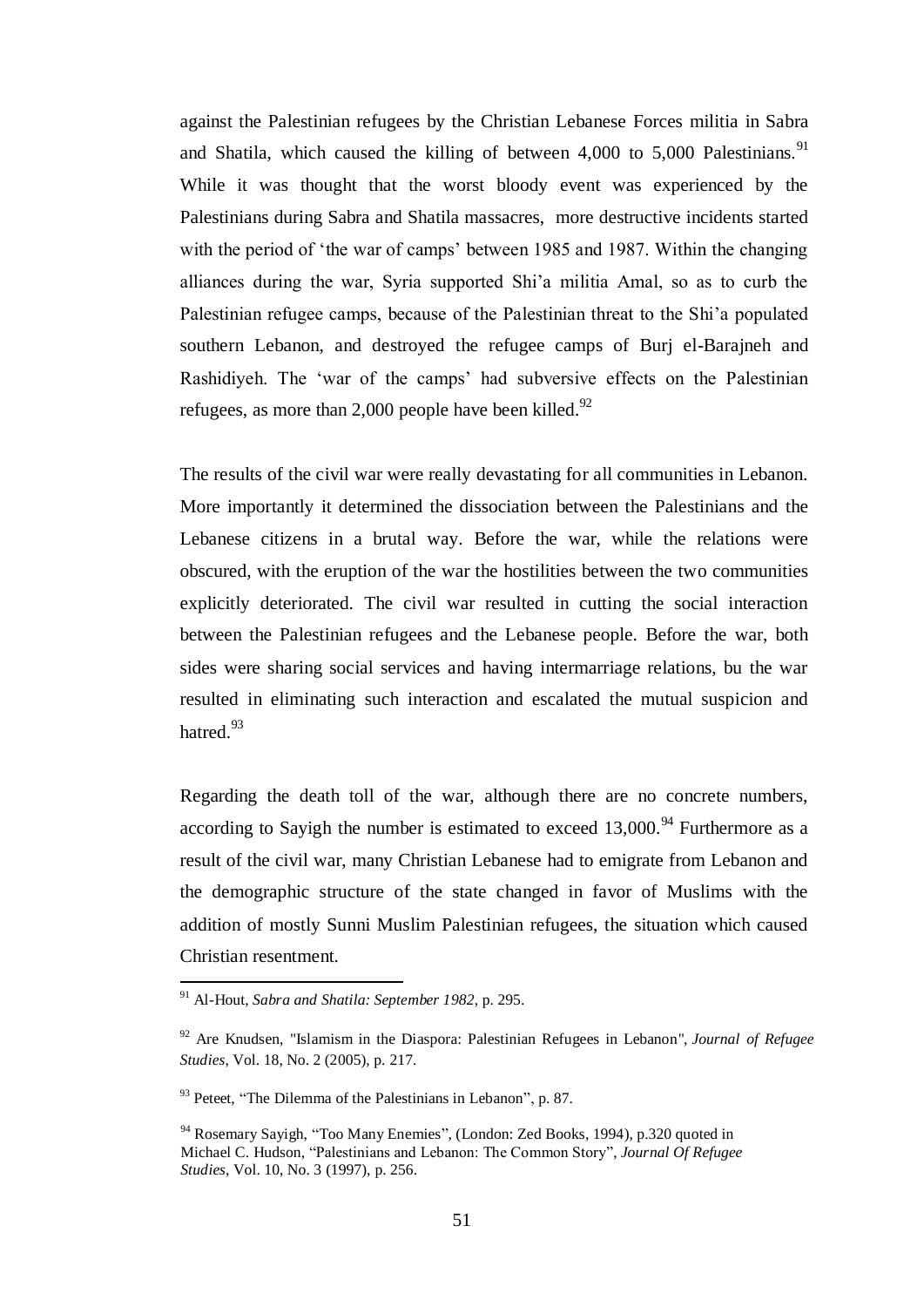against the Palestinian refugees by the Christian Lebanese Forces militia in Sabra and Shatila, which caused the killing of between 4,000 to 5,000 Palestinians.[91] While it was thought that the worst bloody event was experienced by the Palestinians during Sabra and Shatila massacres, more destructive incidents started with the period of 'the war of camps' between 1985 and 1987. Within the changing alliances during the war, Syria supported Shi'a militia Amal, so as to curb the Palestinian refugee camps, because of the Palestinian threat to the Shi'a populated southern Lebanon, and destroyed the refugee camps of Burj el-Barajneh and Rashidiyeh. The 'war of the camps' had subversive effects on the Palestinian refugees, as more than 2,000 people have been killed.[92]

The results of the civil war were really devastating for all communities in Lebanon. More importantly it determined the dissociation between the Palestinians and the Lebanese citizens in a brutal way. Before the war, while the relations were obscured, with the eruption of the war the hostilities between the two communities explicitly deteriorated. The civil war resulted in cutting the social interaction between the Palestinian refugees and the Lebanese people. Before the war, both sides were sharing social services and having intermarriage relations, bu the war resulted in eliminating such interaction and escalated the mutual suspicion and hatred.[93]

Regarding the death toll of the war, although there are no concrete numbers, according to Sayigh the number is estimated to exceed 13,000.[94] Furthermore as a result of the civil war, many Christian Lebanese had to emigrate from Lebanon and the demographic structure of the state changed in favor of Muslims with the addition of mostly Sunni Muslim Palestinian refugees, the situation which caused Christian resentment.

---

[91] Al-Hout, *Sabra and Shatila: September 1982*, p. 295.

[92] Are Knudsen, "Islamism in the Diaspora: Palestinian Refugees in Lebanon", *Journal of Refugee Studies*, Vol. 18, No. 2 (2005), p. 217.

[93] Peteet, "The Dilemma of the Palestinians in Lebanon", p. 87.

[94] Rosemary Sayigh, "Too Many Enemies", (London: Zed Books, 1994), p.320 quoted in Michael C. Hudson, "Palestinians and Lebanon: The Common Story", *Journal Of Refugee Studies*, Vol. 10, No. 3 (1997), p. 256.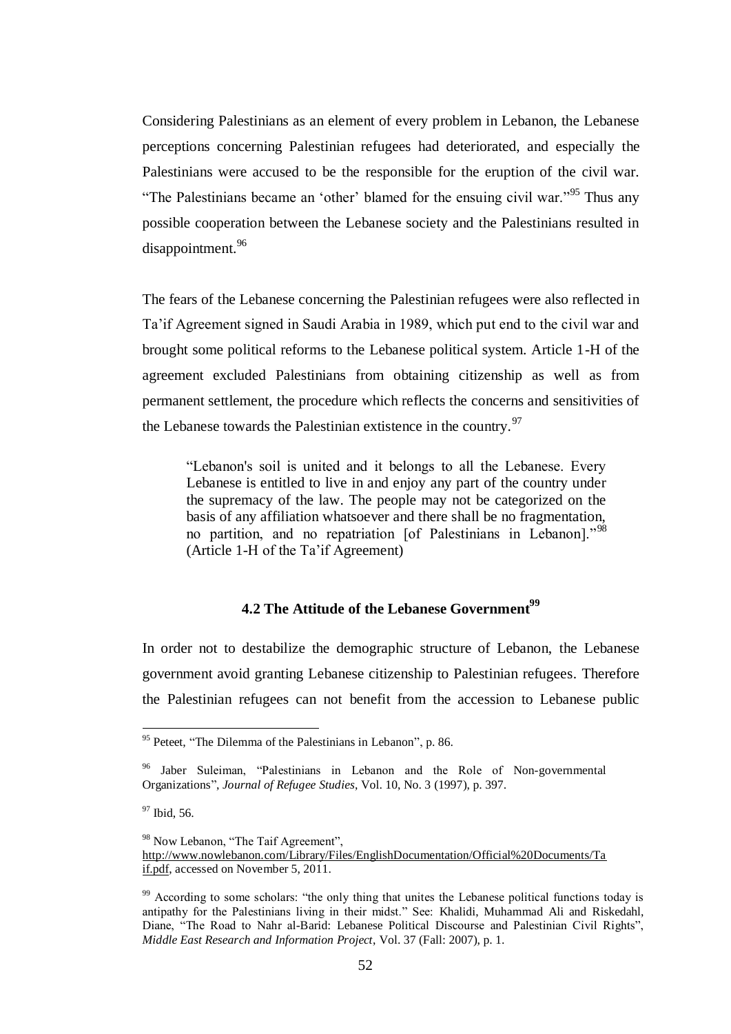Considering Palestinians as an element of every problem in Lebanon, the Lebanese perceptions concerning Palestinian refugees had deteriorated, and especially the Palestinians were accused to be the responsible for the eruption of the civil war. "The Palestinians became an 'other' blamed for the ensuing civil war."[95] Thus any possible cooperation between the Lebanese society and the Palestinians resulted in disappointment.[96]

The fears of the Lebanese concerning the Palestinian refugees were also reflected in Ta'if Agreement signed in Saudi Arabia in 1989, which put end to the civil war and brought some political reforms to the Lebanese political system. Article 1-H of the agreement excluded Palestinians from obtaining citizenship as well as from permanent settlement, the procedure which reflects the concerns and sensitivities of the Lebanese towards the Palestinian extistence in the country.[97]

> "Lebanon's soil is united and it belongs to all the Lebanese. Every Lebanese is entitled to live in and enjoy any part of the country under the supremacy of the law. The people may not be categorized on the basis of any affiliation whatsoever and there shall be no fragmentation, no partition, and no repatriation [of Palestinians in Lebanon]."[98] (Article 1-H of the Ta'if Agreement)

## 4.2 The Attitude of the Lebanese Government[99]

In order not to destabilize the demographic structure of Lebanon, the Lebanese government avoid granting Lebanese citizenship to Palestinian refugees. Therefore the Palestinian refugees can not benefit from the accession to Lebanese public

---

[95] Peteet, "The Dilemma of the Palestinians in Lebanon", p. 86.

[96] Jaber Suleiman, "Palestinians in Lebanon and the Role of Non-governmental Organizations", *Journal of Refugee Studies*, Vol. 10, No. 3 (1997), p. 397.

[97] Ibid, 56.

[98] Now Lebanon, "The Taif Agreement", http://www.nowlebanon.com/Library/Files/EnglishDocumentation/Official%20Documents/Taif.pdf, accessed on November 5, 2011.

[99] According to some scholars: "the only thing that unites the Lebanese political functions today is antipathy for the Palestinians living in their midst." See: Khalidi, Muhammad Ali and Riskedahl, Diane, "The Road to Nahr al-Barid: Lebanese Political Discourse and Palestinian Civil Rights", *Middle East Research and Information Project*, Vol. 37 (Fall: 2007), p. 1.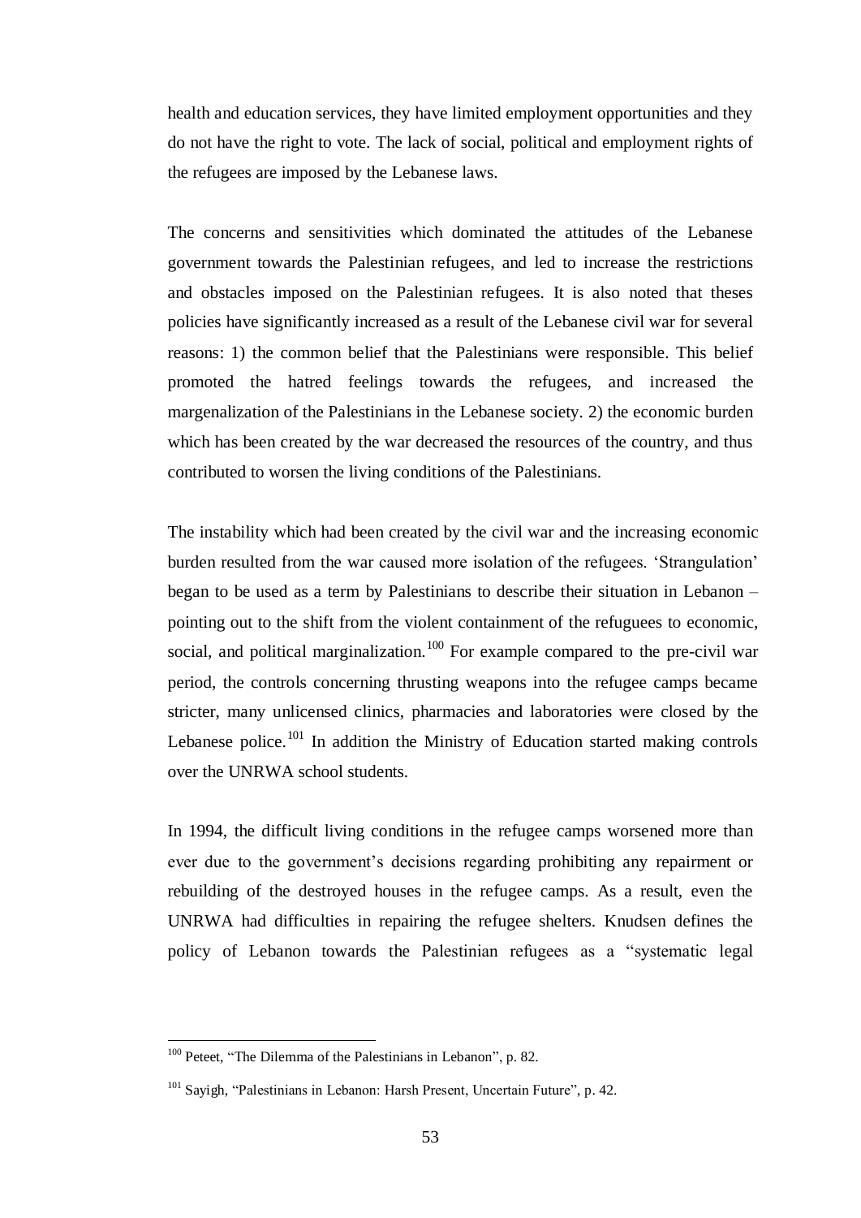health and education services, they have limited employment opportunities and they do not have the right to vote. The lack of social, political and employment rights of the refugees are imposed by the Lebanese laws.

The concerns and sensitivities which dominated the attitudes of the Lebanese government towards the Palestinian refugees, and led to increase the restrictions and obstacles imposed on the Palestinian refugees. It is also noted that theses policies have significantly increased as a result of the Lebanese civil war for several reasons: 1) the common belief that the Palestinians were responsible. This belief promoted the hatred feelings towards the refugees, and increased the margenalization of the Palestinians in the Lebanese society. 2) the economic burden which has been created by the war decreased the resources of the country, and thus contributed to worsen the living conditions of the Palestinians.

The instability which had been created by the civil war and the increasing economic burden resulted from the war caused more isolation of the refugees. 'Strangulation' began to be used as a term by Palestinians to describe their situation in Lebanon – pointing out to the shift from the violent containment of the refuguees to economic, social, and political marginalization.[100] For example compared to the pre-civil war period, the controls concerning thrusting weapons into the refugee camps became stricter, many unlicensed clinics, pharmacies and laboratories were closed by the Lebanese police.[101] In addition the Ministry of Education started making controls over the UNRWA school students.

In 1994, the difficult living conditions in the refugee camps worsened more than ever due to the government's decisions regarding prohibiting any repairment or rebuilding of the destroyed houses in the refugee camps. As a result, even the UNRWA had difficulties in repairing the refugee shelters. Knudsen defines the policy of Lebanon towards the Palestinian refugees as a "systematic legal

---

[100] Peteet, "The Dilemma of the Palestinians in Lebanon", p. 82.

[101] Sayigh, "Palestinians in Lebanon: Harsh Present, Uncertain Future", p. 42.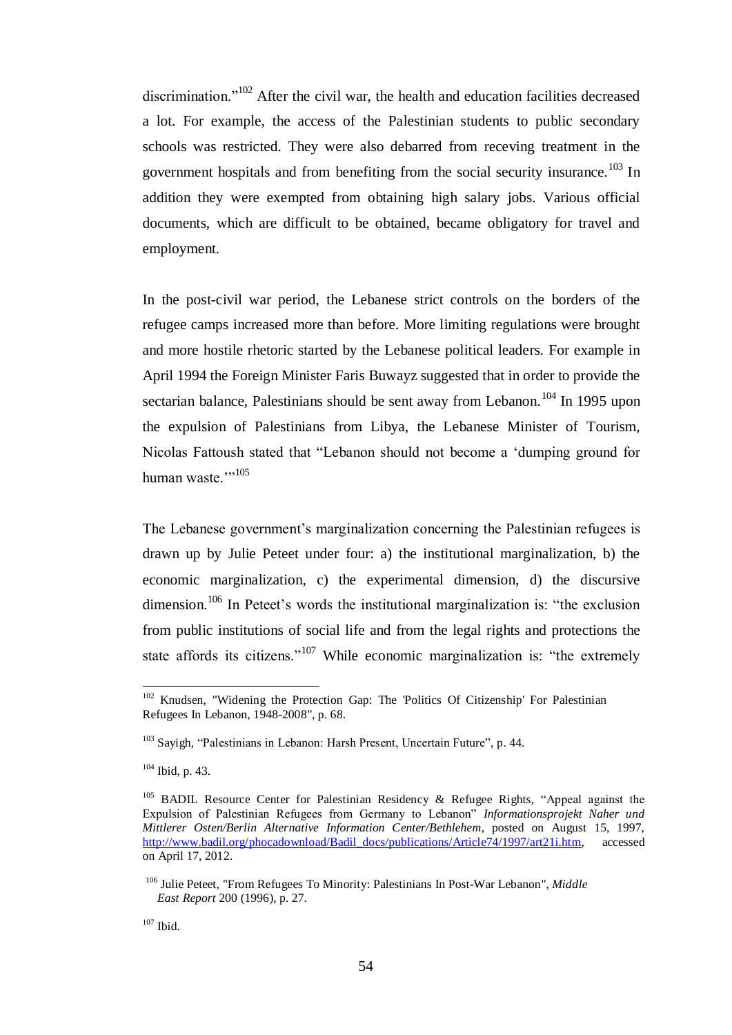discrimination."[102] After the civil war, the health and education facilities decreased a lot. For example, the access of the Palestinian students to public secondary schools was restricted. They were also debarred from receving treatment in the government hospitals and from benefiting from the social security insurance.[103] In addition they were exempted from obtaining high salary jobs. Various official documents, which are difficult to be obtained, became obligatory for travel and employment.

In the post-civil war period, the Lebanese strict controls on the borders of the refugee camps increased more than before. More limiting regulations were brought and more hostile rhetoric started by the Lebanese political leaders. For example in April 1994 the Foreign Minister Faris Buwayz suggested that in order to provide the sectarian balance, Palestinians should be sent away from Lebanon.[104] In 1995 upon the expulsion of Palestinians from Libya, the Lebanese Minister of Tourism, Nicolas Fattoush stated that "Lebanon should not become a 'dumping ground for human waste.'"[105]

The Lebanese government's marginalization concerning the Palestinian refugees is drawn up by Julie Peteet under four: a) the institutional marginalization, b) the economic marginalization, c) the experimental dimension, d) the discursive dimension.[106] In Peteet's words the institutional marginalization is: "the exclusion from public institutions of social life and from the legal rights and protections the state affords its citizens."[107] While economic marginalization is: "the extremely

---

[102] Knudsen, "Widening the Protection Gap: The 'Politics Of Citizenship' For Palestinian Refugees In Lebanon, 1948-2008", p. 68.

[103] Sayigh, "Palestinians in Lebanon: Harsh Present, Uncertain Future", p. 44.

[104] Ibid, p. 43.

[105] BADIL Resource Center for Palestinian Residency & Refugee Rights, "Appeal against the Expulsion of Palestinian Refugees from Germany to Lebanon" *Informationsprojekt Naher und Mittlerer Osten/Berlin Alternative Information Center/Bethlehem*, posted on August 15, 1997, http://www.badil.org/phocadownload/Badil_docs/publications/Article74/1997/art21i.htm, accessed on April 17, 2012.

[106] Julie Peteet, "From Refugees To Minority: Palestinians In Post-War Lebanon", *Middle East Report* 200 (1996), p. 27.

[107] Ibid.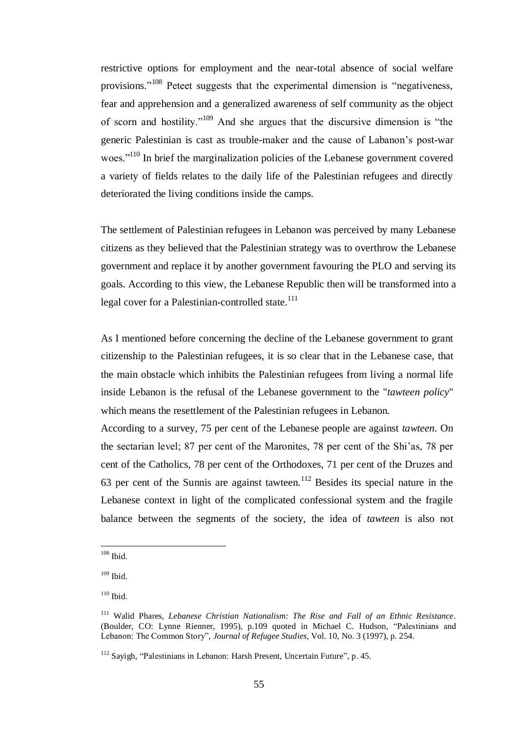restrictive options for employment and the near-total absence of social welfare provisions."[108] Peteet suggests that the experimental dimension is "negativeness, fear and apprehension and a generalized awareness of self community as the object of scorn and hostility."[109] And she argues that the discursive dimension is "the generic Palestinian is cast as trouble-maker and the cause of Labanon's post-war woes."[110] In brief the marginalization policies of the Lebanese government covered a variety of fields relates to the daily life of the Palestinian refugees and directly deteriorated the living conditions inside the camps.

The settlement of Palestinian refugees in Lebanon was perceived by many Lebanese citizens as they believed that the Palestinian strategy was to overthrow the Lebanese government and replace it by another government favouring the PLO and serving its goals. According to this view, the Lebanese Republic then will be transformed into a legal cover for a Palestinian-controlled state.[111]

As I mentioned before concerning the decline of the Lebanese government to grant citizenship to the Palestinian refugees, it is so clear that in the Lebanese case, that the main obstacle which inhibits the Palestinian refugees from living a normal life inside Lebanon is the refusal of the Lebanese government to the "*tawteen policy*" which means the resettlement of the Palestinian refugees in Lebanon.
According to a survey, 75 per cent of the Lebanese people are against *tawteen*. On the sectarian level; 87 per cent of the Maronites, 78 per cent of the Shi'as, 78 per cent of the Catholics, 78 per cent of the Orthodoxes, 71 per cent of the Druzes and 63 per cent of the Sunnis are against tawteen.[112] Besides its special nature in the Lebanese context in light of the complicated confessional system and the fragile balance between the segments of the society, the idea of *tawteen* is also not

---

[108] Ibid.

[109] Ibid.

[110] Ibid.

[111] Walid Phares, *Lebanese Christian Nationalism: The Rise and Fall of an Ethnic Resistance*. (Boulder, CO: Lynne Rienner, 1995), p.109 quoted in Michael C. Hudson, "Palestinians and Lebanon: The Common Story", *Journal of Refugee Studies*, Vol. 10, No. 3 (1997), p. 254.

[112] Sayigh, "Palestinians in Lebanon: Harsh Present, Uncertain Future", p. 45.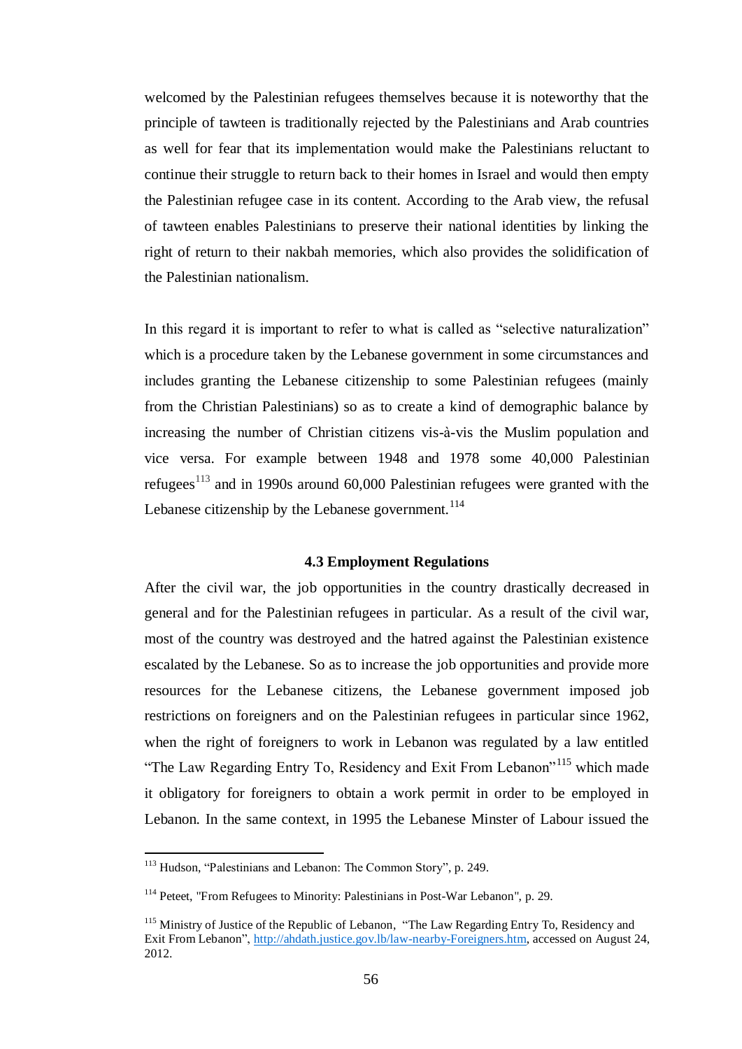welcomed by the Palestinian refugees themselves because it is noteworthy that the principle of tawteen is traditionally rejected by the Palestinians and Arab countries as well for fear that its implementation would make the Palestinians reluctant to continue their struggle to return back to their homes in Israel and would then empty the Palestinian refugee case in its content. According to the Arab view, the refusal of tawteen enables Palestinians to preserve their national identities by linking the right of return to their nakbah memories, which also provides the solidification of the Palestinian nationalism.

In this regard it is important to refer to what is called as "selective naturalization" which is a procedure taken by the Lebanese government in some circumstances and includes granting the Lebanese citizenship to some Palestinian refugees (mainly from the Christian Palestinians) so as to create a kind of demographic balance by increasing the number of Christian citizens vis-à-vis the Muslim population and vice versa. For example between 1948 and 1978 some 40,000 Palestinian refugees[113] and in 1990s around 60,000 Palestinian refugees were granted with the Lebanese citizenship by the Lebanese government.[114]

### 4.3 Employment Regulations

After the civil war, the job opportunities in the country drastically decreased in general and for the Palestinian refugees in particular. As a result of the civil war, most of the country was destroyed and the hatred against the Palestinian existence escalated by the Lebanese. So as to increase the job opportunities and provide more resources for the Lebanese citizens, the Lebanese government imposed job restrictions on foreigners and on the Palestinian refugees in particular since 1962, when the right of foreigners to work in Lebanon was regulated by a law entitled "The Law Regarding Entry To, Residency and Exit From Lebanon"[115] which made it obligatory for foreigners to obtain a work permit in order to be employed in Lebanon. In the same context, in 1995 the Lebanese Minster of Labour issued the

---

[113] Hudson, "Palestinians and Lebanon: The Common Story", p. 249.

[114] Peteet, "From Refugees to Minority: Palestinians in Post-War Lebanon", p. 29.

[115] Ministry of Justice of the Republic of Lebanon, "The Law Regarding Entry To, Residency and Exit From Lebanon", http://ahdath.justice.gov.lb/law-nearby-Foreigners.htm, accessed on August 24, 2012.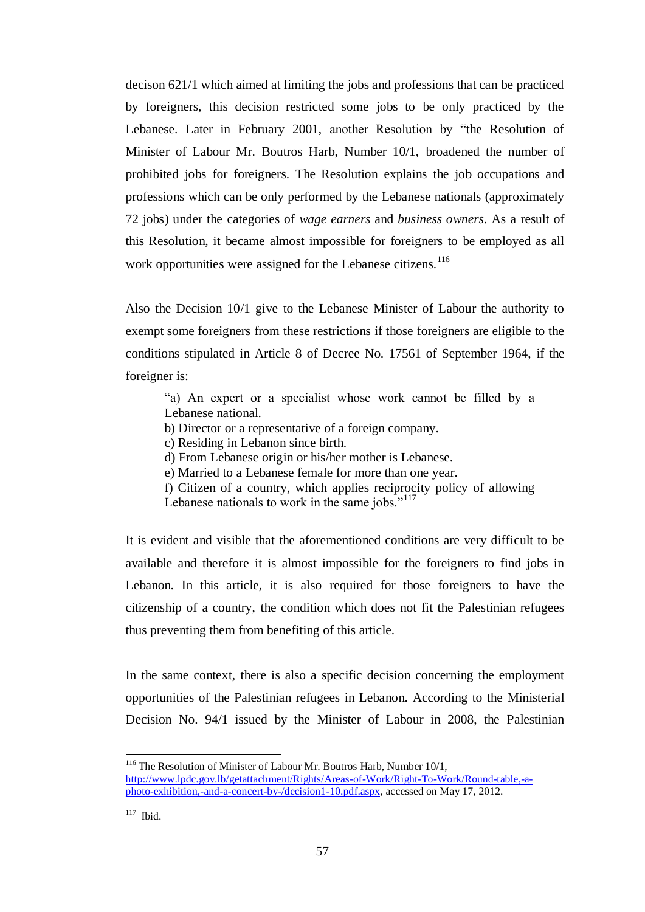decison 621/1 which aimed at limiting the jobs and professions that can be practiced by foreigners, this decision restricted some jobs to be only practiced by the Lebanese. Later in February 2001, another Resolution by "the Resolution of Minister of Labour Mr. Boutros Harb, Number 10/1, broadened the number of prohibited jobs for foreigners. The Resolution explains the job occupations and professions which can be only performed by the Lebanese nationals (approximately 72 jobs) under the categories of *wage earners* and *business owners*. As a result of this Resolution, it became almost impossible for foreigners to be employed as all work opportunities were assigned for the Lebanese citizens.[116]

Also the Decision 10/1 give to the Lebanese Minister of Labour the authority to exempt some foreigners from these restrictions if those foreigners are eligible to the conditions stipulated in Article 8 of Decree No. 17561 of September 1964, if the foreigner is:

> "a) An expert or a specialist whose work cannot be filled by a Lebanese national.
> b) Director or a representative of a foreign company.
> c) Residing in Lebanon since birth.
> d) From Lebanese origin or his/her mother is Lebanese.
> e) Married to a Lebanese female for more than one year.
> f) Citizen of a country, which applies reciprocity policy of allowing Lebanese nationals to work in the same jobs."[117]

It is evident and visible that the aforementioned conditions are very difficult to be available and therefore it is almost impossible for the foreigners to find jobs in Lebanon. In this article, it is also required for those foreigners to have the citizenship of a country, the condition which does not fit the Palestinian refugees thus preventing them from benefiting of this article.

In the same context, there is also a specific decision concerning the employment opportunities of the Palestinian refugees in Lebanon. According to the Ministerial Decision No. 94/1 issued by the Minister of Labour in 2008, the Palestinian

---

[116] The Resolution of Minister of Labour Mr. Boutros Harb, Number 10/1, http://www.lpdc.gov.lb/getattachment/Rights/Areas-of-Work/Right-To-Work/Round-table,-a-photo-exhibition,-and-a-concert-by-/decision1-10.pdf.aspx, accessed on May 17, 2012.

[117] Ibid.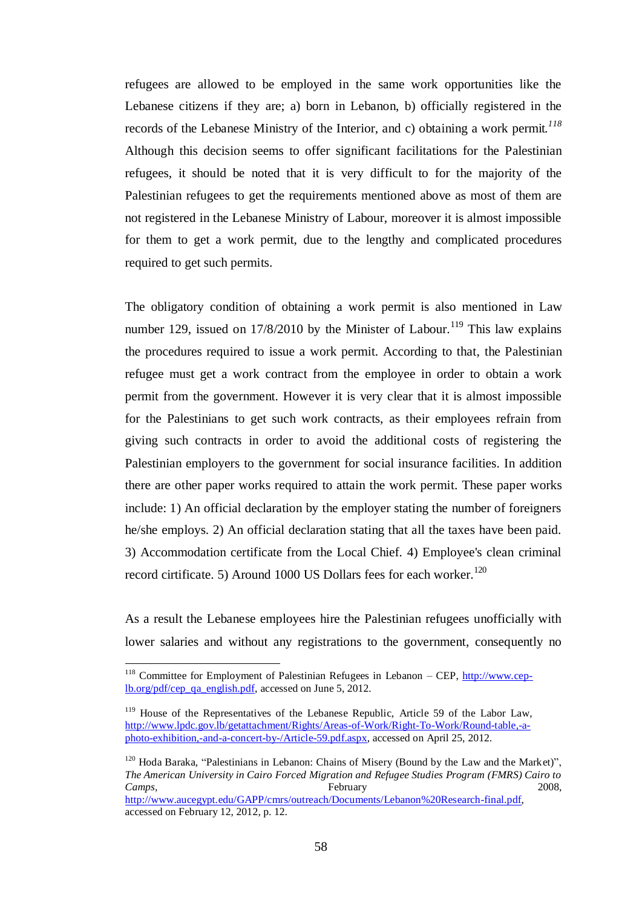refugees are allowed to be employed in the same work opportunities like the Lebanese citizens if they are; a) born in Lebanon, b) officially registered in the records of the Lebanese Ministry of the Interior, and c) obtaining a work permit.[118] Although this decision seems to offer significant facilitations for the Palestinian refugees, it should be noted that it is very difficult to for the majority of the Palestinian refugees to get the requirements mentioned above as most of them are not registered in the Lebanese Ministry of Labour, moreover it is almost impossible for them to get a work permit, due to the lengthy and complicated procedures required to get such permits.

The obligatory condition of obtaining a work permit is also mentioned in Law number 129, issued on 17/8/2010 by the Minister of Labour.[119] This law explains the procedures required to issue a work permit. According to that, the Palestinian refugee must get a work contract from the employee in order to obtain a work permit from the government. However it is very clear that it is almost impossible for the Palestinians to get such work contracts, as their employees refrain from giving such contracts in order to avoid the additional costs of registering the Palestinian employers to the government for social insurance facilities. In addition there are other paper works required to attain the work permit. These paper works include: 1) An official declaration by the employer stating the number of foreigners he/she employs. 2) An official declaration stating that all the taxes have been paid. 3) Accommodation certificate from the Local Chief. 4) Employee's clean criminal record cirtificate. 5) Around 1000 US Dollars fees for each worker.[120]

As a result the Lebanese employees hire the Palestinian refugees unofficially with lower salaries and without any registrations to the government, consequently no

---

[118] Committee for Employment of Palestinian Refugees in Lebanon – CEP, http://www.cep-lb.org/pdf/cep_qa_english.pdf, accessed on June 5, 2012.

[119] House of the Representatives of the Lebanese Republic, Article 59 of the Labor Law, http://www.lpdc.gov.lb/getattachment/Rights/Areas-of-Work/Right-To-Work/Round-table,-a-photo-exhibition,-and-a-concert-by-/Article-59.pdf.aspx, accessed on April 25, 2012.

[120] Hoda Baraka, "Palestinians in Lebanon: Chains of Misery (Bound by the Law and the Market)", *The American University in Cairo Forced Migration and Refugee Studies Program (FMRS) Cairo to Camps*, February 2008, http://www.aucegypt.edu/GAPP/cmrs/outreach/Documents/Lebanon%20Research-final.pdf, accessed on February 12, 2012, p. 12.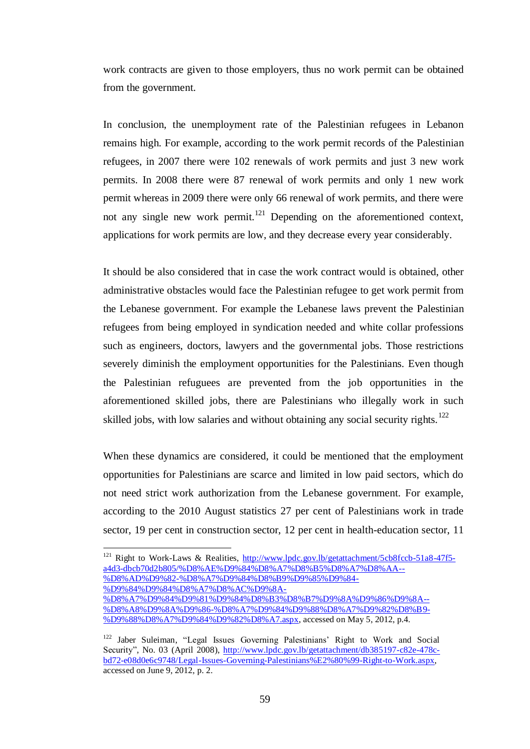work contracts are given to those employers, thus no work permit can be obtained from the government.

In conclusion, the unemployment rate of the Palestinian refugees in Lebanon remains high. For example, according to the work permit records of the Palestinian refugees, in 2007 there were 102 renewals of work permits and just 3 new work permits. In 2008 there were 87 renewal of work permits and only 1 new work permit whereas in 2009 there were only 66 renewal of work permits, and there were not any single new work permit.[121] Depending on the aforementioned context, applications for work permits are low, and they decrease every year considerably.

It should be also considered that in case the work contract would is obtained, other administrative obstacles would face the Palestinian refugee to get work permit from the Lebanese government. For example the Lebanese laws prevent the Palestinian refugees from being employed in syndication needed and white collar professions such as engineers, doctors, lawyers and the governmental jobs. Those restrictions severely diminish the employment opportunities for the Palestinians. Even though the Palestinian refugees are prevented from the job opportunities in the aforementioned skilled jobs, there are Palestinians who illegally work in such skilled jobs, with low salaries and without obtaining any social security rights.[122]

When these dynamics are considered, it could be mentioned that the employment opportunities for Palestinians are scarce and limited in low paid sectors, which do not need strict work authorization from the Lebanese government. For example, according to the 2010 August statistics 27 per cent of Palestinians work in trade sector, 19 per cent in construction sector, 12 per cent in health-education sector, 11

---

[121] Right to Work-Laws & Realities, http://www.lpdc.gov.lb/getattachment/5cb8fccb-51a8-47f5-a4d3-dbcb70d2b805/%D8%AE%D9%84%D8%A7%D8%B5%D8%A7%D8%AA--%D8%AD%D9%82-%D8%A7%D9%84%D8%B9%D9%85%D9%84-%D9%84%D9%84%D8%A7%D8%AC%D9%8A-%D8%A7%D9%84%D9%81%D9%84%D8%B3%D8%B7%D9%8A%D9%86%D9%8A--%D8%A8%D9%8A%D9%86-%D8%A7%D9%84%D9%88%D8%A7%D9%82%D8%B9-%D9%88%D8%A7%D9%84%D9%82%D8%A7.aspx, accessed on May 5, 2012, p.4.

[122] Jaber Suleiman, "Legal Issues Governing Palestinians' Right to Work and Social Security", No. 03 (April 2008), http://www.lpdc.gov.lb/getattachment/db385197-c82e-478c-bd72-e08d0e6c9748/Legal-Issues-Governing-Palestinians%E2%80%99-Right-to-Work.aspx, accessed on June 9, 2012, p. 2.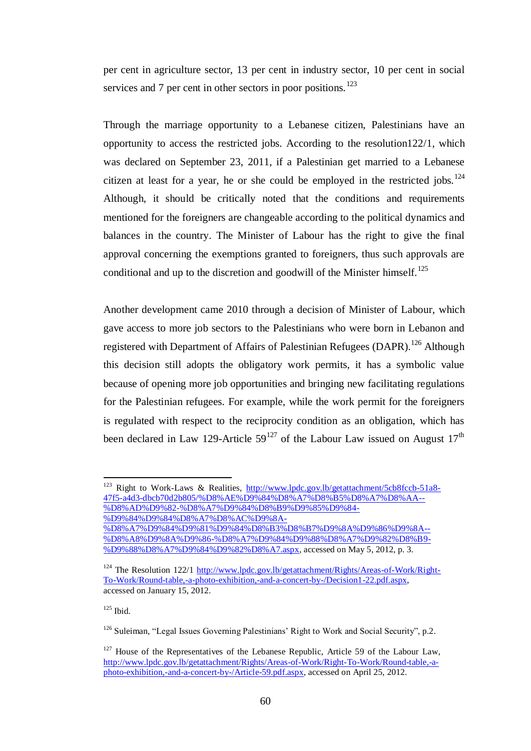per cent in agriculture sector, 13 per cent in industry sector, 10 per cent in social services and 7 per cent in other sectors in poor positions.[123]

Through the marriage opportunity to a Lebanese citizen, Palestinians have an opportunity to access the restricted jobs. According to the resolution122/1, which was declared on September 23, 2011, if a Palestinian get married to a Lebanese citizen at least for a year, he or she could be employed in the restricted jobs.[124] Although, it should be critically noted that the conditions and requirements mentioned for the foreigners are changeable according to the political dynamics and balances in the country. The Minister of Labour has the right to give the final approval concerning the exemptions granted to foreigners, thus such approvals are conditional and up to the discretion and goodwill of the Minister himself.[125]

Another development came 2010 through a decision of Minister of Labour, which gave access to more job sectors to the Palestinians who were born in Lebanon and registered with Department of Affairs of Palestinian Refugees (DAPR).[126] Although this decision still adopts the obligatory work permits, it has a symbolic value because of opening more job opportunities and bringing new facilitating regulations for the Palestinian refugees. For example, while the work permit for the foreigners is regulated with respect to the reciprocity condition as an obligation, which has been declared in Law 129-Article 59[127] of the Labour Law issued on August 17th

---

[123] Right to Work-Laws & Realities, http://www.lpdc.gov.lb/getattachment/5cb8fccb-51a8-47f5-a4d3-dbcb70d2b805/%D8%AE%D9%84%D8%A7%D8%B5%D8%A7%D8%AA--%D8%AD%D9%82-%D8%A7%D9%84%D8%B9%D9%85%D9%84-%D9%84%D9%84%D8%A7%D8%AC%D9%8A-%D8%A7%D9%84%D9%81%D9%84%D8%B3%D8%B7%D9%8A%D9%86%D9%8A--%D8%A8%D9%8A%D9%86-%D8%A7%D9%84%D9%88%D8%A7%D9%82%D8%B9-%D9%88%D8%A7%D9%84%D9%82%D8%A7.aspx, accessed on May 5, 2012, p. 3.

[124] The Resolution 122/1 http://www.lpdc.gov.lb/getattachment/Rights/Areas-of-Work/Right-To-Work/Round-table,-a-photo-exhibition,-and-a-concert-by-/Decision1-22.pdf.aspx, accessed on January 15, 2012.

[125] Ibid.

[126] Suleiman, "Legal Issues Governing Palestinians' Right to Work and Social Security", p.2.

[127] House of the Representatives of the Lebanese Republic, Article 59 of the Labour Law, http://www.lpdc.gov.lb/Rights/Areas-of-Work/Right-To-Work/Round-table,-a-photo-exhibition,-and-a-concert-by-/Article-59.pdf.aspx, accessed on April 25, 2012.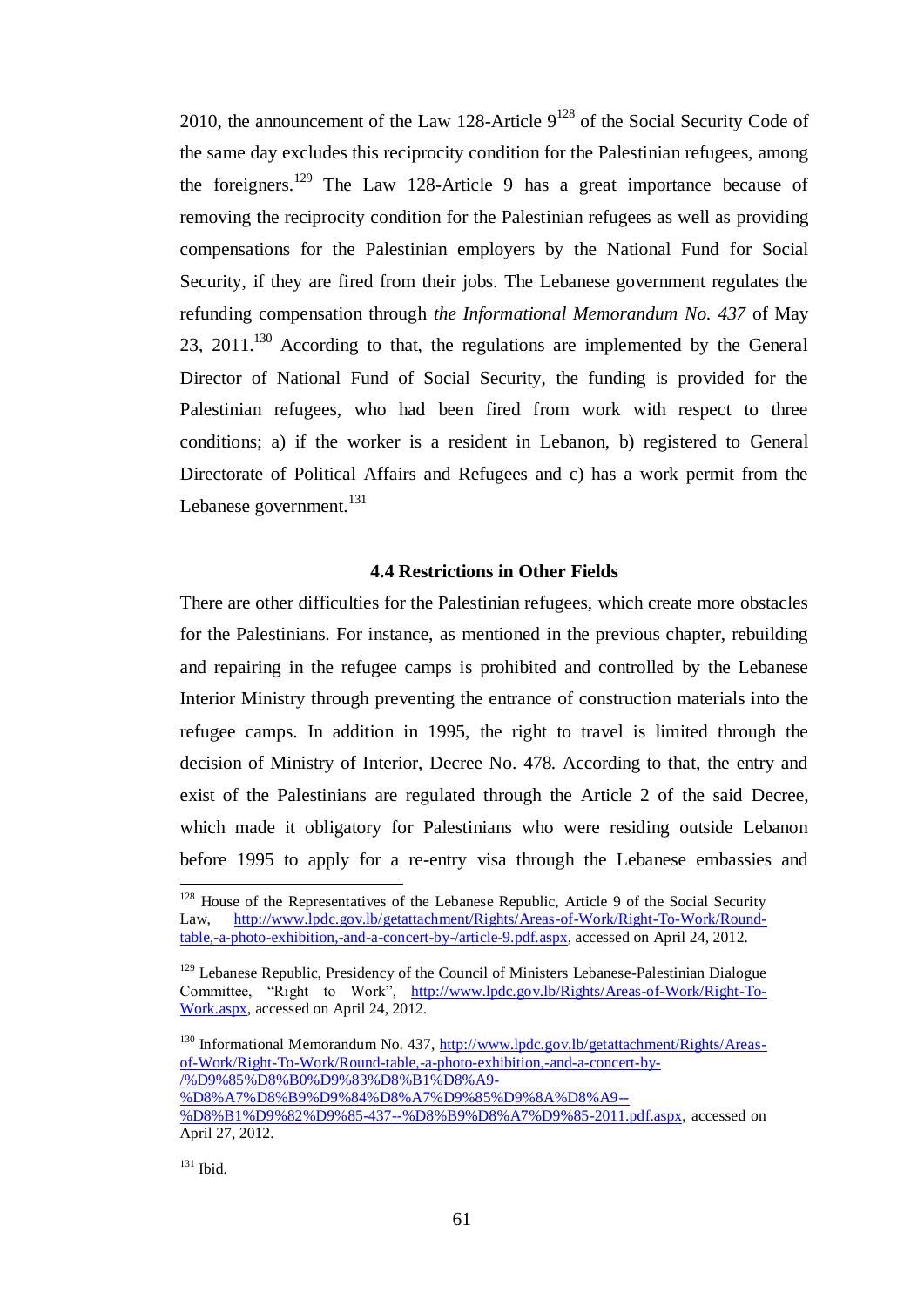2010, the announcement of the Law 128-Article 9[128] of the Social Security Code of the same day excludes this reciprocity condition for the Palestinian refugees, among the foreigners.[129] The Law 128-Article 9 has a great importance because of removing the reciprocity condition for the Palestinian refugees as well as providing compensations for the Palestinian employers by the National Fund for Social Security, if they are fired from their jobs. The Lebanese government regulates the refunding compensation through *the Informational Memorandum No. 437* of May 23, 2011.[130] According to that, the regulations are implemented by the General Director of National Fund of Social Security, the funding is provided for the Palestinian refugees, who had been fired from work with respect to three conditions; a) if the worker is a resident in Lebanon, b) registered to General Directorate of Political Affairs and Refugees and c) has a work permit from the Lebanese government.[131]

### 4.4 Restrictions in Other Fields

There are other difficulties for the Palestinian refugees, which create more obstacles for the Palestinians. For instance, as mentioned in the previous chapter, rebuilding and repairing in the refugee camps is prohibited and controlled by the Lebanese Interior Ministry through preventing the entrance of construction materials into the refugee camps. In addition in 1995, the right to travel is limited through the decision of Ministry of Interior, Decree No. 478. According to that, the entry and exist of the Palestinians are regulated through the Article 2 of the said Decree, which made it obligatory for Palestinians who were residing outside Lebanon before 1995 to apply for a re-entry visa through the Lebanese embassies and

---

[128] House of the Representatives of the Lebanese Republic, Article 9 of the Social Security Law, http://www.lpdc.gov.lb/getattachment/Rights/Areas-of-Work/Right-To-Work/Round-table,-a-photo-exhibition,-and-a-concert-by-/article-9.pdf.aspx, accessed on April 24, 2012.

[129] Lebanese Republic, Presidency of the Council of Ministers Lebanese-Palestinian Dialogue Committee, "Right to Work", http://www.lpdc.gov.lb/Rights/Areas-of-Work/Right-To-Work.aspx, accessed on April 24, 2012.

[130] Informational Memorandum No. 437, http://www.lpdc.gov.lb/getattachment/Rights/Areas-of-Work/Right-To-Work/Round-table,-a-photo-exhibition,-and-a-concert-by-/%D9%85%D8%B0%D9%83%D8%B1%D8%A9-%D8%A7%D8%B9%D9%84%D8%A7%D9%85%D9%8A%D8%A9--%D8%B1%D9%82%D9%85-437--%D8%B9%D8%A7%D9%85-2011.pdf.aspx, accessed on April 27, 2012.

[131] Ibid.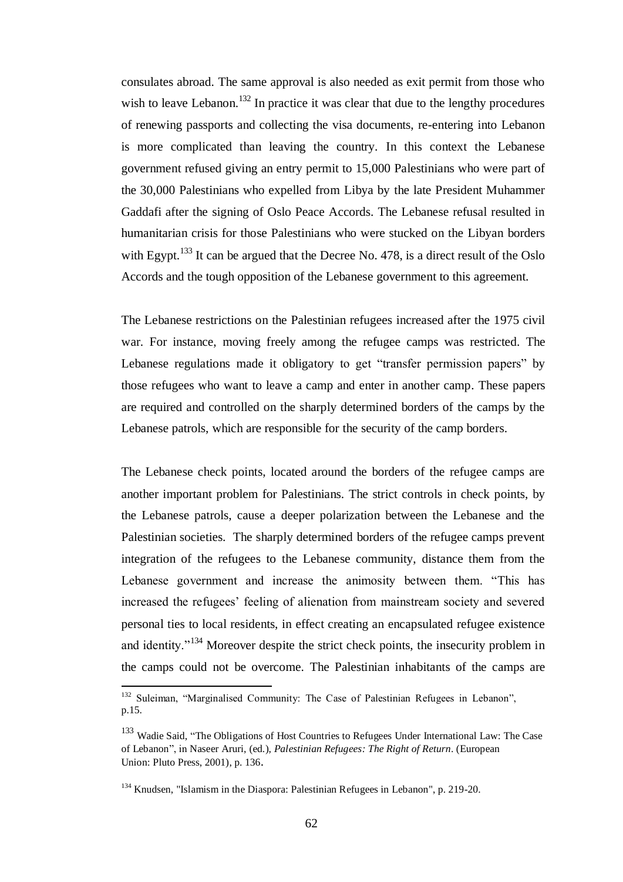consulates abroad. The same approval is also needed as exit permit from those who wish to leave Lebanon.[132] In practice it was clear that due to the lengthy procedures of renewing passports and collecting the visa documents, re-entering into Lebanon is more complicated than leaving the country. In this context the Lebanese government refused giving an entry permit to 15,000 Palestinians who were part of the 30,000 Palestinians who expelled from Libya by the late President Muhammer Gaddafi after the signing of Oslo Peace Accords. The Lebanese refusal resulted in humanitarian crisis for those Palestinians who were stucked on the Libyan borders with Egypt.[133] It can be argued that the Decree No. 478, is a direct result of the Oslo Accords and the tough opposition of the Lebanese government to this agreement.

The Lebanese restrictions on the Palestinian refugees increased after the 1975 civil war. For instance, moving freely among the refugee camps was restricted. The Lebanese regulations made it obligatory to get "transfer permission papers" by those refugees who want to leave a camp and enter in another camp. These papers are required and controlled on the sharply determined borders of the camps by the Lebanese patrols, which are responsible for the security of the camp borders.

The Lebanese check points, located around the borders of the refugee camps are another important problem for Palestinians. The strict controls in check points, by the Lebanese patrols, cause a deeper polarization between the Lebanese and the Palestinian societies. The sharply determined borders of the refugee camps prevent integration of the refugees to the Lebanese community, distance them from the Lebanese government and increase the animosity between them. "This has increased the refugees' feeling of alienation from mainstream society and severed personal ties to local residents, in effect creating an encapsulated refugee existence and identity."[134] Moreover despite the strict check points, the insecurity problem in the camps could not be overcome. The Palestinian inhabitants of the camps are

---

[132] Suleiman, "Marginalised Community: The Case of Palestinian Refugees in Lebanon", p.15.

[133] Wadie Said, "The Obligations of Host Countries to Refugees Under International Law: The Case of Lebanon", in Naseer Aruri, (ed.), *Palestinian Refugees: The Right of Return*. (European Union: Pluto Press, 2001), p. 136.

[134] Knudsen, "Islamism in the Diaspora: Palestinian Refugees in Lebanon", p. 219-20.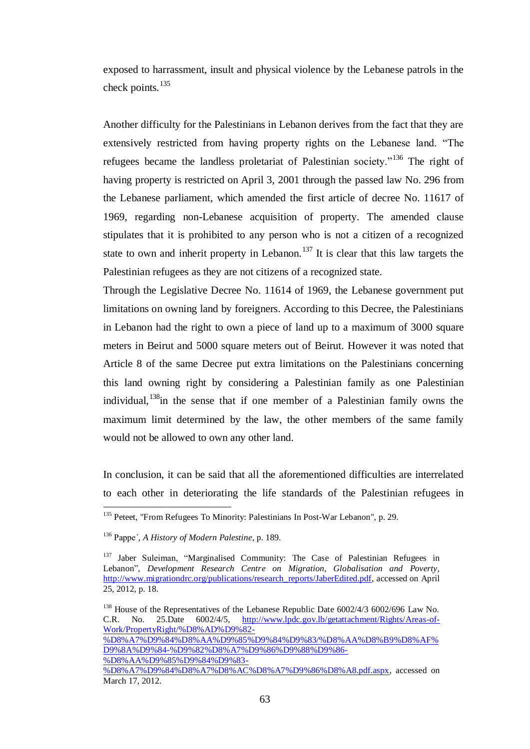exposed to harrassment, insult and physical violence by the Lebanese patrols in the check points.[135]

Another difficulty for the Palestinians in Lebanon derives from the fact that they are extensively restricted from having property rights on the Lebanese land. "The refugees became the landless proletariat of Palestinian society."[136] The right of having property is restricted on April 3, 2001 through the passed law No. 296 from the Lebanese parliament, which amended the first article of decree No. 11617 of 1969, regarding non-Lebanese acquisition of property. The amended clause stipulates that it is prohibited to any person who is not a citizen of a recognized state to own and inherit property in Lebanon.[137] It is clear that this law targets the Palestinian refugees as they are not citizens of a recognized state.

Through the Legislative Decree No. 11614 of 1969, the Lebanese government put limitations on owning land by foreigners. According to this Decree, the Palestinians in Lebanon had the right to own a piece of land up to a maximum of 3000 square meters in Beirut and 5000 square meters out of Beirut. However it was noted that Article 8 of the same Decree put extra limitations on the Palestinians concerning this land owning right by considering a Palestinian family as one Palestinian individual,[138]in the sense that if one member of a Palestinian family owns the maximum limit determined by the law, the other members of the same family would not be allowed to own any other land.

In conclusion, it can be said that all the aforementioned difficulties are interrelated to each other in deteriorating the life standards of the Palestinian refugees in

---

[135] Peteet, "From Refugees To Minority: Palestinians In Post-War Lebanon", p. 29.

[136] Pappe´, *A History of Modern Palestine*, p. 189.

[137] Jaber Suleiman, "Marginalised Community: The Case of Palestinian Refugees in Lebanon", *Development Research Centre on Migration, Globalisation and Poverty*, http://www.migrationdrc.org/publications/research_reports/JaberEdited.pdf, accessed on April 25, 2012, p. 18.

[138] House of the Representatives of the Lebanese Republic Date 6002/4/3 6002/696 Law No. C.R. No. 25.Date 6002/4/5, http://www.lpdc.gov.lb/getattachment/Rights/Areas-of-Work/PropertyRight/%D8%AD%D9%82-%D8%A7%D9%84%D8%AA%D9%85%D9%84%D9%83/%D8%AA%D8%B9%D8%AF%D9%8A%D9%84-%D9%82%D8%A7%D9%86%D9%88%D9%86-%D8%AA%D9%85%D9%84%D9%83-%D8%A7%D9%84%D8%A7%D8%AC%D8%A7%D9%86%D8%A8.pdf.aspx, accessed on March 17, 2012.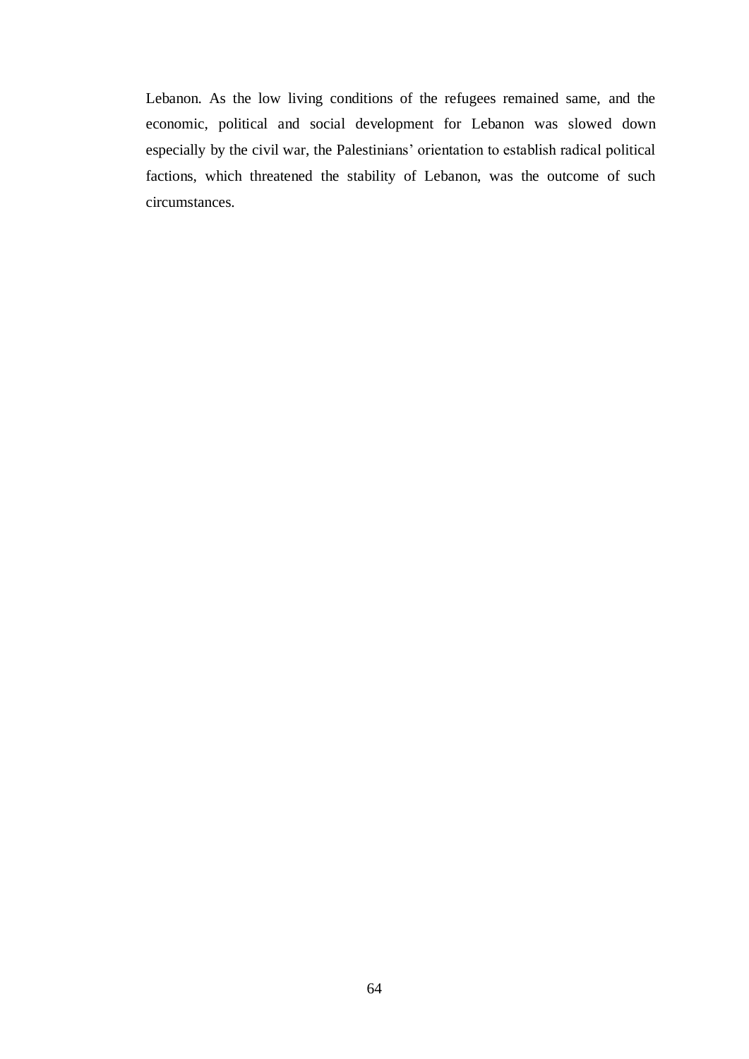Lebanon. As the low living conditions of the refugees remained same, and the economic, political and social development for Lebanon was slowed down especially by the civil war, the Palestinians' orientation to establish radical political factions, which threatened the stability of Lebanon, was the outcome of such circumstances.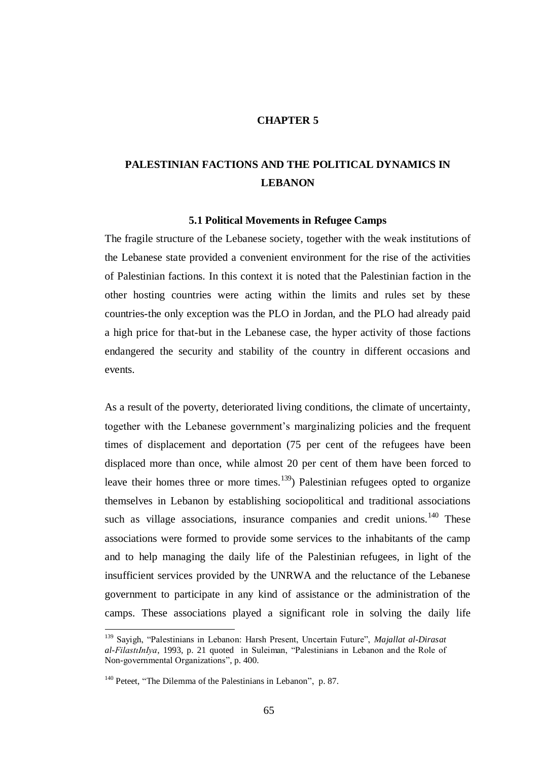# CHAPTER 5

# PALESTINIAN FACTIONS AND THE POLITICAL DYNAMICS IN LEBANON

## 5.1 Political Movements in Refugee Camps

The fragile structure of the Lebanese society, together with the weak institutions of the Lebanese state provided a convenient environment for the rise of the activities of Palestinian factions. In this context it is noted that the Palestinian faction in the other hosting countries were acting within the limits and rules set by these countries-the only exception was the PLO in Jordan, and the PLO had already paid a high price for that-but in the Lebanese case, the hyper activity of those factions endangered the security and stability of the country in different occasions and events.

As a result of the poverty, deteriorated living conditions, the climate of uncertainty, together with the Lebanese government's marginalizing policies and the frequent times of displacement and deportation (75 per cent of the refugees have been displaced more than once, while almost 20 per cent of them have been forced to leave their homes three or more times.[139]) Palestinian refugees opted to organize themselves in Lebanon by establishing sociopolitical and traditional associations such as village associations, insurance companies and credit unions.[140] These associations were formed to provide some services to the inhabitants of the camp and to help managing the daily life of the Palestinian refugees, in light of the insufficient services provided by the UNRWA and the reluctance of the Lebanese government to participate in any kind of assistance or the administration of the camps. These associations played a significant role in solving the daily life

---

[139] Sayigh, "Palestinians in Lebanon: Harsh Present, Uncertain Future", *Majallat al-Dirasat al-FilastıInIya*, 1993, p. 21 quoted in Suleiman, "Palestinians in Lebanon and the Role of Non-governmental Organizations", p. 400.

[140] Peteet, "The Dilemma of the Palestinians in Lebanon", p. 87.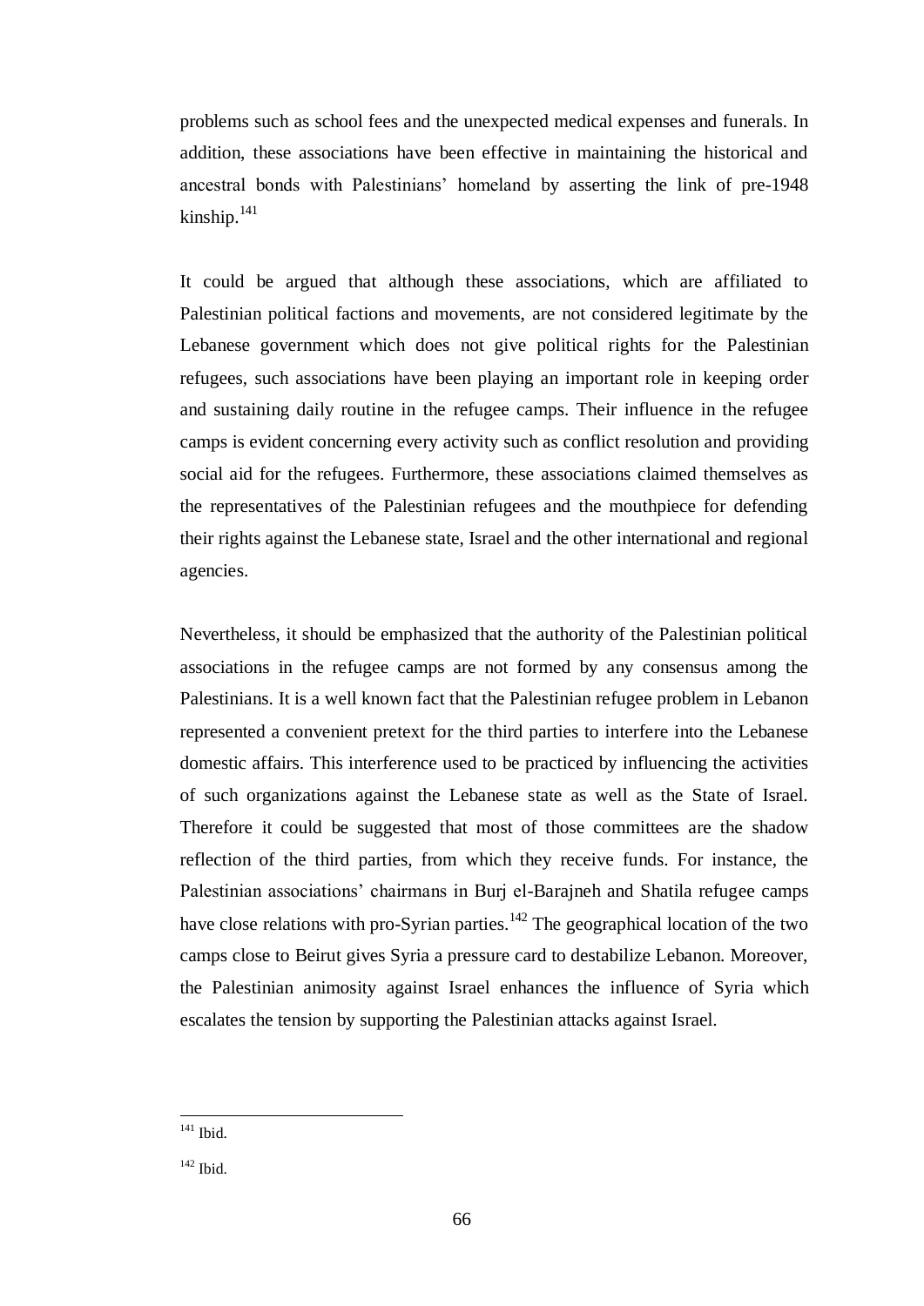problems such as school fees and the unexpected medical expenses and funerals. In addition, these associations have been effective in maintaining the historical and ancestral bonds with Palestinians' homeland by asserting the link of pre-1948 kinship.[141]

It could be argued that although these associations, which are affiliated to Palestinian political factions and movements, are not considered legitimate by the Lebanese government which does not give political rights for the Palestinian refugees, such associations have been playing an important role in keeping order and sustaining daily routine in the refugee camps. Their influence in the refugee camps is evident concerning every activity such as conflict resolution and providing social aid for the refugees. Furthermore, these associations claimed themselves as the representatives of the Palestinian refugees and the mouthpiece for defending their rights against the Lebanese state, Israel and the other international and regional agencies.

Nevertheless, it should be emphasized that the authority of the Palestinian political associations in the refugee camps are not formed by any consensus among the Palestinians. It is a well known fact that the Palestinian refugee problem in Lebanon represented a convenient pretext for the third parties to interfere into the Lebanese domestic affairs. This interference used to be practiced by influencing the activities of such organizations against the Lebanese state as well as the State of Israel. Therefore it could be suggested that most of those committees are the shadow reflection of the third parties, from which they receive funds. For instance, the Palestinian associations' chairmans in Burj el-Barajneh and Shatila refugee camps have close relations with pro-Syrian parties.[142] The geographical location of the two camps close to Beirut gives Syria a pressure card to destabilize Lebanon. Moreover, the Palestinian animosity against Israel enhances the influence of Syria which escalates the tension by supporting the Palestinian attacks against Israel.

---

[141] Ibid.

[142] Ibid.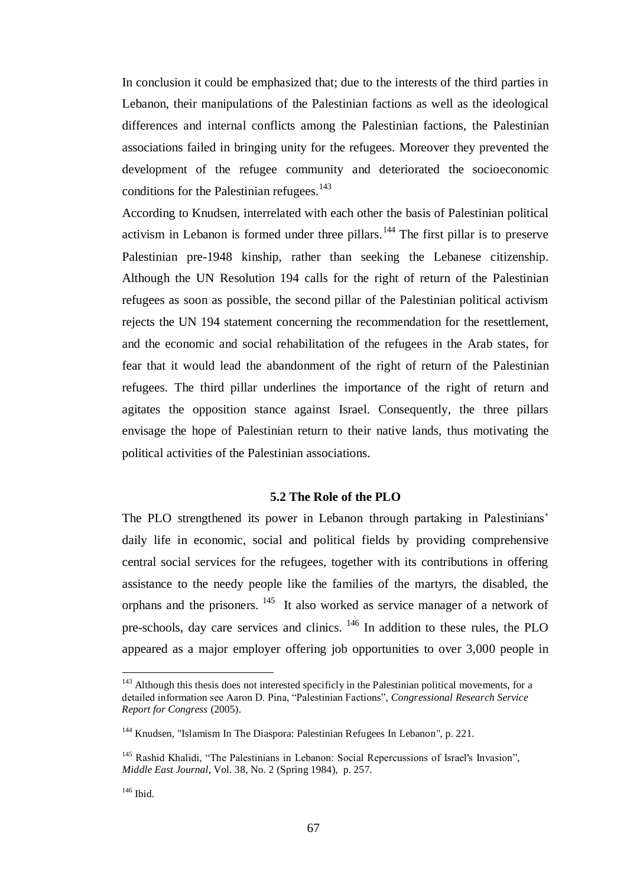In conclusion it could be emphasized that; due to the interests of the third parties in Lebanon, their manipulations of the Palestinian factions as well as the ideological differences and internal conflicts among the Palestinian factions, the Palestinian associations failed in bringing unity for the refugees. Moreover they prevented the development of the refugee community and deteriorated the socioeconomic conditions for the Palestinian refugees.[143]

According to Knudsen, interrelated with each other the basis of Palestinian political activism in Lebanon is formed under three pillars.[144] The first pillar is to preserve Palestinian pre-1948 kinship, rather than seeking the Lebanese citizenship. Although the UN Resolution 194 calls for the right of return of the Palestinian refugees as soon as possible, the second pillar of the Palestinian political activism rejects the UN 194 statement concerning the recommendation for the resettlement, and the economic and social rehabilitation of the refugees in the Arab states, for fear that it would lead the abandonment of the right of return of the Palestinian refugees. The third pillar underlines the importance of the right of return and agitates the opposition stance against Israel. Consequently, the three pillars envisage the hope of Palestinian return to their native lands, thus motivating the political activities of the Palestinian associations.

### 5.2 The Role of the PLO

The PLO strengthened its power in Lebanon through partaking in Palestinians' daily life in economic, social and political fields by providing comprehensive central social services for the refugees, together with its contributions in offering assistance to the needy people like the families of the martyrs, the disabled, the orphans and the prisoners. [145] It also worked as service manager of a network of pre-schools, day care services and clinics. [146] In addition to these rules, the PLO appeared as a major employer offering job opportunities to over 3,000 people in

---

[143] Although this thesis does not interested specificly in the Palestinian political movements, for a detailed information see Aaron D. Pina, "Palestinian Factions", *Congressional Research Service Report for Congress* (2005).

[144] Knudsen, "Islamism In The Diaspora: Palestinian Refugees In Lebanon", p. 221.

[145] Rashid Khalidi, "The Palestinians in Lebanon: Social Repercussions of Israel's Invasion", *Middle East Journal*, Vol. 38, No. 2 (Spring 1984), p. 257.

[146] Ibid.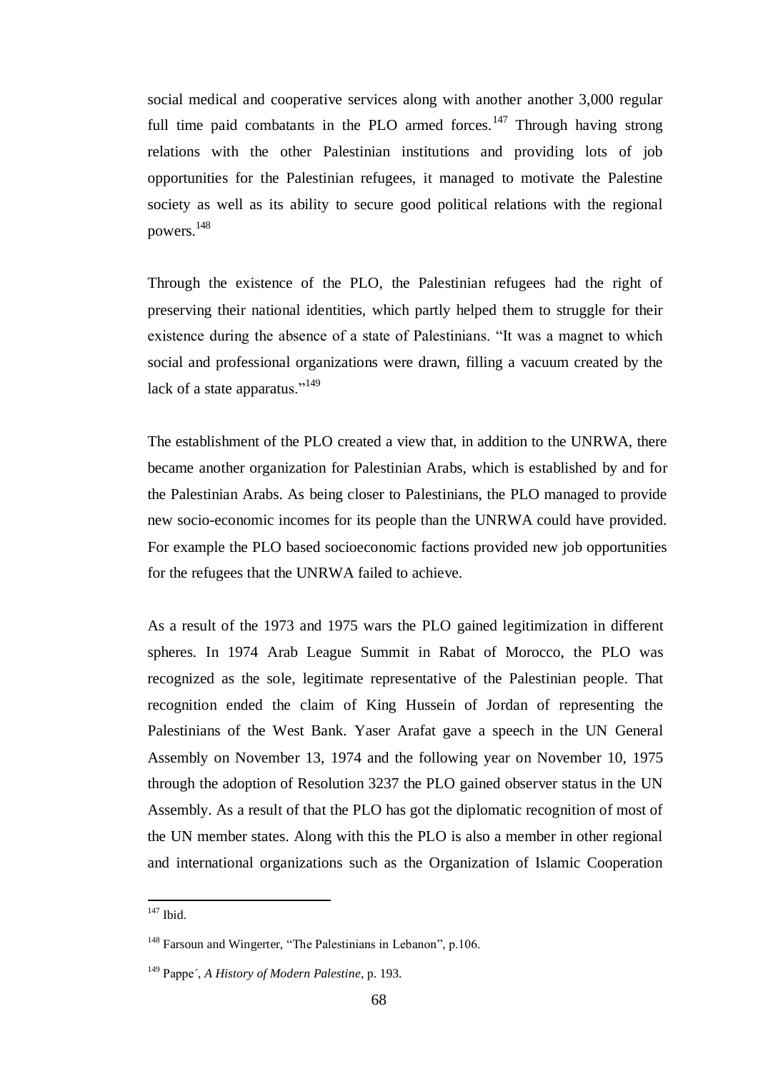social medical and cooperative services along with another another 3,000 regular full time paid combatants in the PLO armed forces.[147] Through having strong relations with the other Palestinian institutions and providing lots of job opportunities for the Palestinian refugees, it managed to motivate the Palestine society as well as its ability to secure good political relations with the regional powers.[148]

Through the existence of the PLO, the Palestinian refugees had the right of preserving their national identities, which partly helped them to struggle for their existence during the absence of a state of Palestinians. "It was a magnet to which social and professional organizations were drawn, filling a vacuum created by the lack of a state apparatus."[149]

The establishment of the PLO created a view that, in addition to the UNRWA, there became another organization for Palestinian Arabs, which is established by and for the Palestinian Arabs. As being closer to Palestinians, the PLO managed to provide new socio-economic incomes for its people than the UNRWA could have provided. For example the PLO based socioeconomic factions provided new job opportunities for the refugees that the UNRWA failed to achieve.

As a result of the 1973 and 1975 wars the PLO gained legitimization in different spheres. In 1974 Arab League Summit in Rabat of Morocco, the PLO was recognized as the sole, legitimate representative of the Palestinian people. That recognition ended the claim of King Hussein of Jordan of representing the Palestinians of the West Bank. Yaser Arafat gave a speech in the UN General Assembly on November 13, 1974 and the following year on November 10, 1975 through the adoption of Resolution 3237 the PLO gained observer status in the UN Assembly. As a result of that the PLO has got the diplomatic recognition of most of the UN member states. Along with this the PLO is also a member in other regional and international organizations such as the Organization of Islamic Cooperation

---

[147] Ibid.

[148] Farsoun and Wingerter, "The Palestinians in Lebanon", p.106.

[149] Pappe´, *A History of Modern Palestine*, p. 193.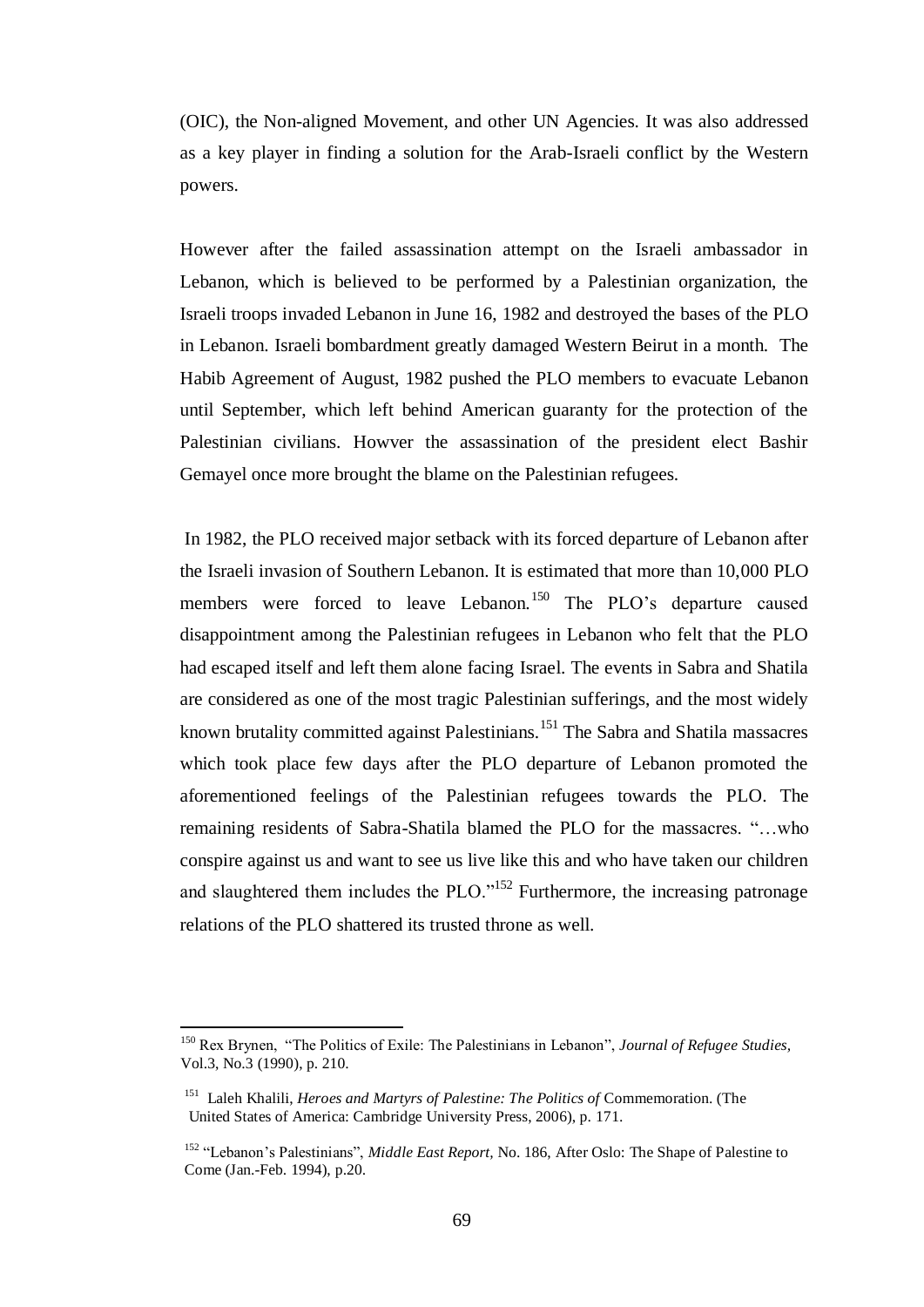(OIC), the Non-aligned Movement, and other UN Agencies. It was also addressed as a key player in finding a solution for the Arab-Israeli conflict by the Western powers.

However after the failed assassination attempt on the Israeli ambassador in Lebanon, which is believed to be performed by a Palestinian organization, the Israeli troops invaded Lebanon in June 16, 1982 and destroyed the bases of the PLO in Lebanon. Israeli bombardment greatly damaged Western Beirut in a month. The Habib Agreement of August, 1982 pushed the PLO members to evacuate Lebanon until September, which left behind American guaranty for the protection of the Palestinian civilians. Howver the assassination of the president elect Bashir Gemayel once more brought the blame on the Palestinian refugees.

In 1982, the PLO received major setback with its forced departure of Lebanon after the Israeli invasion of Southern Lebanon. It is estimated that more than 10,000 PLO members were forced to leave Lebanon.[150] The PLO's departure caused disappointment among the Palestinian refugees in Lebanon who felt that the PLO had escaped itself and left them alone facing Israel. The events in Sabra and Shatila are considered as one of the most tragic Palestinian sufferings, and the most widely known brutality committed against Palestinians.[151] The Sabra and Shatila massacres which took place few days after the PLO departure of Lebanon promoted the aforementioned feelings of the Palestinian refugees towards the PLO. The remaining residents of Sabra-Shatila blamed the PLO for the massacres. "…who conspire against us and want to see us live like this and who have taken our children and slaughtered them includes the PLO."[152] Furthermore, the increasing patronage relations of the PLO shattered its trusted throne as well.

---

[150] Rex Brynen, "The Politics of Exile: The Palestinians in Lebanon", *Journal of Refugee Studies,* Vol.3, No.3 (1990), p. 210.

[151] Laleh Khalili, *Heroes and Martyrs of Palestine: The Politics of* Commemoration. (The United States of America: Cambridge University Press, 2006), p. 171.

[152] "Lebanon's Palestinians", *Middle East Report,* No. 186, After Oslo: The Shape of Palestine to Come (Jan.-Feb. 1994), p.20.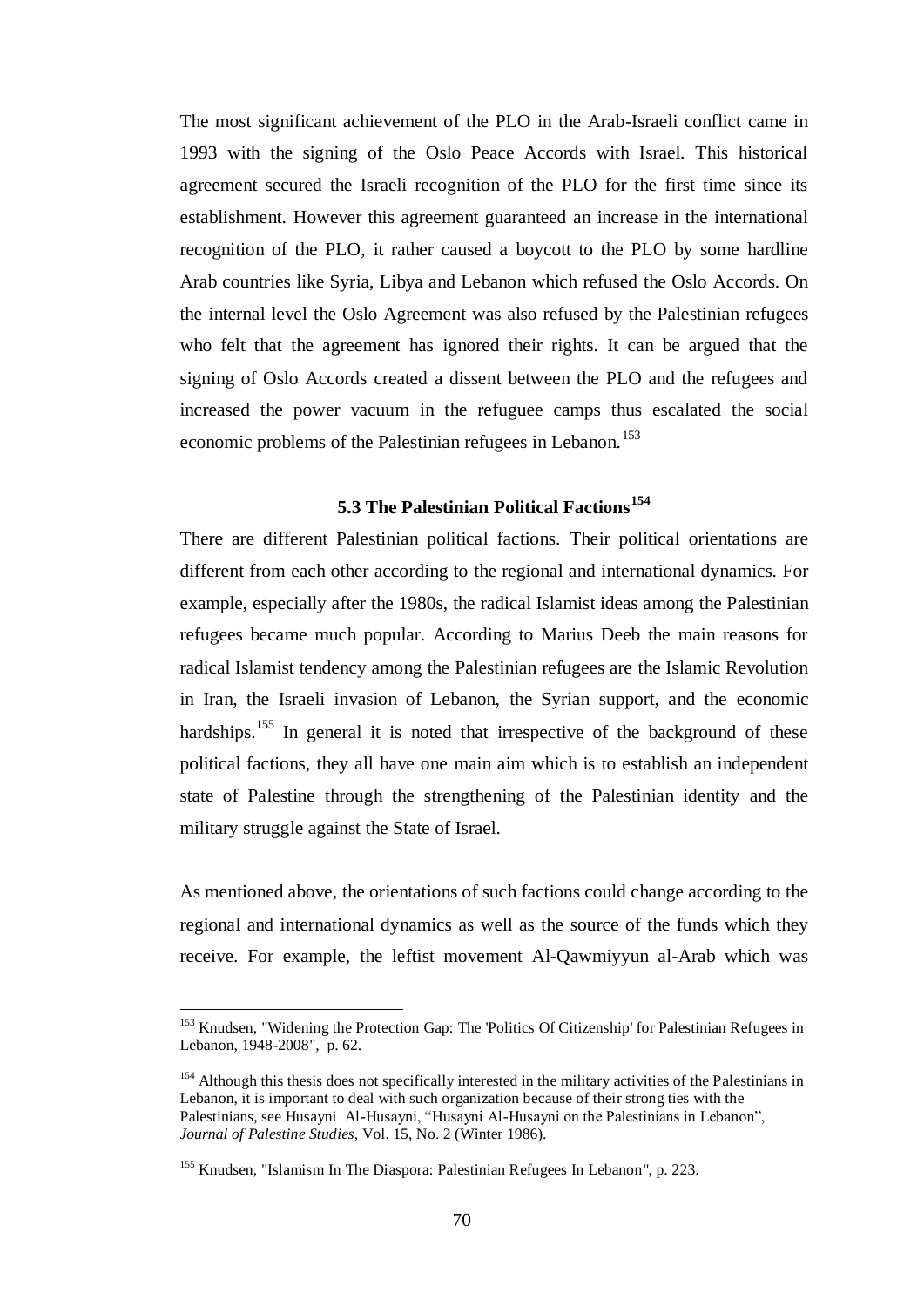The most significant achievement of the PLO in the Arab-Israeli conflict came in 1993 with the signing of the Oslo Peace Accords with Israel. This historical agreement secured the Israeli recognition of the PLO for the first time since its establishment. However this agreement guaranteed an increase in the international recognition of the PLO, it rather caused a boycott to the PLO by some hardline Arab countries like Syria, Libya and Lebanon which refused the Oslo Accords. On the internal level the Oslo Agreement was also refused by the Palestinian refugees who felt that the agreement has ignored their rights. It can be argued that the signing of Oslo Accords created a dissent between the PLO and the refugees and increased the power vacuum in the refuguee camps thus escalated the social economic problems of the Palestinian refugees in Lebanon.[153]

### 5.3 The Palestinian Political Factions[154]

There are different Palestinian political factions. Their political orientations are different from each other according to the regional and international dynamics. For example, especially after the 1980s, the radical Islamist ideas among the Palestinian refugees became much popular. According to Marius Deeb the main reasons for radical Islamist tendency among the Palestinian refugees are the Islamic Revolution in Iran, the Israeli invasion of Lebanon, the Syrian support, and the economic hardships.[155] In general it is noted that irrespective of the background of these political factions, they all have one main aim which is to establish an independent state of Palestine through the strengthening of the Palestinian identity and the military struggle against the State of Israel.

As mentioned above, the orientations of such factions could change according to the regional and international dynamics as well as the source of the funds which they receive. For example, the leftist movement Al-Qawmiyyun al-Arab which was

---

[153] Knudsen, "Widening the Protection Gap: The 'Politics Of Citizenship' for Palestinian Refugees in Lebanon, 1948-2008", p. 62.

[154] Although this thesis does not specifically interested in the military activities of the Palestinians in Lebanon, it is important to deal with such organization because of their strong ties with the Palestinians, see Husayni Al-Husayni, "Husayni Al-Husayni on the Palestinians in Lebanon", *Journal of Palestine Studies*, Vol. 15, No. 2 (Winter 1986).

[155] Knudsen, "Islamism In The Diaspora: Palestinian Refugees In Lebanon", p. 223.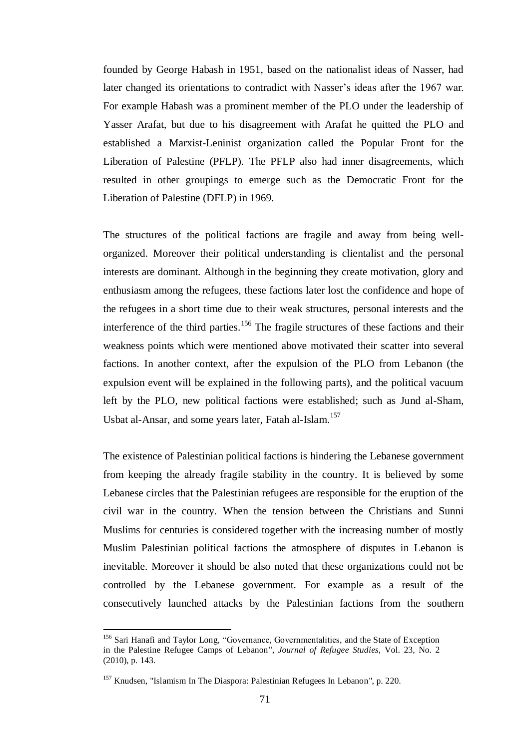founded by George Habash in 1951, based on the nationalist ideas of Nasser, had later changed its orientations to contradict with Nasser's ideas after the 1967 war. For example Habash was a prominent member of the PLO under the leadership of Yasser Arafat, but due to his disagreement with Arafat he quitted the PLO and established a Marxist-Leninist organization called the Popular Front for the Liberation of Palestine (PFLP). The PFLP also had inner disagreements, which resulted in other groupings to emerge such as the Democratic Front for the Liberation of Palestine (DFLP) in 1969.

The structures of the political factions are fragile and away from being well-organized. Moreover their political understanding is clientalist and the personal interests are dominant. Although in the beginning they create motivation, glory and enthusiasm among the refugees, these factions later lost the confidence and hope of the refugees in a short time due to their weak structures, personal interests and the interference of the third parties.[156] The fragile structures of these factions and their weakness points which were mentioned above motivated their scatter into several factions. In another context, after the expulsion of the PLO from Lebanon (the expulsion event will be explained in the following parts), and the political vacuum left by the PLO, new political factions were established; such as Jund al-Sham, Usbat al-Ansar, and some years later, Fatah al-Islam.[157]

The existence of Palestinian political factions is hindering the Lebanese government from keeping the already fragile stability in the country. It is believed by some Lebanese circles that the Palestinian refugees are responsible for the eruption of the civil war in the country. When the tension between the Christians and Sunni Muslims for centuries is considered together with the increasing number of mostly Muslim Palestinian political factions the atmosphere of disputes in Lebanon is inevitable. Moreover it should be also noted that these organizations could not be controlled by the Lebanese government. For example as a result of the consecutively launched attacks by the Palestinian factions from the southern

---

[156] Sari Hanafi and Taylor Long, "Governance, Governmentalities, and the State of Exception in the Palestine Refugee Camps of Lebanon", *Journal of Refugee Studies,* Vol. 23, No. 2 (2010), p. 143.

[157] Knudsen, "Islamism In The Diaspora: Palestinian Refugees In Lebanon", p. 220.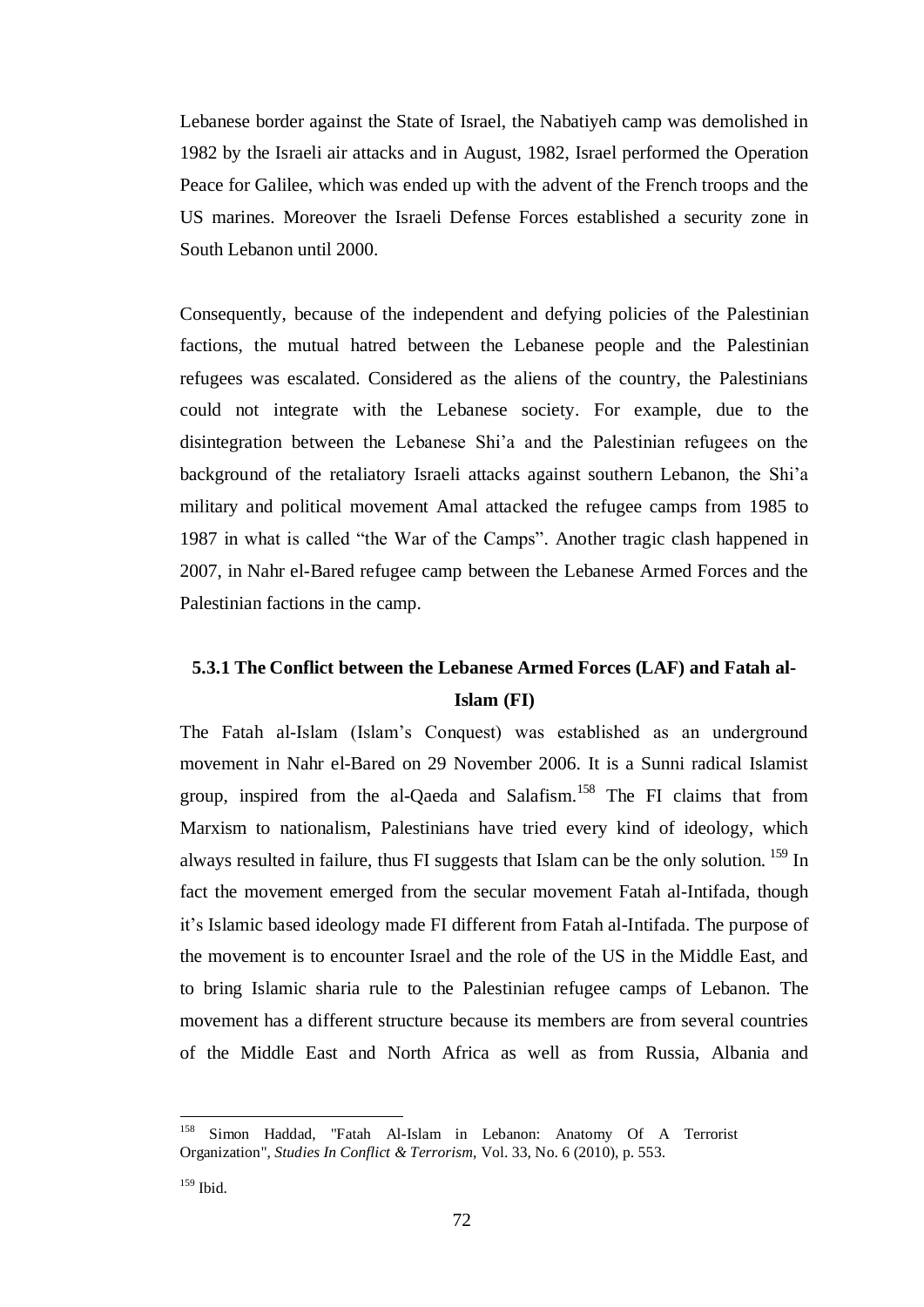Lebanese border against the State of Israel, the Nabatiyeh camp was demolished in 1982 by the Israeli air attacks and in August, 1982, Israel performed the Operation Peace for Galilee, which was ended up with the advent of the French troops and the US marines. Moreover the Israeli Defense Forces established a security zone in South Lebanon until 2000.

Consequently, because of the independent and defying policies of the Palestinian factions, the mutual hatred between the Lebanese people and the Palestinian refugees was escalated. Considered as the aliens of the country, the Palestinians could not integrate with the Lebanese society. For example, due to the disintegration between the Lebanese Shi'a and the Palestinian refugees on the background of the retaliatory Israeli attacks against southern Lebanon, the Shi'a military and political movement Amal attacked the refugee camps from 1985 to 1987 in what is called "the War of the Camps". Another tragic clash happened in 2007, in Nahr el-Bared refugee camp between the Lebanese Armed Forces and the Palestinian factions in the camp.

### 5.3.1 The Conflict between the Lebanese Armed Forces (LAF) and Fatah al-Islam (FI)

The Fatah al-Islam (Islam's Conquest) was established as an underground movement in Nahr el-Bared on 29 November 2006. It is a Sunni radical Islamist group, inspired from the al-Qaeda and Salafism.[158] The FI claims that from Marxism to nationalism, Palestinians have tried every kind of ideology, which always resulted in failure, thus FI suggests that Islam can be the only solution.[159] In fact the movement emerged from the secular movement Fatah al-Intifada, though it's Islamic based ideology made FI different from Fatah al-Intifada. The purpose of the movement is to encounter Israel and the role of the US in the Middle East, and to bring Islamic sharia rule to the Palestinian refugee camps of Lebanon. The movement has a different structure because its members are from several countries of the Middle East and North Africa as well as from Russia, Albania and

---

[158] Simon Haddad, "Fatah Al-Islam in Lebanon: Anatomy Of A Terrorist Organization", *Studies In Conflict & Terrorism*, Vol. 33, No. 6 (2010), p. 553.

[159] Ibid.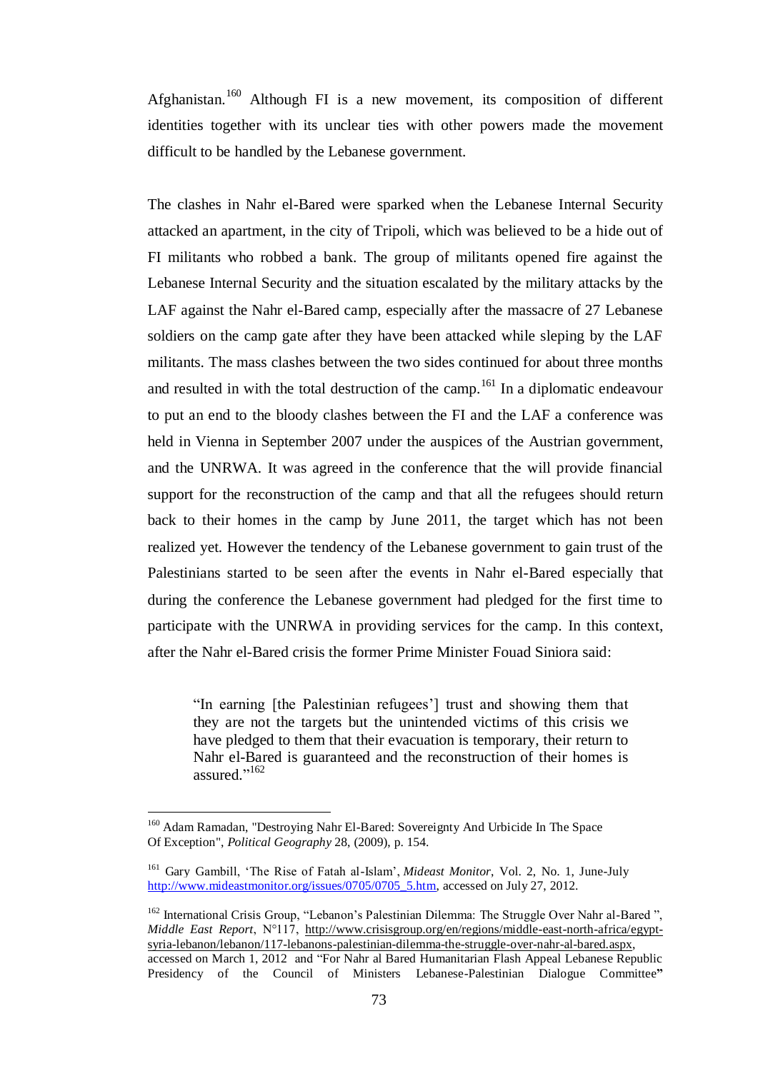Afghanistan.[160] Although FI is a new movement, its composition of different identities together with its unclear ties with other powers made the movement difficult to be handled by the Lebanese government.

The clashes in Nahr el-Bared were sparked when the Lebanese Internal Security attacked an apartment, in the city of Tripoli, which was believed to be a hide out of FI militants who robbed a bank. The group of militants opened fire against the Lebanese Internal Security and the situation escalated by the military attacks by the LAF against the Nahr el-Bared camp, especially after the massacre of 27 Lebanese soldiers on the camp gate after they have been attacked while sleping by the LAF militants. The mass clashes between the two sides continued for about three months and resulted in with the total destruction of the camp.[161] In a diplomatic endeavour to put an end to the bloody clashes between the FI and the LAF a conference was held in Vienna in September 2007 under the auspices of the Austrian government, and the UNRWA. It was agreed in the conference that the will provide financial support for the reconstruction of the camp and that all the refugees should return back to their homes in the camp by June 2011, the target which has not been realized yet. However the tendency of the Lebanese government to gain trust of the Palestinians started to be seen after the events in Nahr el-Bared especially that during the conference the Lebanese government had pledged for the first time to participate with the UNRWA in providing services for the camp. In this context, after the Nahr el-Bared crisis the former Prime Minister Fouad Siniora said:

> "In earning [the Palestinian refugees'] trust and showing them that they are not the targets but the unintended victims of this crisis we have pledged to them that their evacuation is temporary, their return to Nahr el-Bared is guaranteed and the reconstruction of their homes is assured."[162]

---

[160] Adam Ramadan, "Destroying Nahr El-Bared: Sovereignty And Urbicide In The Space Of Exception", *Political Geography* 28, (2009), p. 154.

[161] Gary Gambill, 'The Rise of Fatah al-Islam', *Mideast Monitor*, Vol. 2, No. 1, June-July http://www.mideastmonitor.org/issues/0705/0705_5.htm, accessed on July 27, 2012.

[162] International Crisis Group, "Lebanon's Palestinian Dilemma: The Struggle Over Nahr al-Bared ", *Middle East Report*, N°117, http://www.crisisgroup.org/en/regions/middle-east-north-africa/egypt-syria-lebanon/lebanon/117-lebanons-palestinian-dilemma-the-struggle-over-nahr-al-bared.aspx, accessed on March 1, 2012 and "For Nahr al Bared Humanitarian Flash Appeal Lebanese Republic Presidency of the Council of Ministers Lebanese-Palestinian Dialogue Committee"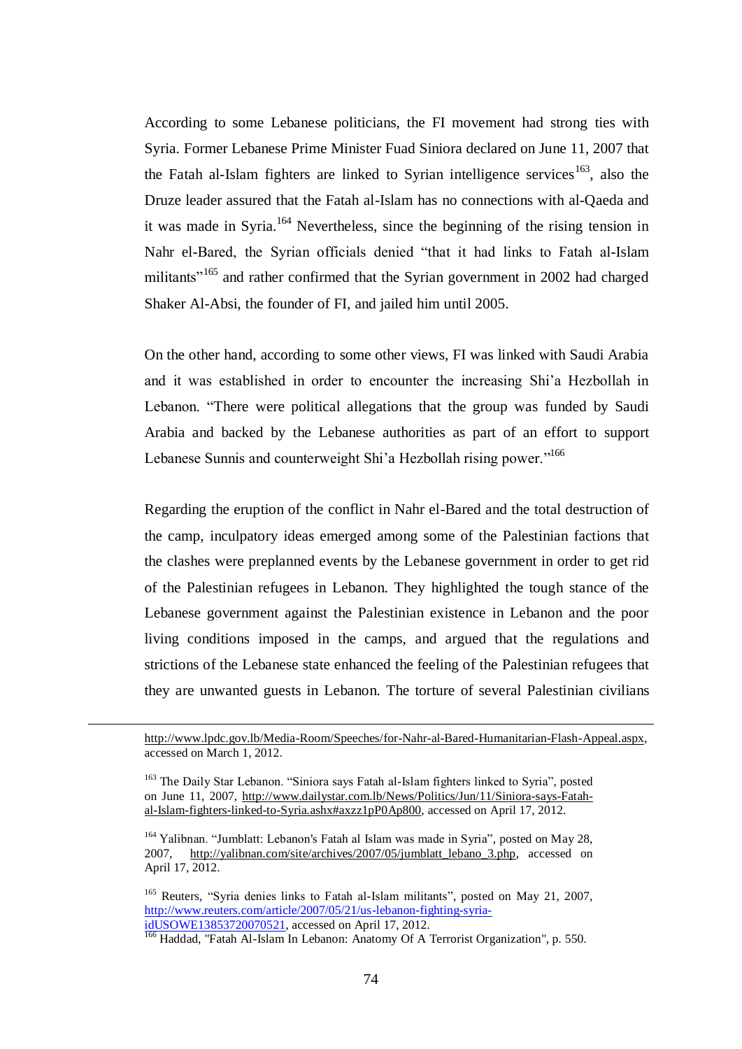According to some Lebanese politicians, the FI movement had strong ties with Syria. Former Lebanese Prime Minister Fuad Siniora declared on June 11, 2007 that the Fatah al-Islam fighters are linked to Syrian intelligence services[163], also the Druze leader assured that the Fatah al-Islam has no connections with al-Qaeda and it was made in Syria.[164] Nevertheless, since the beginning of the rising tension in Nahr el-Bared, the Syrian officials denied "that it had links to Fatah al-Islam militants"[165] and rather confirmed that the Syrian government in 2002 had charged Shaker Al-Absi, the founder of FI, and jailed him until 2005.

On the other hand, according to some other views, FI was linked with Saudi Arabia and it was established in order to encounter the increasing Shi'a Hezbollah in Lebanon. "There were political allegations that the group was funded by Saudi Arabia and backed by the Lebanese authorities as part of an effort to support Lebanese Sunnis and counterweight Shi'a Hezbollah rising power."[166]

Regarding the eruption of the conflict in Nahr el-Bared and the total destruction of the camp, inculpatory ideas emerged among some of the Palestinian factions that the clashes were preplanned events by the Lebanese government in order to get rid of the Palestinian refugees in Lebanon. They highlighted the tough stance of the Lebanese government against the Palestinian existence in Lebanon and the poor living conditions imposed in the camps, and argued that the regulations and strictions of the Lebanese state enhanced the feeling of the Palestinian refugees that they are unwanted guests in Lebanon. The torture of several Palestinian civilians

---

http://www.lpdc.gov.lb/Media-Room/Speeches/for-Nahr-al-Bared-Humanitarian-Flash-Appeal.aspx, accessed on March 1, 2012.

[163] The Daily Star Lebanon. "Siniora says Fatah al-Islam fighters linked to Syria", posted on June 11, 2007, http://www.dailystar.com.lb/News/Politics/Jun/11/Siniora-says-Fatah-al-Islam-fighters-linked-to-Syria.ashx#axzz1pP0Ap800, accessed on April 17, 2012.

[164] Yalibnan. "Jumblatt: Lebanon's Fatah al Islam was made in Syria", posted on May 28, 2007, http://yalibnan.com/site/archives/2007/05/jumblatt_lebano_3.php, accessed on April 17, 2012.

[165] Reuters, "Syria denies links to Fatah al-Islam militants", posted on May 21, 2007, http://www.reuters.com/article/2007/05/21/us-lebanon-fighting-syria-idUSOWE13853720070521, accessed on April 17, 2012.

[166] Haddad, "Fatah Al-Islam In Lebanon: Anatomy Of A Terrorist Organization", p. 550.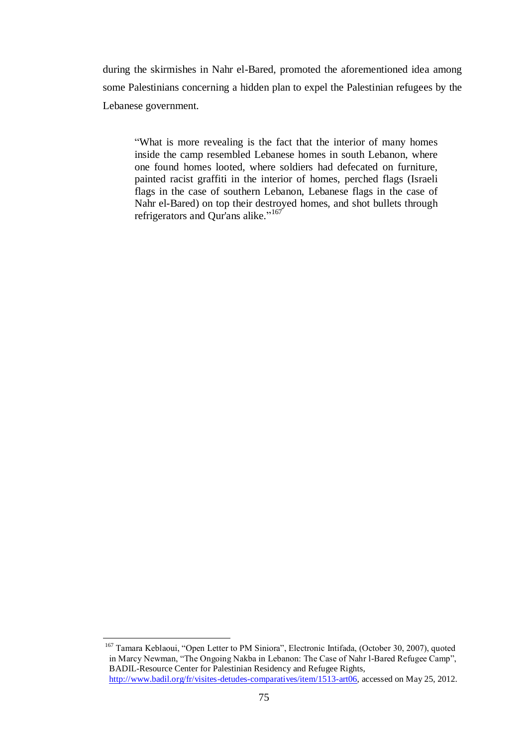during the skirmishes in Nahr el-Bared, promoted the aforementioned idea among some Palestinians concerning a hidden plan to expel the Palestinian refugees by the Lebanese government.

> "What is more revealing is the fact that the interior of many homes inside the camp resembled Lebanese homes in south Lebanon, where one found homes looted, where soldiers had defecated on furniture, painted racist graffiti in the interior of homes, perched flags (Israeli flags in the case of southern Lebanon, Lebanese flags in the case of Nahr el-Bared) on top their destroyed homes, and shot bullets through refrigerators and Qur'ans alike."[167]

---

[167] Tamara Keblaoui, "Open Letter to PM Siniora", Electronic Intifada, (October 30, 2007), quoted in Marcy Newman, "The Ongoing Nakba in Lebanon: The Case of Nahr l-Bared Refugee Camp", BADIL-Resource Center for Palestinian Residency and Refugee Rights, http://www.badil.org/fr/visites-detudes-comparatives/item/1513-art06, accessed on May 25, 2012.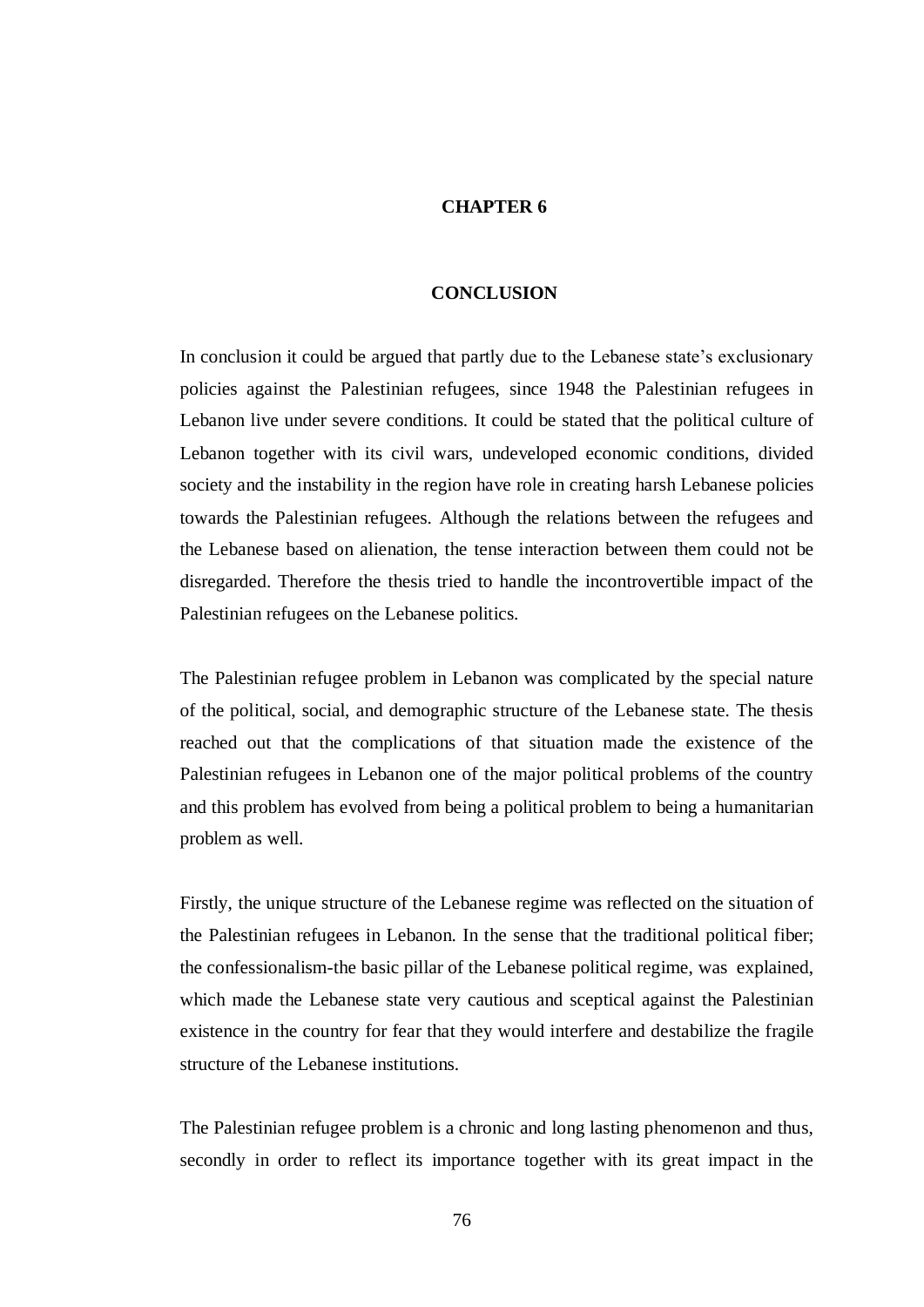# CHAPTER 6

## CONCLUSION

In conclusion it could be argued that partly due to the Lebanese state's exclusionary policies against the Palestinian refugees, since 1948 the Palestinian refugees in Lebanon live under severe conditions. It could be stated that the political culture of Lebanon together with its civil wars, undeveloped economic conditions, divided society and the instability in the region have role in creating harsh Lebanese policies towards the Palestinian refugees. Although the relations between the refugees and the Lebanese based on alienation, the tense interaction between them could not be disregarded. Therefore the thesis tried to handle the incontrovertible impact of the Palestinian refugees on the Lebanese politics.

The Palestinian refugee problem in Lebanon was complicated by the special nature of the political, social, and demographic structure of the Lebanese state. The thesis reached out that the complications of that situation made the existence of the Palestinian refugees in Lebanon one of the major political problems of the country and this problem has evolved from being a political problem to being a humanitarian problem as well.

Firstly, the unique structure of the Lebanese regime was reflected on the situation of the Palestinian refugees in Lebanon. In the sense that the traditional political fiber; the confessionalism-the basic pillar of the Lebanese political regime, was explained, which made the Lebanese state very cautious and sceptical against the Palestinian existence in the country for fear that they would interfere and destabilize the fragile structure of the Lebanese institutions.

The Palestinian refugee problem is a chronic and long lasting phenomenon and thus, secondly in order to reflect its importance together with its great impact in the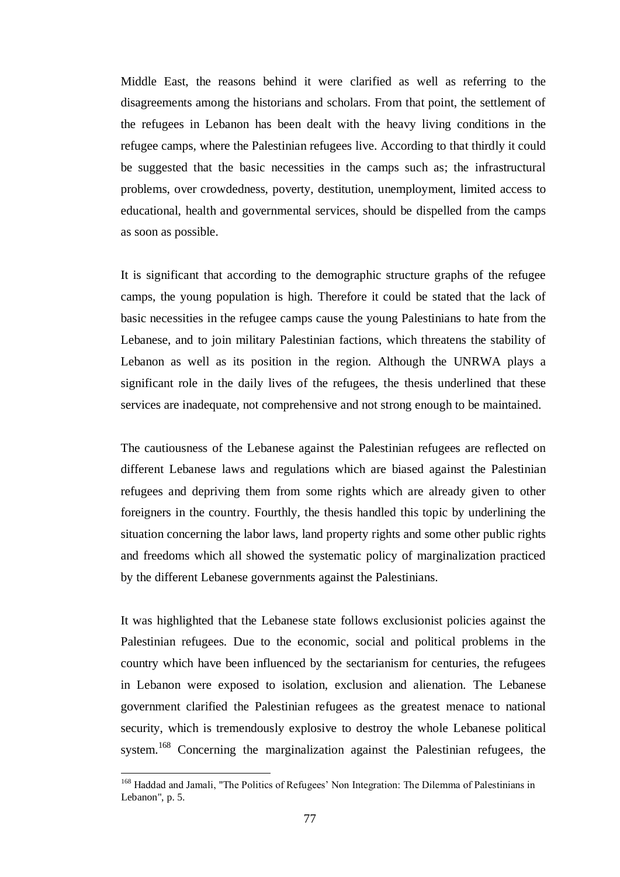Middle East, the reasons behind it were clarified as well as referring to the disagreements among the historians and scholars. From that point, the settlement of the refugees in Lebanon has been dealt with the heavy living conditions in the refugee camps, where the Palestinian refugees live. According to that thirdly it could be suggested that the basic necessities in the camps such as; the infrastructural problems, over crowdedness, poverty, destitution, unemployment, limited access to educational, health and governmental services, should be dispelled from the camps as soon as possible.

It is significant that according to the demographic structure graphs of the refugee camps, the young population is high. Therefore it could be stated that the lack of basic necessities in the refugee camps cause the young Palestinians to hate from the Lebanese, and to join military Palestinian factions, which threatens the stability of Lebanon as well as its position in the region. Although the UNRWA plays a significant role in the daily lives of the refugees, the thesis underlined that these services are inadequate, not comprehensive and not strong enough to be maintained.

The cautiousness of the Lebanese against the Palestinian refugees are reflected on different Lebanese laws and regulations which are biased against the Palestinian refugees and depriving them from some rights which are already given to other foreigners in the country. Fourthly, the thesis handled this topic by underlining the situation concerning the labor laws, land property rights and some other public rights and freedoms which all showed the systematic policy of marginalization practiced by the different Lebanese governments against the Palestinians.

It was highlighted that the Lebanese state follows exclusionist policies against the Palestinian refugees. Due to the economic, social and political problems in the country which have been influenced by the sectarianism for centuries, the refugees in Lebanon were exposed to isolation, exclusion and alienation. The Lebanese government clarified the Palestinian refugees as the greatest menace to national security, which is tremendously explosive to destroy the whole Lebanese political system.[168] Concerning the marginalization against the Palestinian refugees, the

---

[168] Haddad and Jamali, "The Politics of Refugees' Non Integration: The Dilemma of Palestinians in Lebanon", p. 5.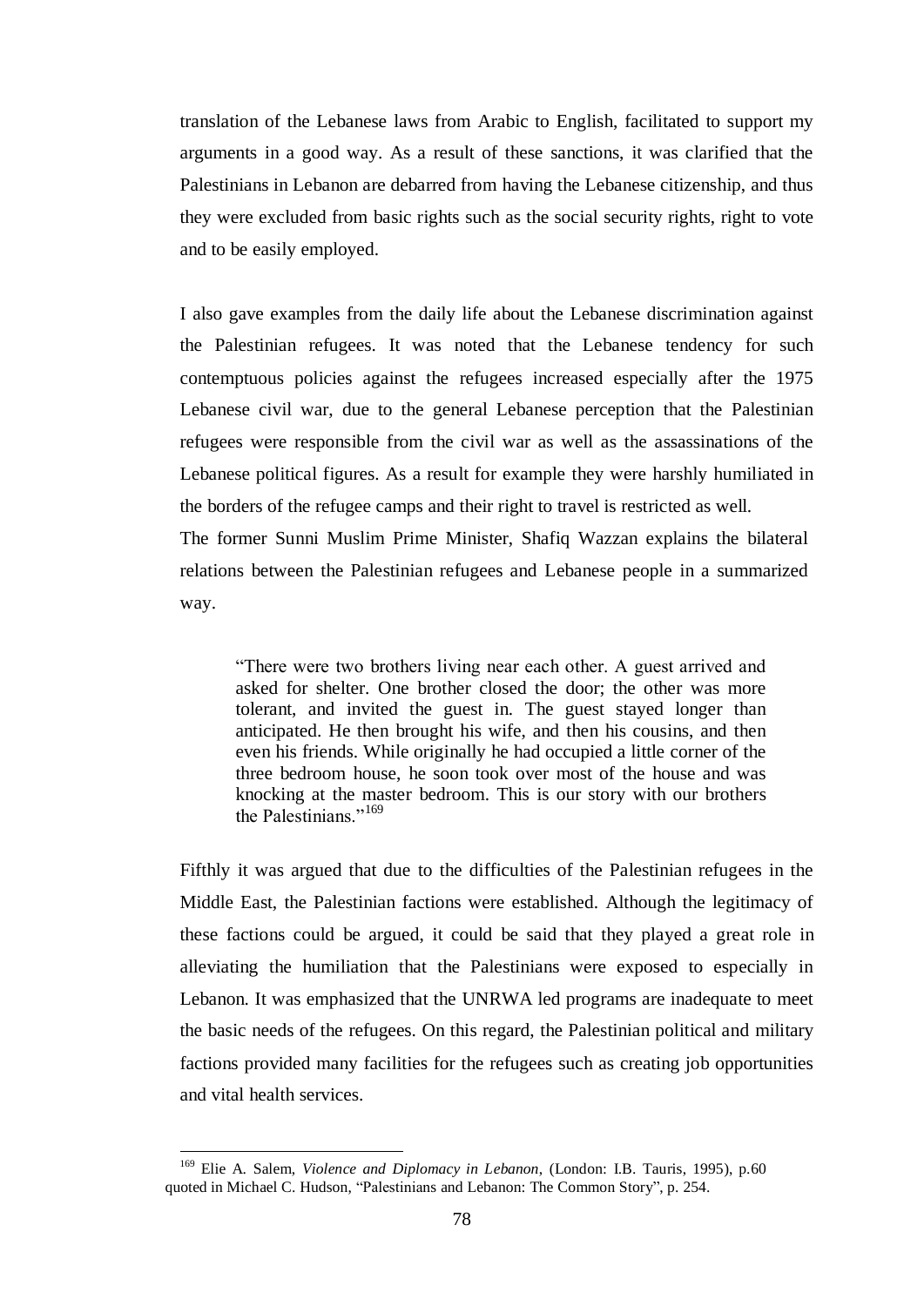translation of the Lebanese laws from Arabic to English, facilitated to support my arguments in a good way. As a result of these sanctions, it was clarified that the Palestinians in Lebanon are debarred from having the Lebanese citizenship, and thus they were excluded from basic rights such as the social security rights, right to vote and to be easily employed.

I also gave examples from the daily life about the Lebanese discrimination against the Palestinian refugees. It was noted that the Lebanese tendency for such contemptuous policies against the refugees increased especially after the 1975 Lebanese civil war, due to the general Lebanese perception that the Palestinian refugees were responsible from the civil war as well as the assassinations of the Lebanese political figures. As a result for example they were harshly humiliated in the borders of the refugee camps and their right to travel is restricted as well.
The former Sunni Muslim Prime Minister, Shafiq Wazzan explains the bilateral relations between the Palestinian refugees and Lebanese people in a summarized way.

> "There were two brothers living near each other. A guest arrived and asked for shelter. One brother closed the door; the other was more tolerant, and invited the guest in. The guest stayed longer than anticipated. He then brought his wife, and then his cousins, and then even his friends. While originally he had occupied a little corner of the three bedroom house, he soon took over most of the house and was knocking at the master bedroom. This is our story with our brothers the Palestinians."[169]

Fifthly it was argued that due to the difficulties of the Palestinian refugees in the Middle East, the Palestinian factions were established. Although the legitimacy of these factions could be argued, it could be said that they played a great role in alleviating the humiliation that the Palestinians were exposed to especially in Lebanon. It was emphasized that the UNRWA led programs are inadequate to meet the basic needs of the refugees. On this regard, the Palestinian political and military factions provided many facilities for the refugees such as creating job opportunities and vital health services.

---

[169] Elie A. Salem, *Violence and Diplomacy in Lebanon*, (London: I.B. Tauris, 1995), p.60 quoted in Michael C. Hudson, "Palestinians and Lebanon: The Common Story", p. 254.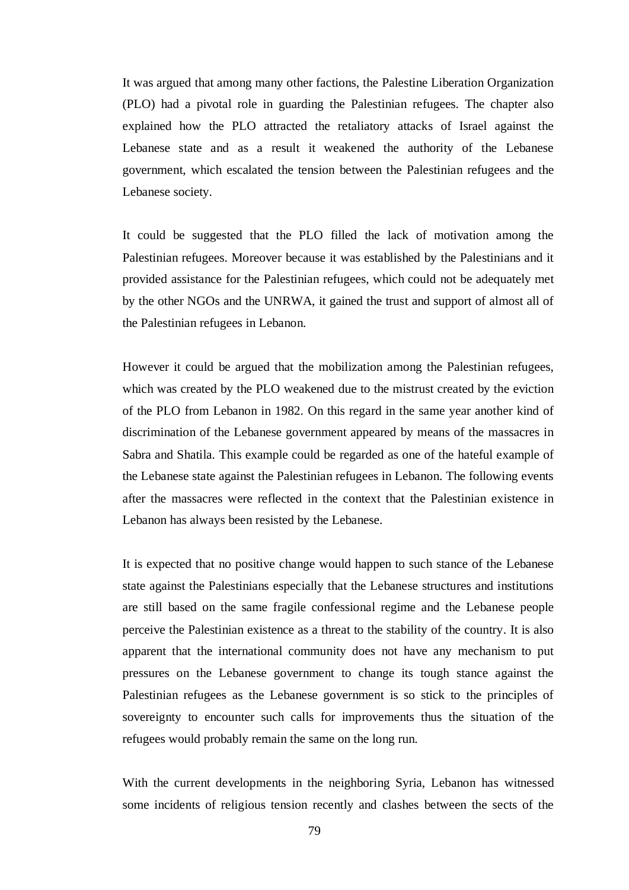It was argued that among many other factions, the Palestine Liberation Organization (PLO) had a pivotal role in guarding the Palestinian refugees. The chapter also explained how the PLO attracted the retaliatory attacks of Israel against the Lebanese state and as a result it weakened the authority of the Lebanese government, which escalated the tension between the Palestinian refugees and the Lebanese society.

It could be suggested that the PLO filled the lack of motivation among the Palestinian refugees. Moreover because it was established by the Palestinians and it provided assistance for the Palestinian refugees, which could not be adequately met by the other NGOs and the UNRWA, it gained the trust and support of almost all of the Palestinian refugees in Lebanon.

However it could be argued that the mobilization among the Palestinian refugees, which was created by the PLO weakened due to the mistrust created by the eviction of the PLO from Lebanon in 1982. On this regard in the same year another kind of discrimination of the Lebanese government appeared by means of the massacres in Sabra and Shatila. This example could be regarded as one of the hateful example of the Lebanese state against the Palestinian refugees in Lebanon. The following events after the massacres were reflected in the context that the Palestinian existence in Lebanon has always been resisted by the Lebanese.

It is expected that no positive change would happen to such stance of the Lebanese state against the Palestinians especially that the Lebanese structures and institutions are still based on the same fragile confessional regime and the Lebanese people perceive the Palestinian existence as a threat to the stability of the country. It is also apparent that the international community does not have any mechanism to put pressures on the Lebanese government to change its tough stance against the Palestinian refugees as the Lebanese government is so stick to the principles of sovereignty to encounter such calls for improvements thus the situation of the refugees would probably remain the same on the long run.

With the current developments in the neighboring Syria, Lebanon has witnessed some incidents of religious tension recently and clashes between the sects of the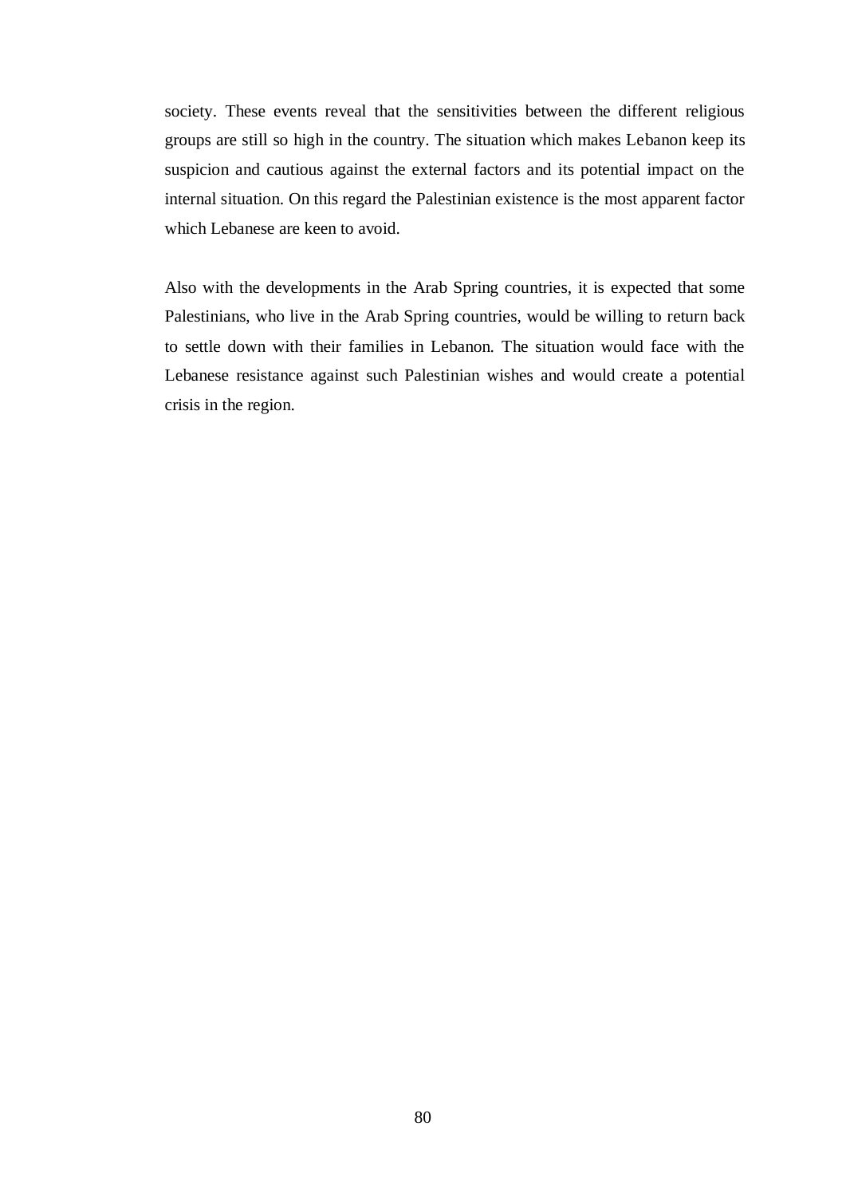society. These events reveal that the sensitivities between the different religious groups are still so high in the country. The situation which makes Lebanon keep its suspicion and cautious against the external factors and its potential impact on the internal situation. On this regard the Palestinian existence is the most apparent factor which Lebanese are keen to avoid.

Also with the developments in the Arab Spring countries, it is expected that some Palestinians, who live in the Arab Spring countries, would be willing to return back to settle down with their families in Lebanon. The situation would face with the Lebanese resistance against such Palestinian wishes and would create a potential crisis in the region.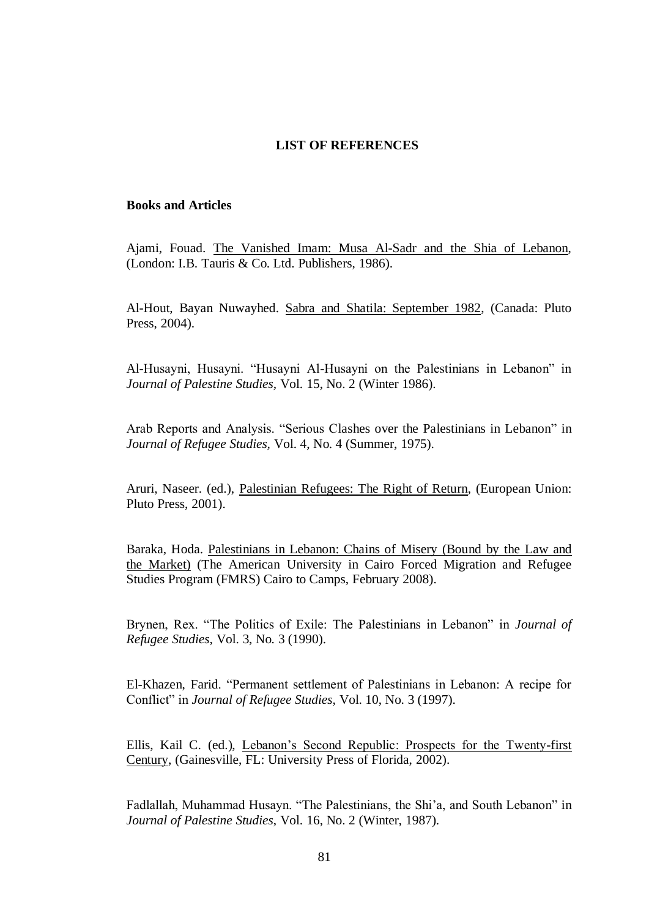# LIST OF REFERENCES

## Books and Articles

Ajami, Fouad. <u>The Vanished Imam: Musa Al-Sadr and the Shia of Lebanon</u>, (London: I.B. Tauris & Co. Ltd. Publishers, 1986).

Al-Hout, Bayan Nuwayhed. <u>Sabra and Shatila: September 1982</u>, (Canada: Pluto Press, 2004).

Al-Husayni, Husayni. "Husayni Al-Husayni on the Palestinians in Lebanon" in *Journal of Palestine Studies,* Vol. 15, No. 2 (Winter 1986).

Arab Reports and Analysis. "Serious Clashes over the Palestinians in Lebanon" in *Journal of Refugee Studies,* Vol. 4, No. 4 (Summer, 1975).

Aruri, Naseer. (ed.), <u>Palestinian Refugees: The Right of Return</u>, (European Union: Pluto Press, 2001).

Baraka, Hoda. <u>Palestinians in Lebanon: Chains of Misery (Bound by the Law and the Market)</u> (The American University in Cairo Forced Migration and Refugee Studies Program (FMRS) Cairo to Camps, February 2008).

Brynen, Rex. "The Politics of Exile: The Palestinians in Lebanon" in *Journal of Refugee Studies,* Vol. 3, No. 3 (1990).

El-Khazen, Farid. "Permanent settlement of Palestinians in Lebanon: A recipe for Conflict" in *Journal of Refugee Studies,* Vol. 10, No. 3 (1997).

Ellis, Kail C. (ed.), <u>Lebanon's Second Republic: Prospects for the Twenty-first Century</u>, (Gainesville, FL: University Press of Florida, 2002).

Fadlallah, Muhammad Husayn. "The Palestinians, the Shi'a, and South Lebanon" in *Journal of Palestine Studies,* Vol. 16, No. 2 (Winter, 1987).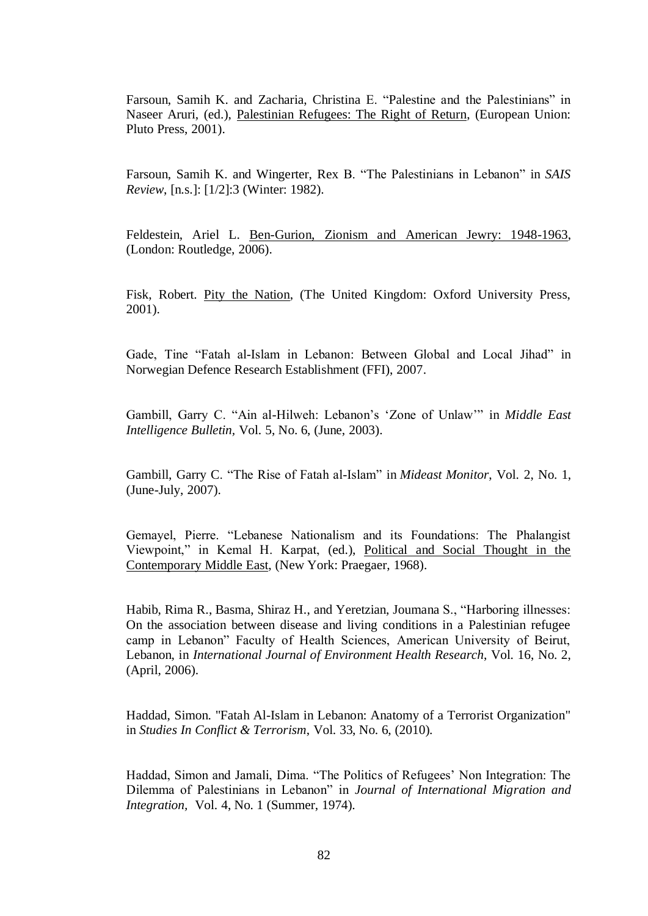Farsoun, Samih K. and Zacharia, Christina E. "Palestine and the Palestinians" in Naseer Aruri, (ed.), Palestinian Refugees: The Right of Return, (European Union: Pluto Press, 2001).

Farsoun, Samih K. and Wingerter, Rex B. "The Palestinians in Lebanon" in *SAIS Review*, [n.s.]: [1/2]:3 (Winter: 1982).

Feldestein, Ariel L. Ben-Gurion, Zionism and American Jewry: 1948-1963, (London: Routledge, 2006).

Fisk, Robert. Pity the Nation, (The United Kingdom: Oxford University Press, 2001).

Gade, Tine "Fatah al-Islam in Lebanon: Between Global and Local Jihad" in Norwegian Defence Research Establishment (FFI), 2007.

Gambill, Garry C. "Ain al-Hilweh: Lebanon's 'Zone of Unlaw'" in *Middle East Intelligence Bulletin*, Vol. 5, No. 6, (June, 2003).

Gambill, Garry C. "The Rise of Fatah al-Islam" in *Mideast Monitor*, Vol. 2, No. 1, (June-July, 2007).

Gemayel, Pierre. "Lebanese Nationalism and its Foundations: The Phalangist Viewpoint," in Kemal H. Karpat, (ed.), Political and Social Thought in the Contemporary Middle East, (New York: Praegaer, 1968).

Habib, Rima R., Basma, Shiraz H., and Yeretzian, Joumana S., "Harboring illnesses: On the association between disease and living conditions in a Palestinian refugee camp in Lebanon" Faculty of Health Sciences, American University of Beirut, Lebanon, in *International Journal of Environment Health Research*, Vol. 16, No. 2, (April, 2006).

Haddad, Simon. "Fatah Al-Islam in Lebanon: Anatomy of a Terrorist Organization" in *Studies In Conflict & Terrorism*, Vol. 33, No. 6, (2010).

Haddad, Simon and Jamali, Dima. "The Politics of Refugees' Non Integration: The Dilemma of Palestinians in Lebanon" in *Journal of International Migration and Integration*, Vol. 4, No. 1 (Summer, 1974).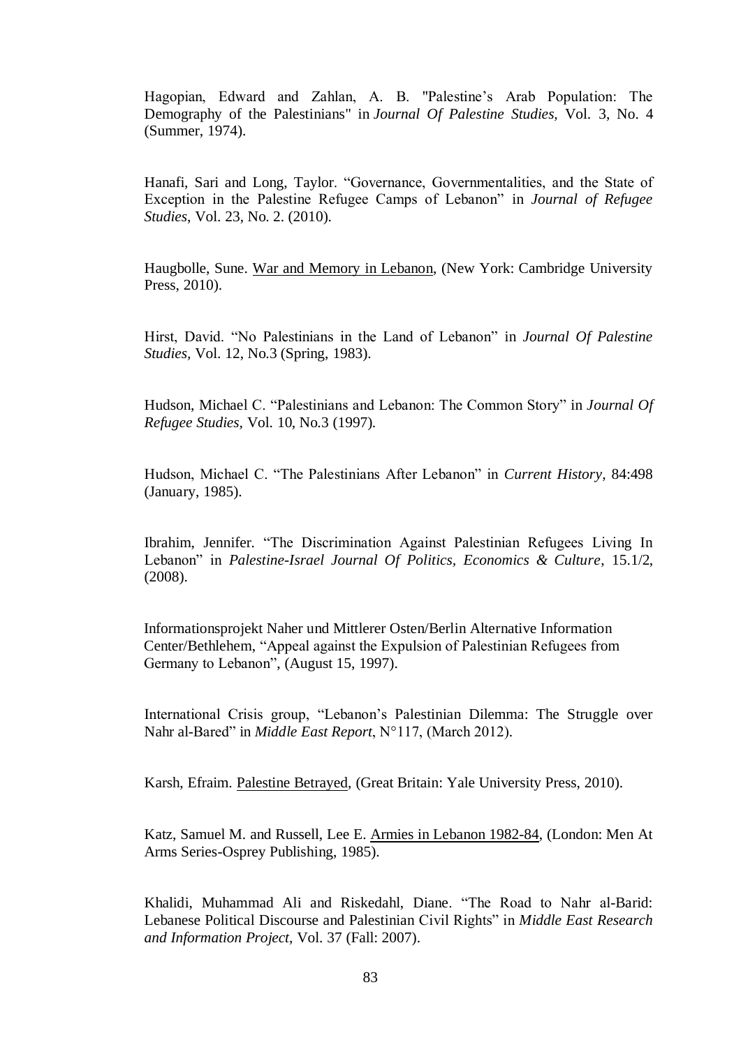Hagopian, Edward and Zahlan, A. B. "Palestine's Arab Population: The Demography of the Palestinians" in *Journal Of Palestine Studies*, Vol. 3, No. 4 (Summer, 1974).

Hanafi, Sari and Long, Taylor. "Governance, Governmentalities, and the State of Exception in the Palestine Refugee Camps of Lebanon" in *Journal of Refugee Studies*, Vol. 23, No. 2. (2010).

Haugbolle, Sune. War and Memory in Lebanon, (New York: Cambridge University Press, 2010).

Hirst, David. "No Palestinians in the Land of Lebanon" in *Journal Of Palestine Studies*, Vol. 12, No.3 (Spring, 1983).

Hudson, Michael C. "Palestinians and Lebanon: The Common Story" in *Journal Of Refugee Studies*, Vol. 10, No.3 (1997).

Hudson, Michael C. "The Palestinians After Lebanon" in *Current History*, 84:498 (January, 1985).

Ibrahim, Jennifer. "The Discrimination Against Palestinian Refugees Living In Lebanon" in *Palestine-Israel Journal Of Politics, Economics & Culture*, 15.1/2, (2008).

Informationsprojekt Naher und Mittlerer Osten/Berlin Alternative Information Center/Bethlehem, "Appeal against the Expulsion of Palestinian Refugees from Germany to Lebanon", (August 15, 1997).

International Crisis group, "Lebanon's Palestinian Dilemma: The Struggle over Nahr al-Bared" in *Middle East Report*, N°117, (March 2012).

Karsh, Efraim. Palestine Betrayed, (Great Britain: Yale University Press, 2010).

Katz, Samuel M. and Russell, Lee E. Armies in Lebanon 1982-84, (London: Men At Arms Series-Osprey Publishing, 1985).

Khalidi, Muhammad Ali and Riskedahl, Diane. "The Road to Nahr al-Barid: Lebanese Political Discourse and Palestinian Civil Rights" in *Middle East Research and Information Project*, Vol. 37 (Fall: 2007).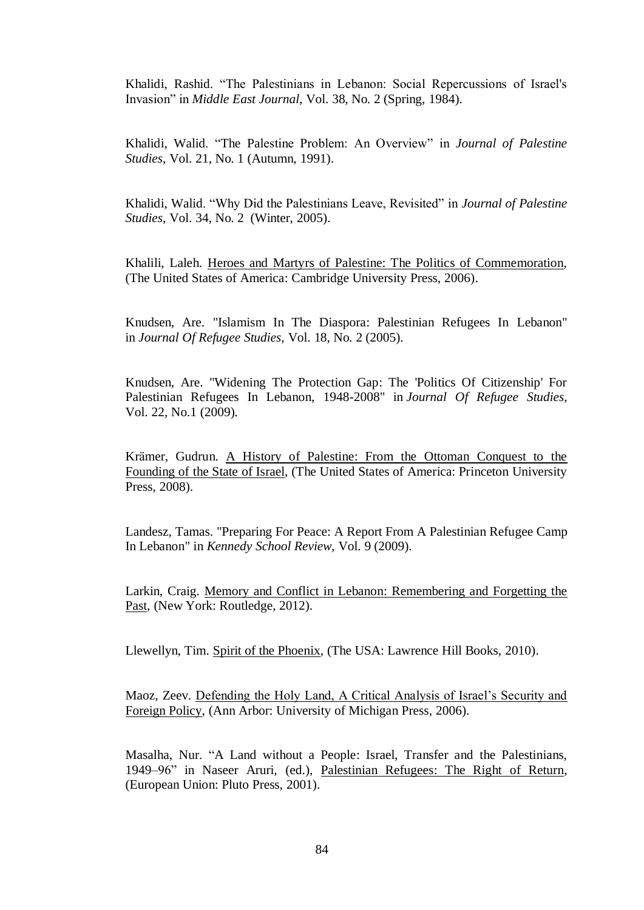Khalidi, Rashid. “The Palestinians in Lebanon: Social Repercussions of Israel's Invasion” in *Middle East Journal*, Vol. 38, No. 2 (Spring, 1984).

Khalidi, Walid. “The Palestine Problem: An Overview” in *Journal of Palestine Studies*, Vol. 21, No. 1 (Autumn, 1991).

Khalidi, Walid. “Why Did the Palestinians Leave, Revisited” in *Journal of Palestine Studies*, Vol. 34, No. 2 (Winter, 2005).

Khalili, Laleh. <u>Heroes and Martyrs of Palestine: The Politics of Commemoration</u>, (The United States of America: Cambridge University Press, 2006).

Knudsen, Are. "Islamism In The Diaspora: Palestinian Refugees In Lebanon" in *Journal Of Refugee Studies*, Vol. 18, No. 2 (2005).

Knudsen, Are. "Widening The Protection Gap: The 'Politics Of Citizenship' For Palestinian Refugees In Lebanon, 1948-2008" in *Journal Of Refugee Studies*, Vol. 22, No.1 (2009).

Krämer, Gudrun. <u>A History of Palestine: From the Ottoman Conquest to the Founding of the State of Israel</u>, (The United States of America: Princeton University Press, 2008).

Landesz, Tamas. "Preparing For Peace: A Report From A Palestinian Refugee Camp In Lebanon" in *Kennedy School Review*, Vol. 9 (2009).

Larkin, Craig. <u>Memory and Conflict in Lebanon: Remembering and Forgetting the Past</u>, (New York: Routledge, 2012).

Llewellyn, Tim. <u>Spirit of the Phoenix</u>, (The USA: Lawrence Hill Books, 2010).

Maoz, Zeev. <u>Defending the Holy Land, A Critical Analysis of Israel’s Security and Foreign Policy</u>, (Ann Arbor: University of Michigan Press, 2006).

Masalha, Nur. “A Land without a People: Israel, Transfer and the Palestinians, 1949–96” in Naseer Aruri, (ed.), <u>Palestinian Refugees: The Right of Return</u>, (European Union: Pluto Press, 2001).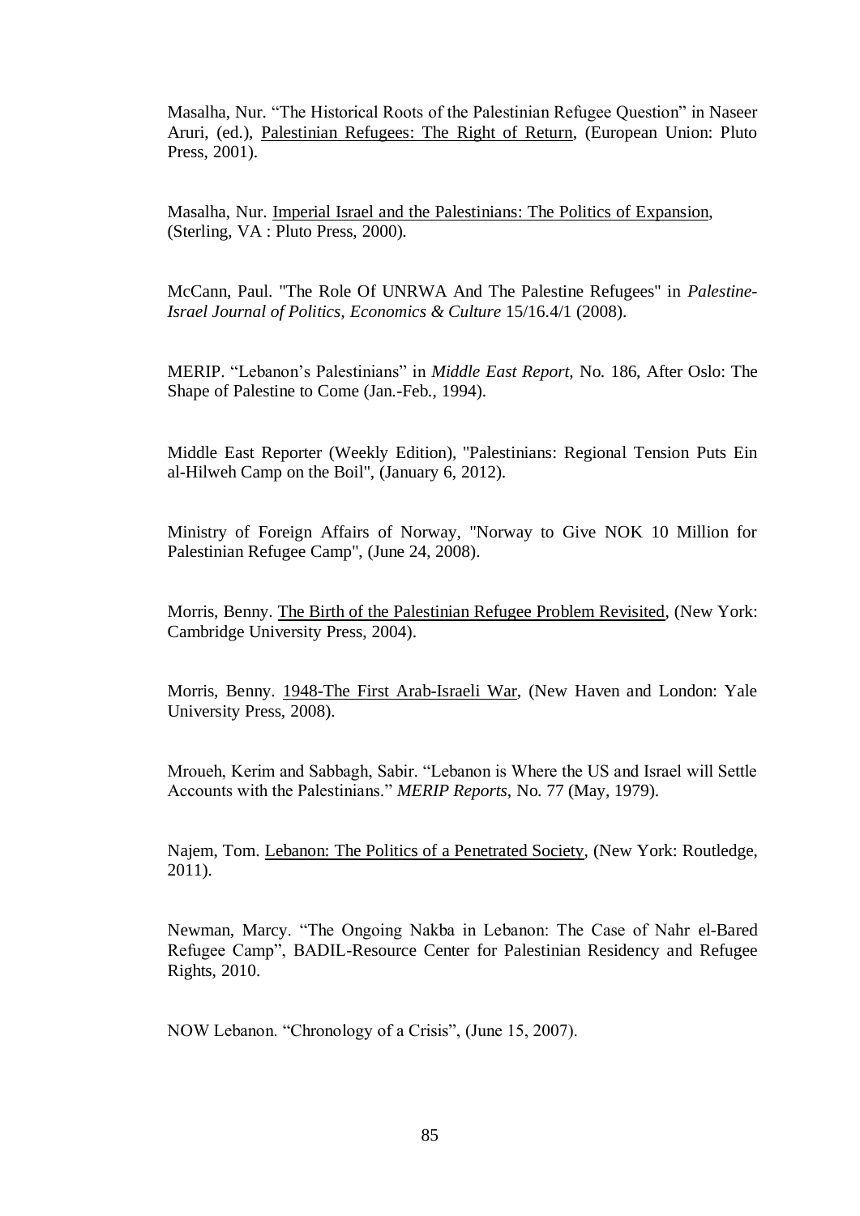Masalha, Nur. "The Historical Roots of the Palestinian Refugee Question" in Naseer Aruri, (ed.), Palestinian Refugees: The Right of Return, (European Union: Pluto Press, 2001).

Masalha, Nur. Imperial Israel and the Palestinians: The Politics of Expansion, (Sterling, VA : Pluto Press, 2000).

McCann, Paul. "The Role Of UNRWA And The Palestine Refugees" in *Palestine-Israel Journal of Politics, Economics & Culture* 15/16.4/1 (2008).

MERIP. "Lebanon's Palestinians" in *Middle East Report*, No. 186, After Oslo: The Shape of Palestine to Come (Jan.-Feb., 1994).

Middle East Reporter (Weekly Edition), "Palestinians: Regional Tension Puts Ein al-Hilweh Camp on the Boil", (January 6, 2012).

Ministry of Foreign Affairs of Norway, "Norway to Give NOK 10 Million for Palestinian Refugee Camp", (June 24, 2008).

Morris, Benny. The Birth of the Palestinian Refugee Problem Revisited, (New York: Cambridge University Press, 2004).

Morris, Benny. 1948-The First Arab-Israeli War, (New Haven and London: Yale University Press, 2008).

Mroueh, Kerim and Sabbagh, Sabir. "Lebanon is Where the US and Israel will Settle Accounts with the Palestinians." *MERIP Reports*, No. 77 (May, 1979).

Najem, Tom. Lebanon: The Politics of a Penetrated Society, (New York: Routledge, 2011).

Newman, Marcy. "The Ongoing Nakba in Lebanon: The Case of Nahr el-Bared Refugee Camp", BADIL-Resource Center for Palestinian Residency and Refugee Rights, 2010.

NOW Lebanon. "Chronology of a Crisis", (June 15, 2007).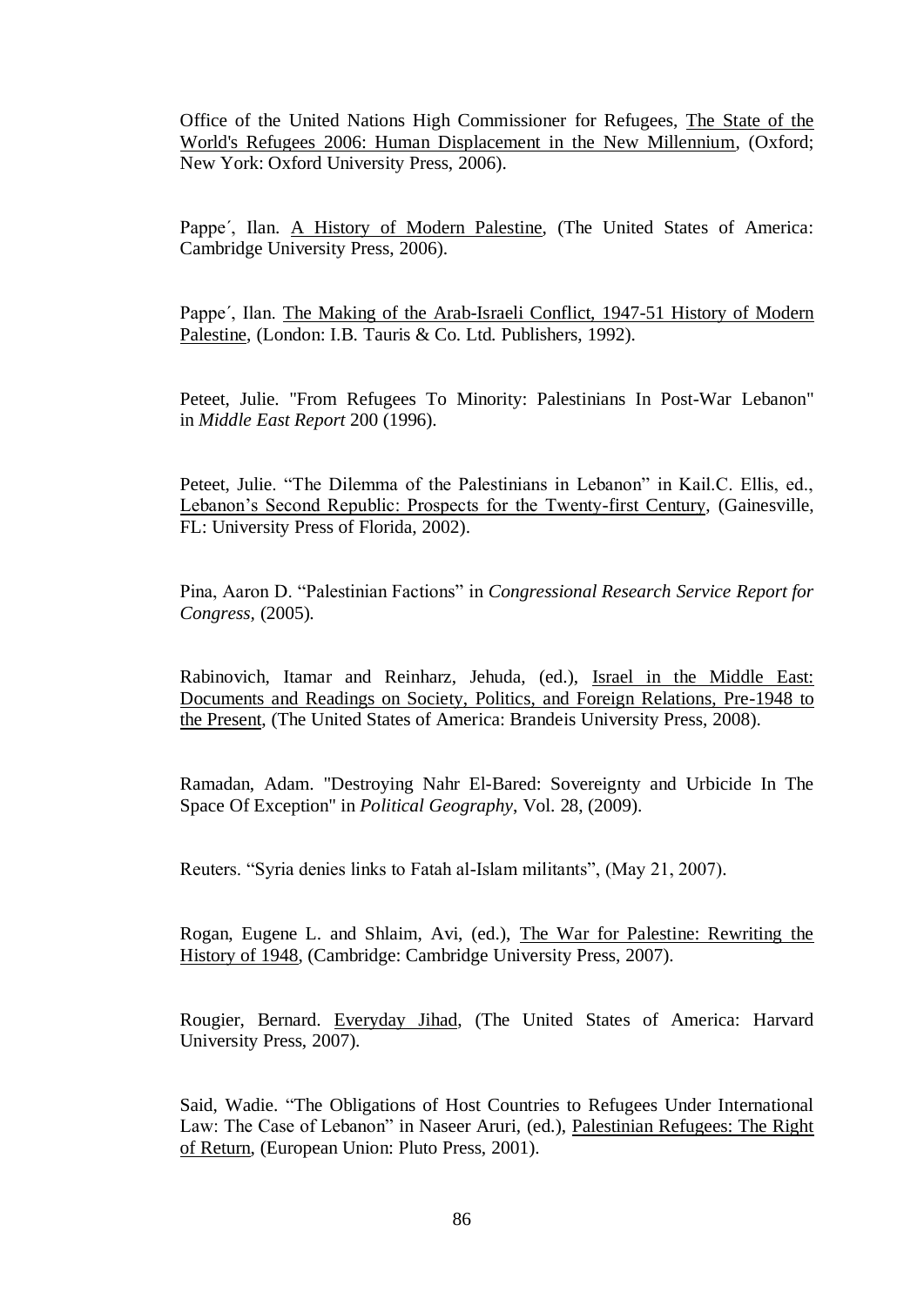Office of the United Nations High Commissioner for Refugees, <u>The State of the World's Refugees 2006: Human Displacement in the New Millennium</u>, (Oxford; New York: Oxford University Press, 2006).

Pappe´, Ilan. <u>A History of Modern Palestine</u>, (The United States of America: Cambridge University Press, 2006).

Pappe´, Ilan. <u>The Making of the Arab-Israeli Conflict, 1947-51 History of Modern Palestine</u>, (London: I.B. Tauris & Co. Ltd. Publishers, 1992).

Peteet, Julie. "From Refugees To Minority: Palestinians In Post-War Lebanon" in *Middle East Report* 200 (1996).

Peteet, Julie. "The Dilemma of the Palestinians in Lebanon" in Kail.C. Ellis, ed., <u>Lebanon's Second Republic: Prospects for the Twenty-first Century</u>, (Gainesville, FL: University Press of Florida, 2002).

Pina, Aaron D. "Palestinian Factions" in *Congressional Research Service Report for Congress*, (2005).

Rabinovich, Itamar and Reinharz, Jehuda, (ed.), <u>Israel in the Middle East: Documents and Readings on Society, Politics, and Foreign Relations, Pre-1948 to the Present</u>, (The United States of America: Brandeis University Press, 2008).

Ramadan, Adam. "Destroying Nahr El-Bared: Sovereignty and Urbicide In The Space Of Exception" in *Political Geography*, Vol. 28, (2009).

Reuters. "Syria denies links to Fatah al-Islam militants", (May 21, 2007).

Rogan, Eugene L. and Shlaim, Avi, (ed.), <u>The War for Palestine: Rewriting the History of 1948</u>, (Cambridge: Cambridge University Press, 2007).

Rougier, Bernard. <u>Everyday Jihad</u>, (The United States of America: Harvard University Press, 2007).

Said, Wadie. "The Obligations of Host Countries to Refugees Under International Law: The Case of Lebanon" in Naseer Aruri, (ed.), <u>Palestinian Refugees: The Right of Return</u>, (European Union: Pluto Press, 2001).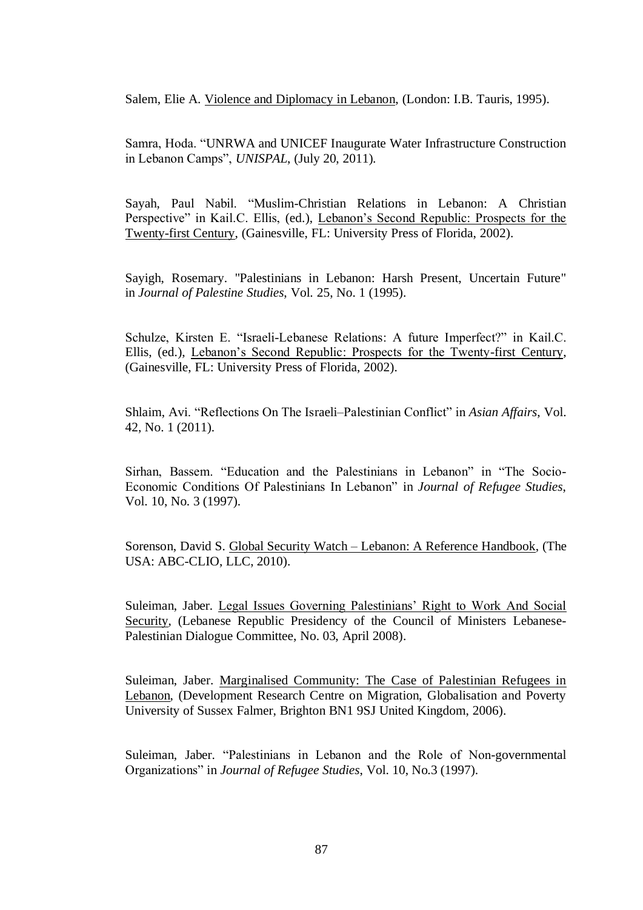Salem, Elie A. Violence and Diplomacy in Lebanon, (London: I.B. Tauris, 1995).

Samra, Hoda. "UNRWA and UNICEF Inaugurate Water Infrastructure Construction in Lebanon Camps", *UNISPAL*, (July 20, 2011).

Sayah, Paul Nabil. "Muslim-Christian Relations in Lebanon: A Christian Perspective" in Kail.C. Ellis, (ed.), Lebanon's Second Republic: Prospects for the Twenty-first Century, (Gainesville, FL: University Press of Florida, 2002).

Sayigh, Rosemary. "Palestinians in Lebanon: Harsh Present, Uncertain Future" in *Journal of Palestine Studies*, Vol. 25, No. 1 (1995).

Schulze, Kirsten E. "Israeli-Lebanese Relations: A future Imperfect?" in Kail.C. Ellis, (ed.), Lebanon's Second Republic: Prospects for the Twenty-first Century, (Gainesville, FL: University Press of Florida, 2002).

Shlaim, Avi. "Reflections On The Israeli–Palestinian Conflict" in *Asian Affairs*, Vol. 42, No. 1 (2011).

Sirhan, Bassem. "Education and the Palestinians in Lebanon" in "The Socio-Economic Conditions Of Palestinians In Lebanon" in *Journal of Refugee Studies*, Vol. 10, No. 3 (1997).

Sorenson, David S. Global Security Watch – Lebanon: A Reference Handbook, (The USA: ABC-CLIO, LLC, 2010).

Suleiman, Jaber. Legal Issues Governing Palestinians' Right to Work And Social Security, (Lebanese Republic Presidency of the Council of Ministers Lebanese-Palestinian Dialogue Committee, No. 03, April 2008).

Suleiman, Jaber. Marginalised Community: The Case of Palestinian Refugees in Lebanon, (Development Research Centre on Migration, Globalisation and Poverty University of Sussex Falmer, Brighton BN1 9SJ United Kingdom, 2006).

Suleiman, Jaber. "Palestinians in Lebanon and the Role of Non-governmental Organizations" in *Journal of Refugee Studies*, Vol. 10, No.3 (1997).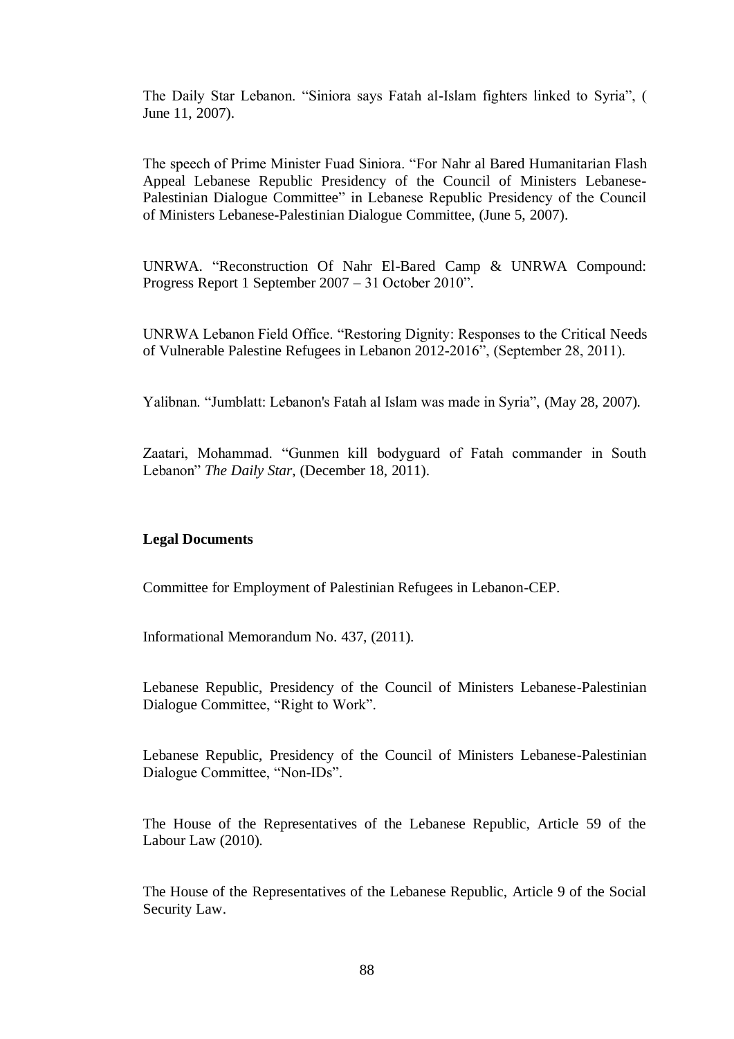The Daily Star Lebanon. “Siniora says Fatah al-Islam fighters linked to Syria”, ( June 11, 2007).

The speech of Prime Minister Fuad Siniora. “For Nahr al Bared Humanitarian Flash Appeal Lebanese Republic Presidency of the Council of Ministers Lebanese-Palestinian Dialogue Committee” in Lebanese Republic Presidency of the Council of Ministers Lebanese-Palestinian Dialogue Committee, (June 5, 2007).

UNRWA. “Reconstruction Of Nahr El-Bared Camp & UNRWA Compound: Progress Report 1 September 2007 – 31 October 2010”.

UNRWA Lebanon Field Office. “Restoring Dignity: Responses to the Critical Needs of Vulnerable Palestine Refugees in Lebanon 2012-2016”, (September 28, 2011).

Yalibnan. “Jumblatt: Lebanon's Fatah al Islam was made in Syria”, (May 28, 2007).

Zaatari, Mohammad. “Gunmen kill bodyguard of Fatah commander in South Lebanon” *The Daily Star*, (December 18, 2011).

**Legal Documents**

Committee for Employment of Palestinian Refugees in Lebanon-CEP.

Informational Memorandum No. 437, (2011).

Lebanese Republic, Presidency of the Council of Ministers Lebanese-Palestinian Dialogue Committee, “Right to Work”.

Lebanese Republic, Presidency of the Council of Ministers Lebanese-Palestinian Dialogue Committee, “Non-IDs”.

The House of the Representatives of the Lebanese Republic, Article 59 of the Labour Law (2010).

The House of the Representatives of the Lebanese Republic, Article 9 of the Social Security Law.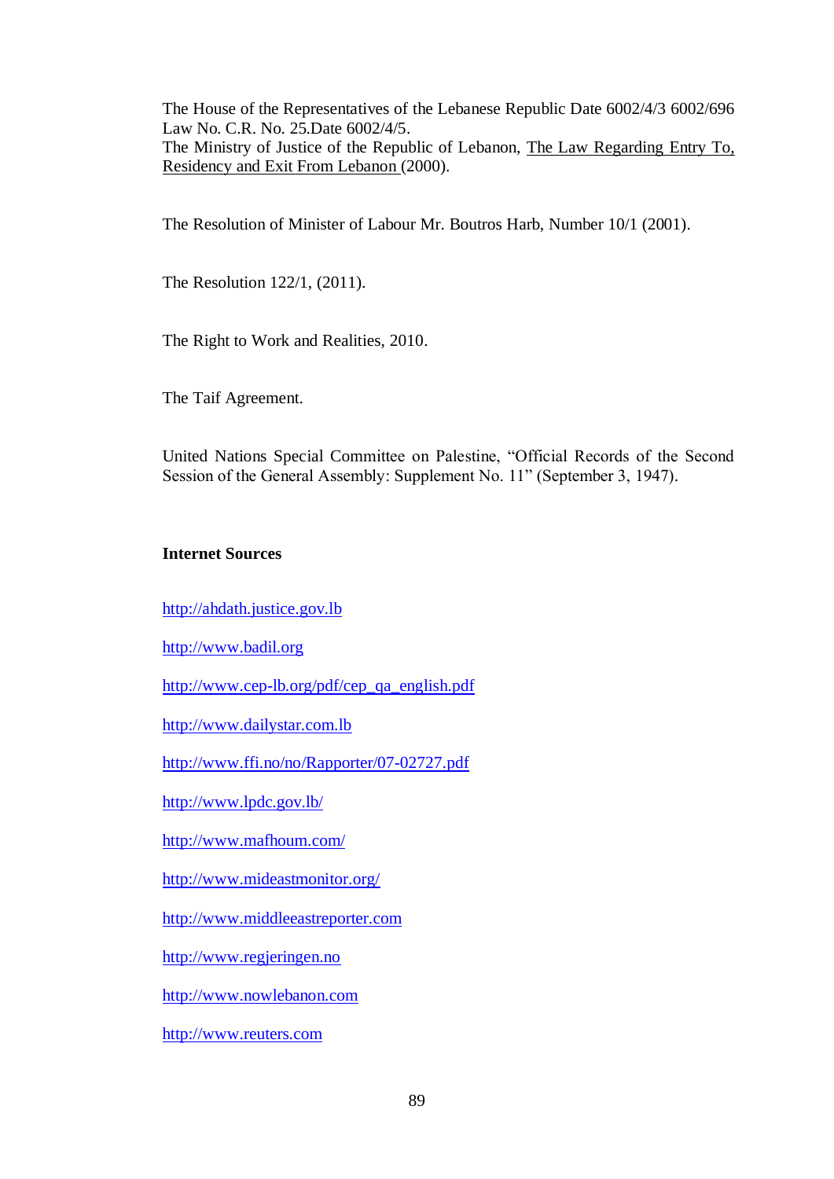The House of the Representatives of the Lebanese Republic Date 6002/4/3 6002/696 Law No. C.R. No. 25.Date 6002/4/5.
The Ministry of Justice of the Republic of Lebanon, The Law Regarding Entry To, Residency and Exit From Lebanon (2000).

The Resolution of Minister of Labour Mr. Boutros Harb, Number 10/1 (2001).

The Resolution 122/1, (2011).

The Right to Work and Realities, 2010.

The Taif Agreement.

United Nations Special Committee on Palestine, "Official Records of the Second Session of the General Assembly: Supplement No. 11" (September 3, 1947).

**Internet Sources**

http://ahdath.justice.gov.lb

http://www.badil.org

http://www.cep-lb.org/pdf/cep_qa_english.pdf

http://www.dailystar.com.lb

http://www.ffi.no/no/Rapporter/07-02727.pdf

http://www.lpdc.gov.lb/

http://www.mafhoum.com/

http://www.mideastmonitor.org/

http://www.middleeastreporter.com

http://www.regjeringen.no

http://www.nowlebanon.com

http://www.reuters.com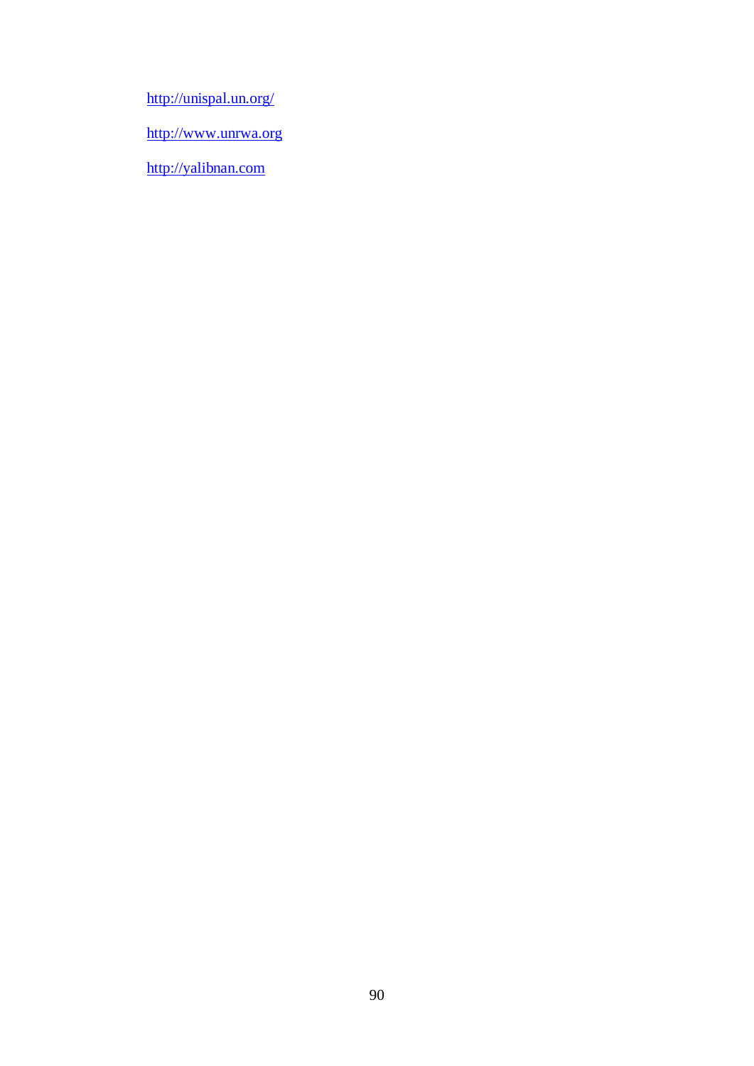http://unispal.un.org/

http://www.unrwa.org

http://yalibnan.com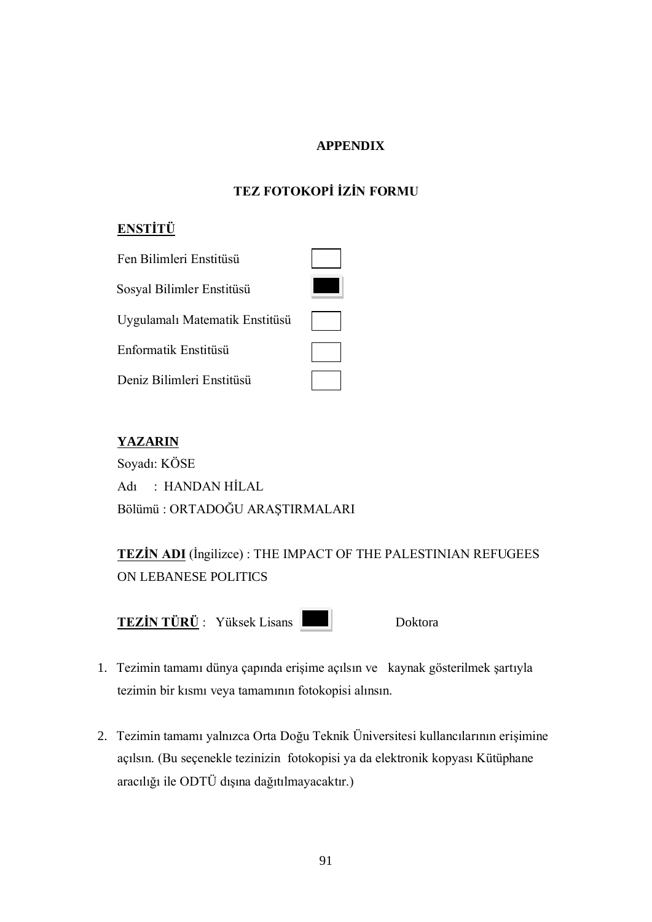# APPENDIX

## TEZ FOTOKOPİ İZİN FORMU

**ENSTİTÜ**

| | |
|---|---|
| Fen Bilimleri Enstitüsü | ☐ |
| Sosyal Bilimler Enstitüsü | ■ |
| Uygulamalı Matematik Enstitüsü | ☐ |
| Enformatik Enstitüsü | ☐ |
| Deniz Bilimleri Enstitüsü | ☐ |

**YAZARIN**

Soyadı: KÖSE

Adı : HANDAN HİLAL

Bölümü : ORTADOĞU ARAŞTIRMALARI

**TEZİN ADI** (İngilizce) : THE IMPACT OF THE PALESTINIAN REFUGEES ON LEBANESE POLITICS

**TEZİN TÜRÜ** : Yüksek Lisans ■ Doktora

1. Tezimin tamamı dünya çapında erişime açılsın ve kaynak gösterilmek şartıyla tezimin bir kısmı veya tamamının fotokopisi alınsın.

2. Tezimin tamamı yalnızca Orta Doğu Teknik Üniversitesi kullancılarının erişimine açılsın. (Bu seçenekle tezinizin fotokopisi ya da elektronik kopyası Kütüphane aracılığı ile ODTÜ dışına dağıtılmayacaktır.)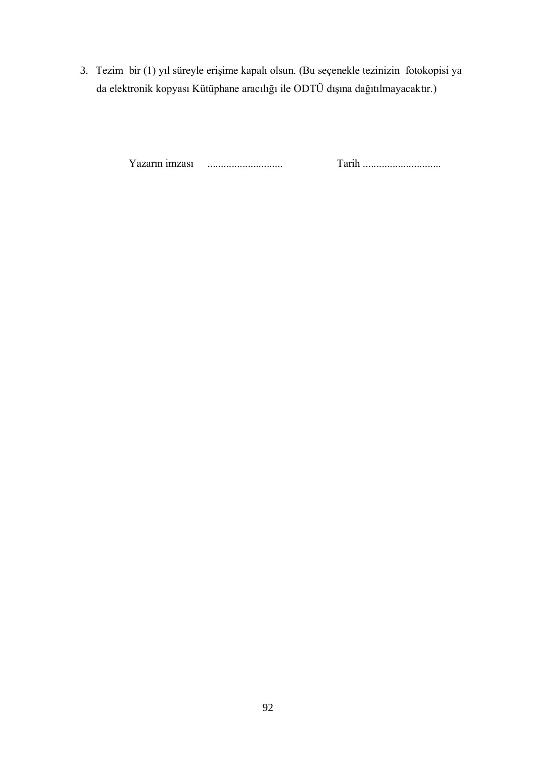3. Tezim bir (1) yıl süreyle erişime kapalı olsun. (Bu seçenekle tezinizin fotokopisi ya da elektronik kopyası Kütüphane aracılığı ile ODTÜ dışına dağıtılmayacaktır.)

Yazarın imzası ............................ Tarih ............................